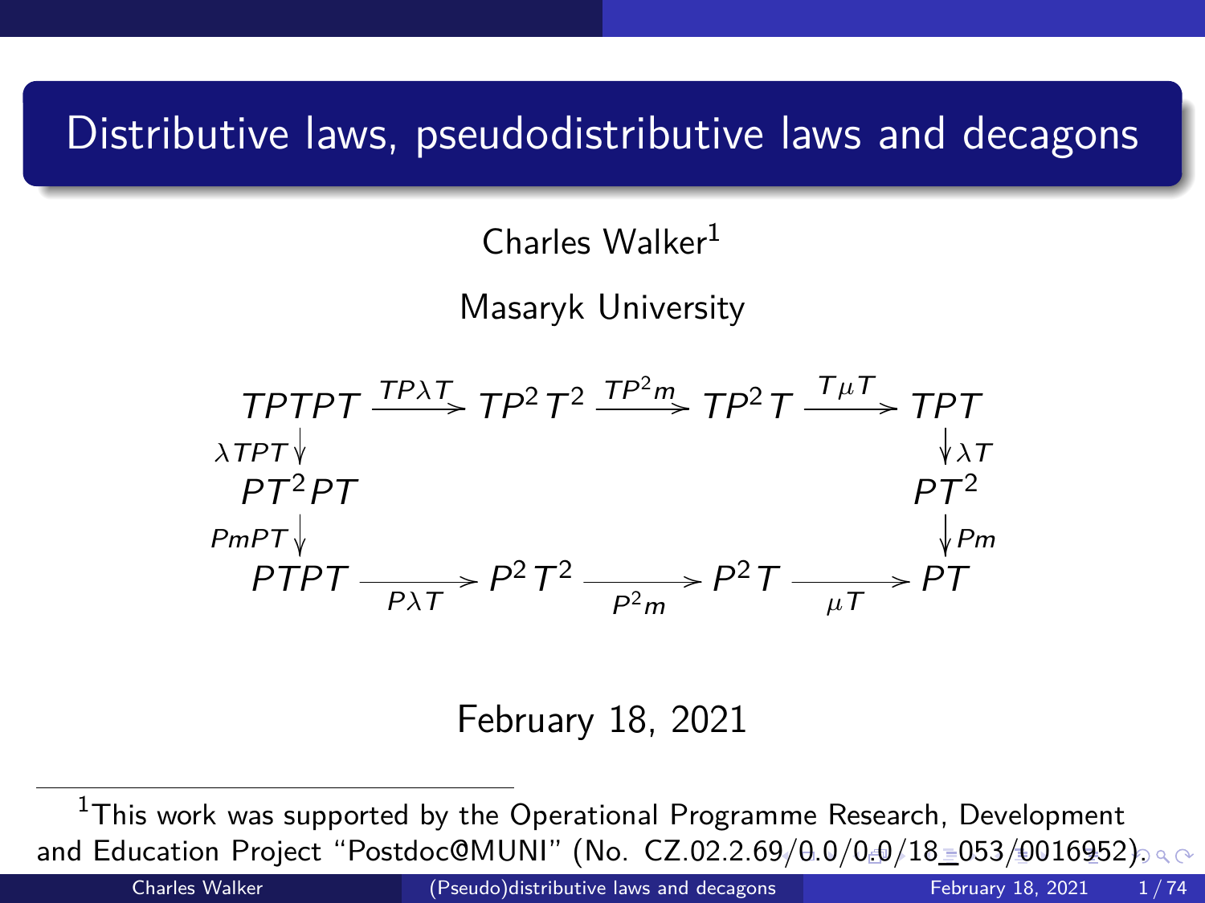# Distributive laws, pseudodistributive laws and decagons

Charles Walker[1]

Masaryk University

$$
\begin{array}{ccccccc}
TPTPT & \xrightarrow{TP\lambda T} & TP^2T^2 & \xrightarrow{TP^2m} & TP^2T & \xrightarrow{T\mu T} & TPT \\
\downarrow{\scriptstyle \lambda TPT} & & & & & & \downarrow{\scriptstyle \lambda T} \\
PT^2PT & & & & & & PT^2 \\
\downarrow{\scriptstyle PmPT} & & & & & & \downarrow{\scriptstyle Pm} \\
PTPT & \xrightarrow[P\lambda T]{} & P^2T^2 & \xrightarrow[P^2m]{} & P^2T & \xrightarrow[\mu T]{} & PT
\end{array}
$$

February 18, 2021

[1] This work was supported by the Operational Programme Research, Development and Education Project "Postdoc@MUNI" (No. CZ.02.2.69/0.0/0.0/18_053/0016952).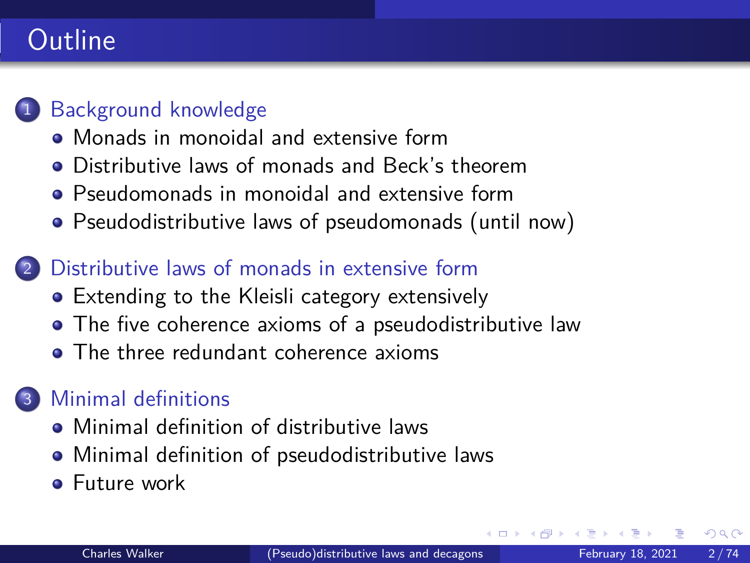# Outline

1. Background knowledge
   - Monads in monoidal and extensive form
   - Distributive laws of monads and Beck's theorem
   - Pseudomonads in monoidal and extensive form
   - Pseudodistributive laws of pseudomonads (until now)

2. Distributive laws of monads in extensive form
   - Extending to the Kleisli category extensively
   - The five coherence axioms of a pseudodistributive law
   - The three redundant coherence axioms

3. Minimal definitions
   - Minimal definition of distributive laws
   - Minimal definition of pseudodistributive laws
   - Future work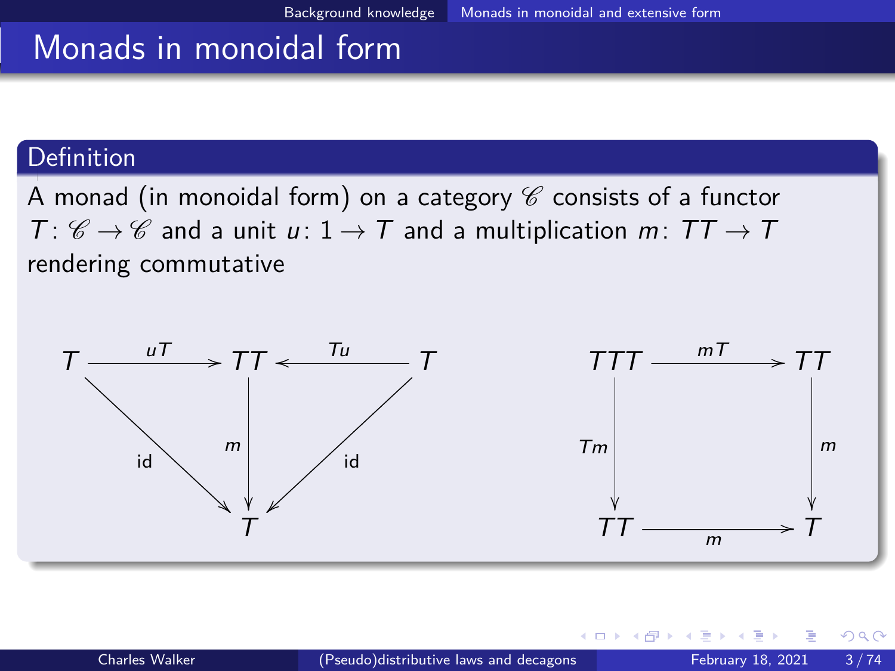# Monads in monoidal form

**Definition**

A monad (in monoidal form) on a category $\mathscr{C}$ consists of a functor $T \colon \mathscr{C} \to \mathscr{C}$ and a unit $u \colon 1 \to T$ and a multiplication $m \colon TT \to T$ rendering commutative

$$
\begin{array}{ccccc}
T & \xrightarrow{uT} & TT & \xleftarrow{Tu} & T \\
& {\scriptstyle \mathrm{id}} \searrow & \downarrow {\scriptstyle m} & \swarrow {\scriptstyle \mathrm{id}} & \\
& & T & &
\end{array}
\qquad
\begin{array}{ccc}
TTT & \xrightarrow{mT} & TT \\
{\scriptstyle Tm} \downarrow & & \downarrow {\scriptstyle m} \\
TT & \xrightarrow{m} & T
\end{array}
$$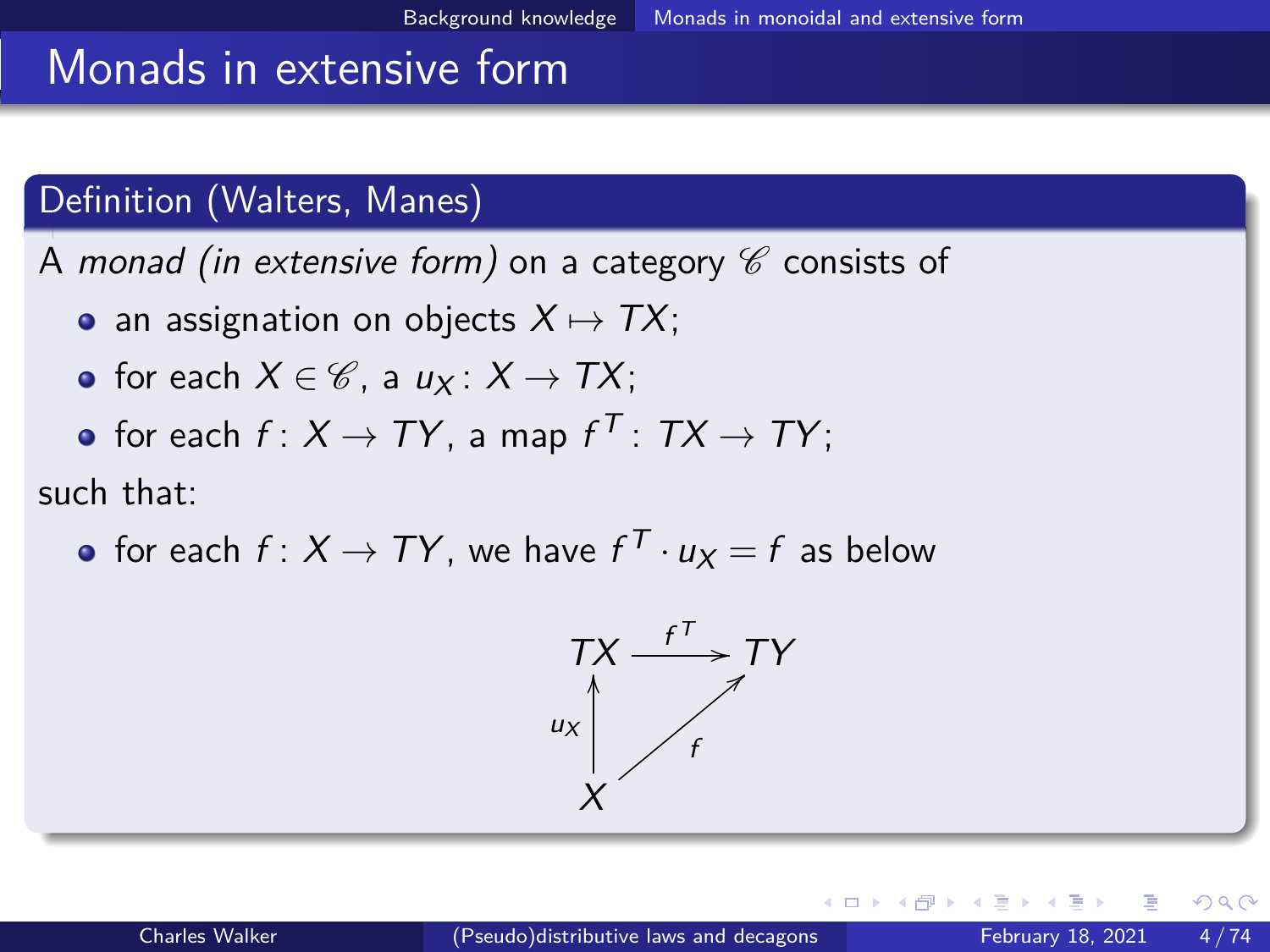# Monads in extensive form

**Definition (Walters, Manes)**

A *monad (in extensive form)* on a category $\mathscr{C}$ consists of

- an assignation on objects $X \mapsto TX$;
- for each $X \in \mathscr{C}$, a $u_X \colon X \to TX$;
- for each $f \colon X \to TY$, a map $f^T \colon TX \to TY$;

such that:

- for each $f \colon X \to TY$, we have $f^T \cdot u_X = f$ as below

$$\begin{array}{ccc} TX & \xrightarrow{f^T} & TY \\ {\scriptstyle u_X}\uparrow & \nearrow{\scriptstyle f} & \\ X & & \end{array}$$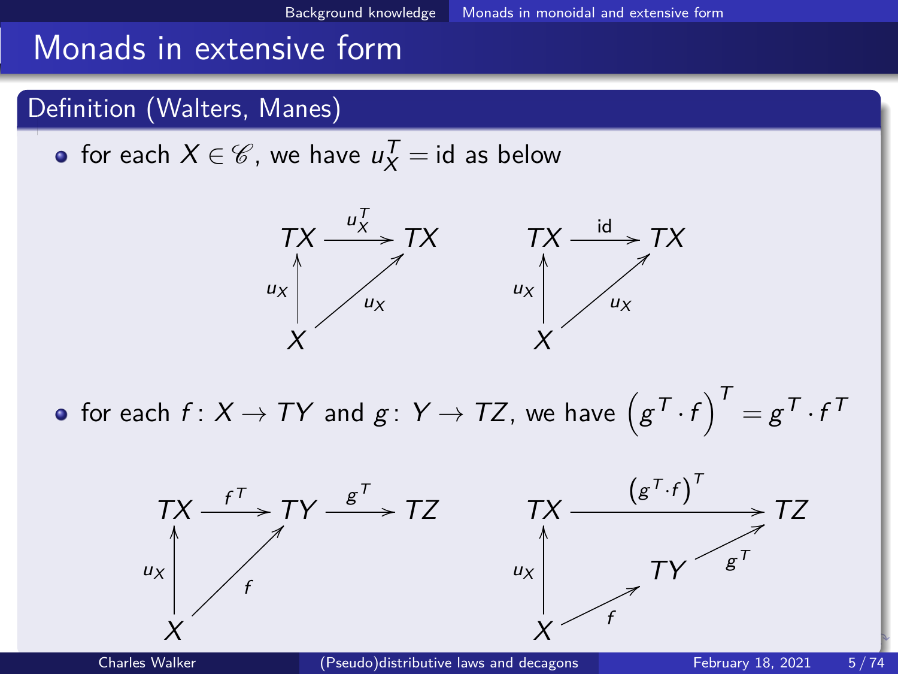# Monads in extensive form

## Definition (Walters, Manes)

- for each $X \in \mathscr{C}$, we have $u_X^T = \mathrm{id}$ as below

$$
\begin{array}{ccc}
TX & \xrightarrow{u_X^T} & TX \\
{\scriptstyle u_X}\uparrow & \nearrow{\scriptstyle u_X} & \\
X & &
\end{array}
\qquad
\begin{array}{ccc}
TX & \xrightarrow{\mathrm{id}} & TX \\
{\scriptstyle u_X}\uparrow & \nearrow{\scriptstyle u_X} & \\
X & &
\end{array}
$$

- for each $f\colon X \to TY$ and $g\colon Y \to TZ$, we have $\left(g^T \cdot f\right)^T = g^T \cdot f^T$

$$
\begin{array}{ccccc}
TX & \xrightarrow{f^T} & TY & \xrightarrow{g^T} & TZ \\
{\scriptstyle u_X}\uparrow & \nearrow{\scriptstyle f} & & & \\
X & & & &
\end{array}
\qquad
\begin{array}{ccccc}
TX & & \xrightarrow{\left(g^T \cdot f\right)^T} & & TZ \\
{\scriptstyle u_X}\uparrow & & TY & \nearrow{\scriptstyle g^T} & \\
X & \nearrow{\scriptstyle f} & & &
\end{array}
$$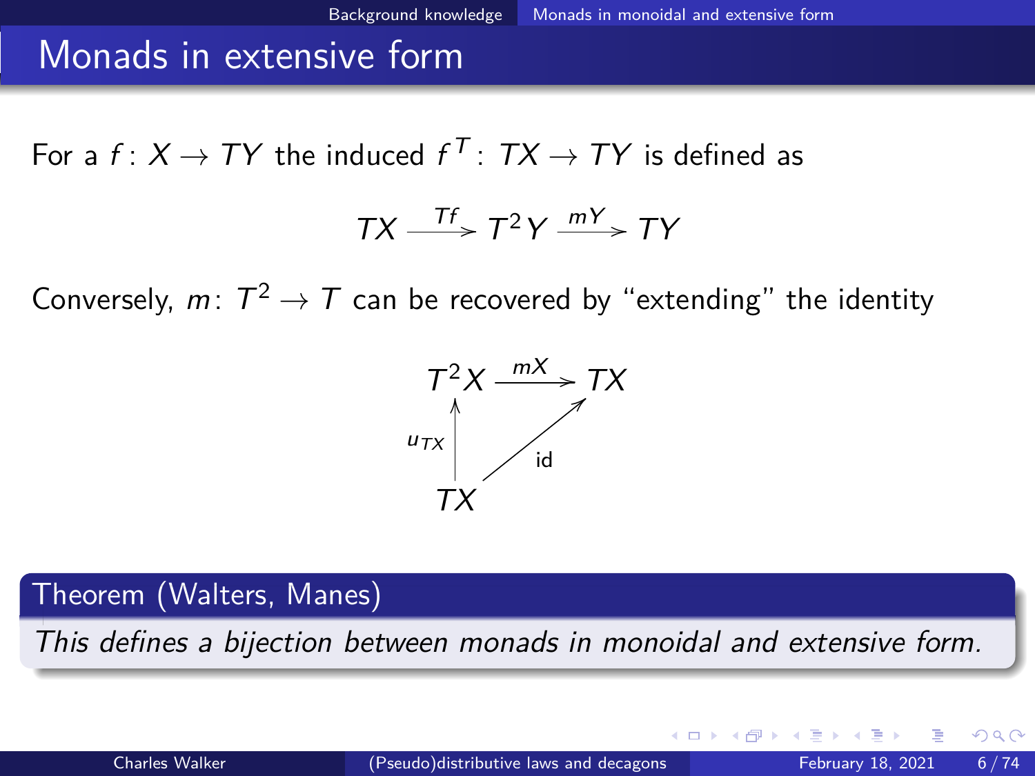# Monads in extensive form

For a $f: X \to TY$ the induced $f^T : TX \to TY$ is defined as

$$TX \xrightarrow{Tf} T^2 Y \xrightarrow{mY} TY$$

Conversely, $m: T^2 \to T$ can be recovered by "extending" the identity

$$\begin{array}{ccc} T^2 X & \xrightarrow{mX} & TX \\ {\scriptstyle u_{TX}} \uparrow & \nearrow {\scriptstyle \text{id}} & \\ TX & & \end{array}$$

**Theorem (Walters, Manes)**

*This defines a bijection between monads in monoidal and extensive form.*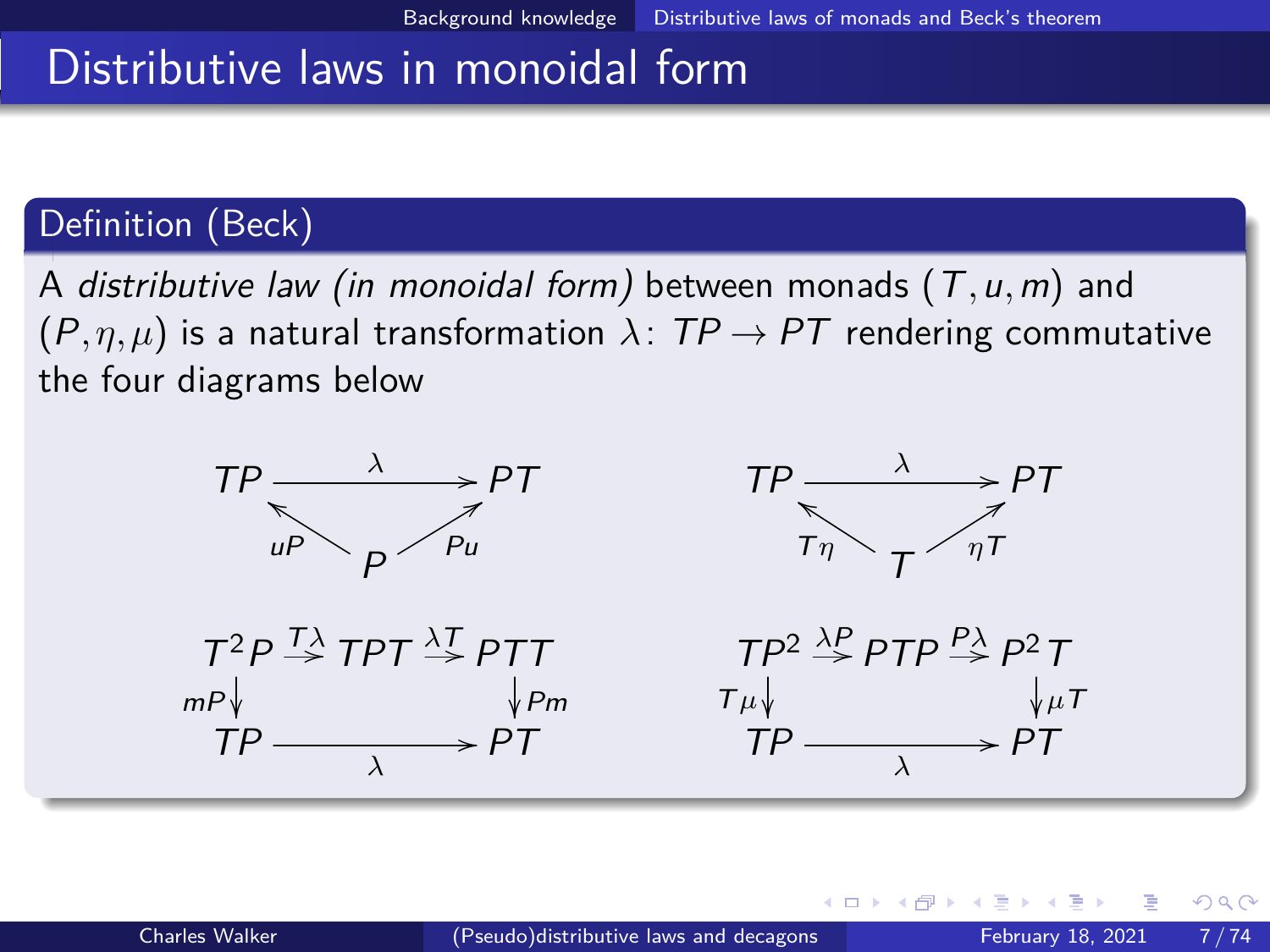# Distributive laws in monoidal form

## Definition (Beck)

A *distributive law (in monoidal form)* between monads $(T, u, m)$ and $(P, \eta, \mu)$ is a natural transformation $\lambda\colon TP \to PT$ rendering commutative the four diagrams below

$$
\begin{array}{ccc}
TP & \xrightarrow{\lambda} & PT \\
& {\scriptstyle uP}\nwarrow \quad P \quad \nearrow{\scriptstyle Pu} &
\end{array}
\qquad
\begin{array}{ccc}
TP & \xrightarrow{\lambda} & PT \\
& {\scriptstyle T\eta}\nwarrow \quad T \quad \nearrow{\scriptstyle \eta T} &
\end{array}
$$

$$
\begin{array}{ccccc}
T^2P & \xrightarrow{T\lambda} & TPT & \xrightarrow{\lambda T} & PTT \\
{\scriptstyle mP}\downarrow & & & & \downarrow{\scriptstyle Pm} \\
TP & & \xrightarrow[\lambda]{} & & PT
\end{array}
\qquad
\begin{array}{ccccc}
TP^2 & \xrightarrow{\lambda P} & PTP & \xrightarrow{P\lambda} & P^2T \\
{\scriptstyle T\mu}\downarrow & & & & \downarrow{\scriptstyle \mu T} \\
TP & & \xrightarrow[\lambda]{} & & PT
\end{array}
$$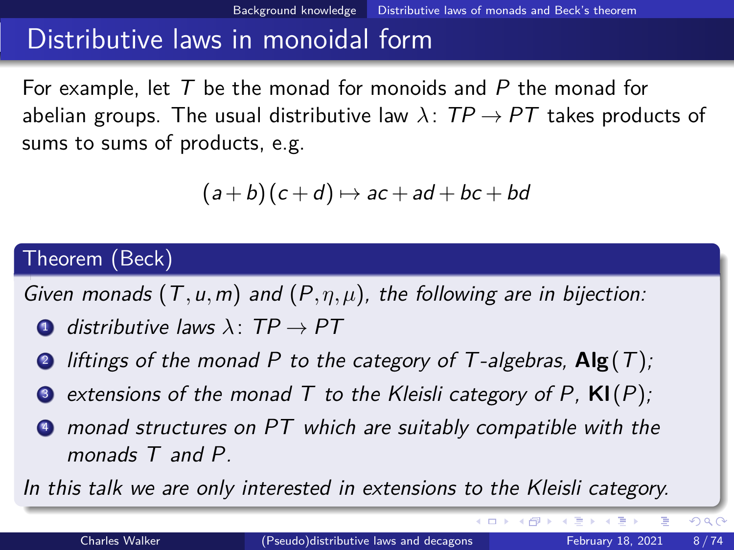# Distributive laws in monoidal form

For example, let $T$ be the monad for monoids and $P$ the monad for abelian groups. The usual distributive law $\lambda \colon TP \to PT$ takes products of sums to sums of products, e.g.

$$(a+b)(c+d) \mapsto ac + ad + bc + bd$$

**Theorem (Beck)**

*Given monads $(T, u, m)$ and $(P, \eta, \mu)$, the following are in bijection:*

1. *distributive laws $\lambda \colon TP \to PT$*
2. *liftings of the monad $P$ to the category of $T$-algebras, $\mathbf{Alg}(T)$;*
3. *extensions of the monad $T$ to the Kleisli category of $P$, $\mathbf{Kl}(P)$;*
4. *monad structures on $PT$ which are suitably compatible with the monads $T$ and $P$.*

*In this talk we are only interested in extensions to the Kleisli category.*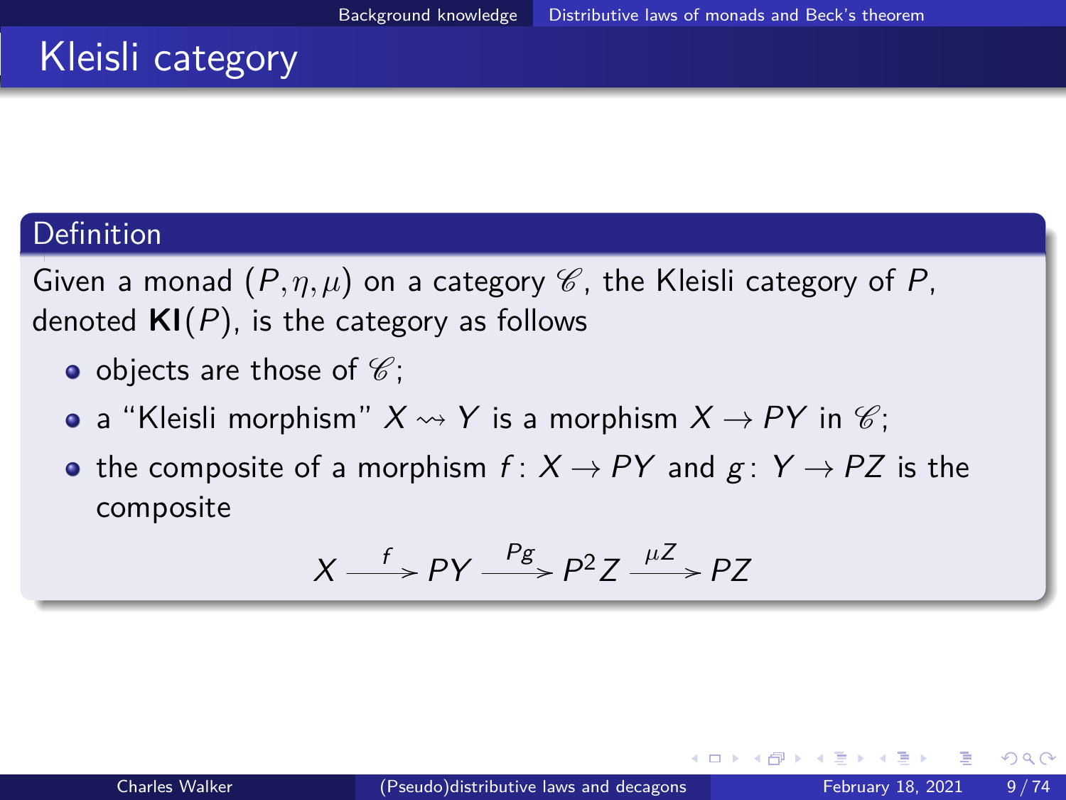# Kleisli category

## Definition

Given a monad $(P, \eta, \mu)$ on a category $\mathscr{C}$, the Kleisli category of $P$, denoted $\mathbf{Kl}(P)$, is the category as follows

- objects are those of $\mathscr{C}$;
- a "Kleisli morphism" $X \rightsquigarrow Y$ is a morphism $X \to PY$ in $\mathscr{C}$;
- the composite of a morphism $f \colon X \to PY$ and $g \colon Y \to PZ$ is the composite

$$X \xrightarrow{f} PY \xrightarrow{Pg} P^2 Z \xrightarrow{\mu Z} PZ$$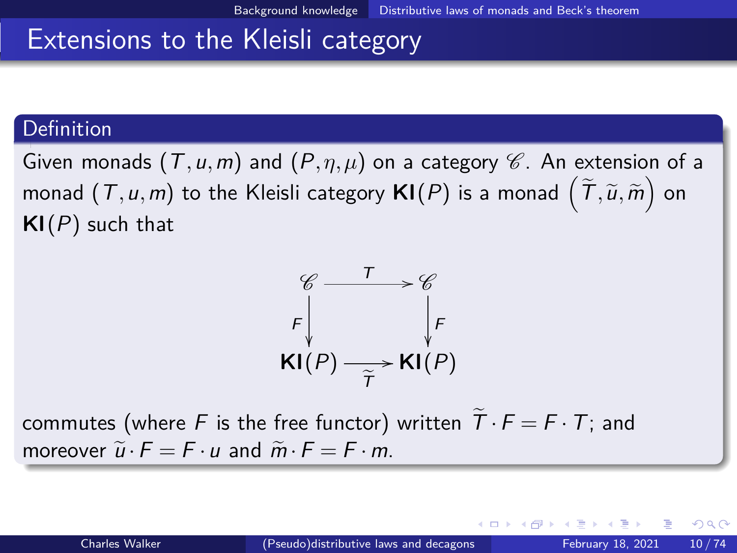# Extensions to the Kleisli category

## Definition

Given monads $(T, u, m)$ and $(P, \eta, \mu)$ on a category $\mathscr{C}$. An extension of a monad $(T, u, m)$ to the Kleisli category $\mathbf{Kl}(P)$ is a monad $\left(\widetilde{T}, \widetilde{u}, \widetilde{m}\right)$ on $\mathbf{Kl}(P)$ such that

$$
\begin{array}{ccc}
\mathscr{C} & \xrightarrow{T} & \mathscr{C} \\
{\scriptstyle F}\downarrow & & \downarrow{\scriptstyle F} \\
\mathbf{Kl}(P) & \xrightarrow[\widetilde{T}]{} & \mathbf{Kl}(P)
\end{array}
$$

commutes (where $F$ is the free functor) written $\widetilde{T} \cdot F = F \cdot T$; and moreover $\widetilde{u} \cdot F = F \cdot u$ and $\widetilde{m} \cdot F = F \cdot m$.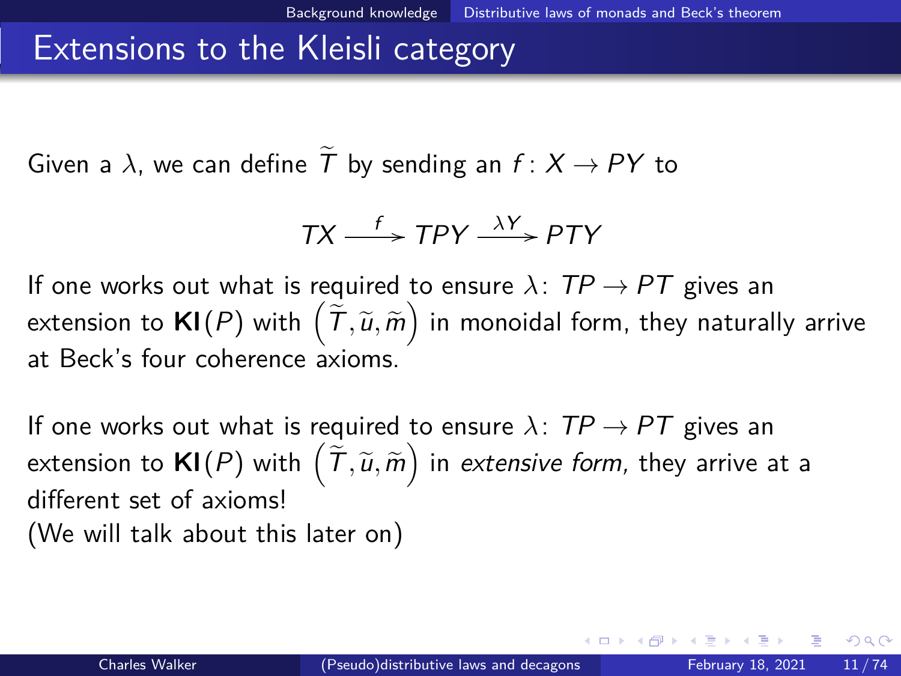# Extensions to the Kleisli category

Given a $\lambda$, we can define $\widetilde{T}$ by sending an $f \colon X \to PY$ to

$$TX \xrightarrow{f} TPY \xrightarrow{\lambda Y} PTY$$

If one works out what is required to ensure $\lambda \colon TP \to PT$ gives an extension to $\mathbf{Kl}(P)$ with $\left(\widetilde{T}, \widetilde{u}, \widetilde{m}\right)$ in monoidal form, they naturally arrive at Beck's four coherence axioms.

If one works out what is required to ensure $\lambda \colon TP \to PT$ gives an extension to $\mathbf{Kl}(P)$ with $\left(\widetilde{T}, \widetilde{u}, \widetilde{m}\right)$ in *extensive form*, they arrive at a different set of axioms!
(We will talk about this later on)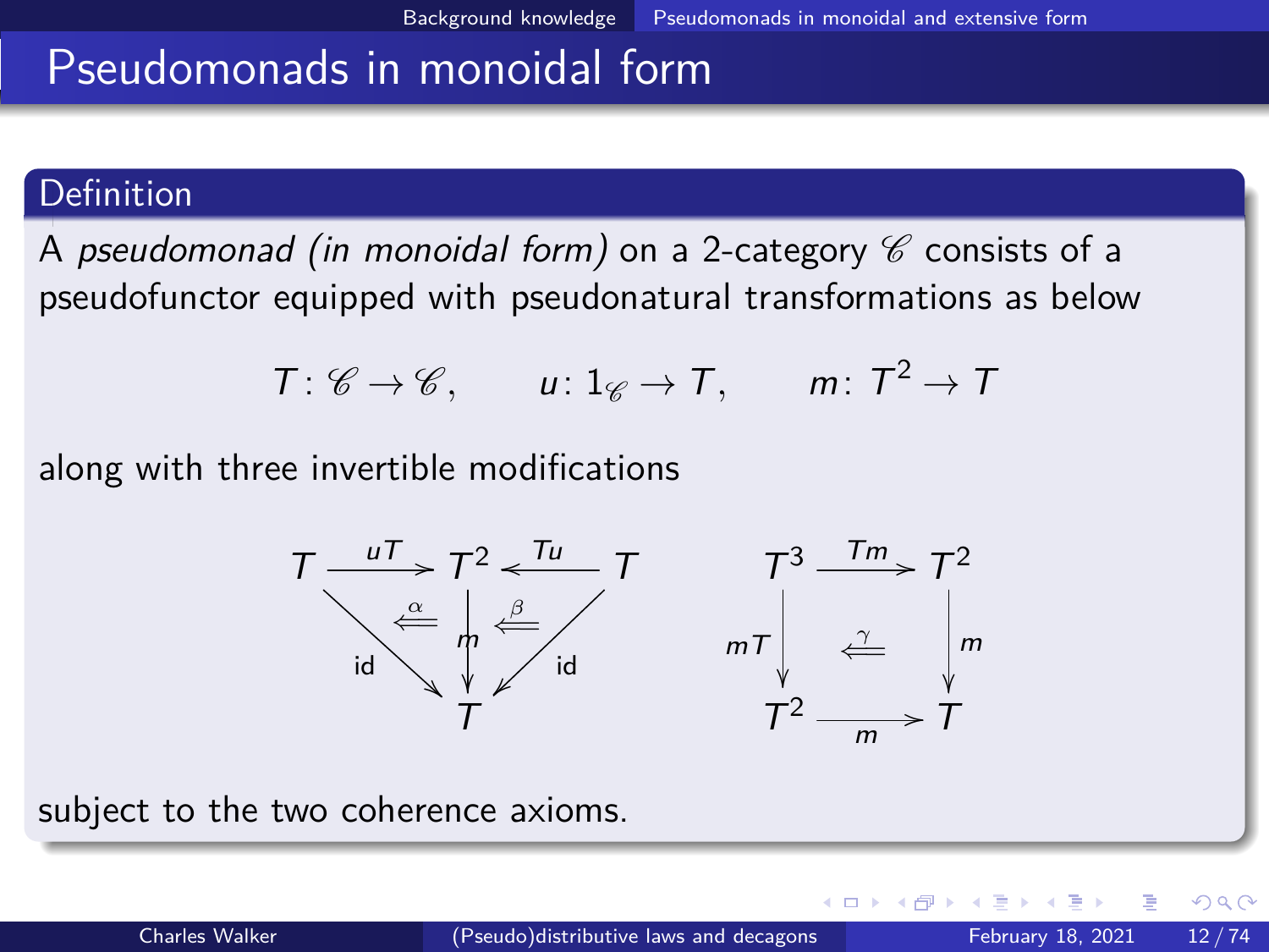# Pseudomonads in monoidal form

**Definition**

A *pseudomonad (in monoidal form)* on a 2-category $\mathscr{C}$ consists of a pseudofunctor equipped with pseudonatural transformations as below

$$T \colon \mathscr{C} \to \mathscr{C}, \qquad u \colon 1_{\mathscr{C}} \to T, \qquad m \colon T^2 \to T$$

along with three invertible modifications

$$\begin{array}{ccccc} T & \xrightarrow{uT} & T^2 & \xleftarrow{Tu} & T \\ & \overset{\alpha}{\Longleftarrow} & \downarrow m & \overset{\beta}{\Longleftarrow} & \\ & \searrow_{\mathrm{id}} & T & {}_{\mathrm{id}}\swarrow & \end{array} \qquad \begin{array}{ccc} T^3 & \xrightarrow{Tm} & T^2 \\ {\scriptstyle mT}\downarrow & \overset{\gamma}{\Longleftarrow} & \downarrow{\scriptstyle m} \\ T^2 & \xrightarrow[m]{} & T \end{array}$$

subject to the two coherence axioms.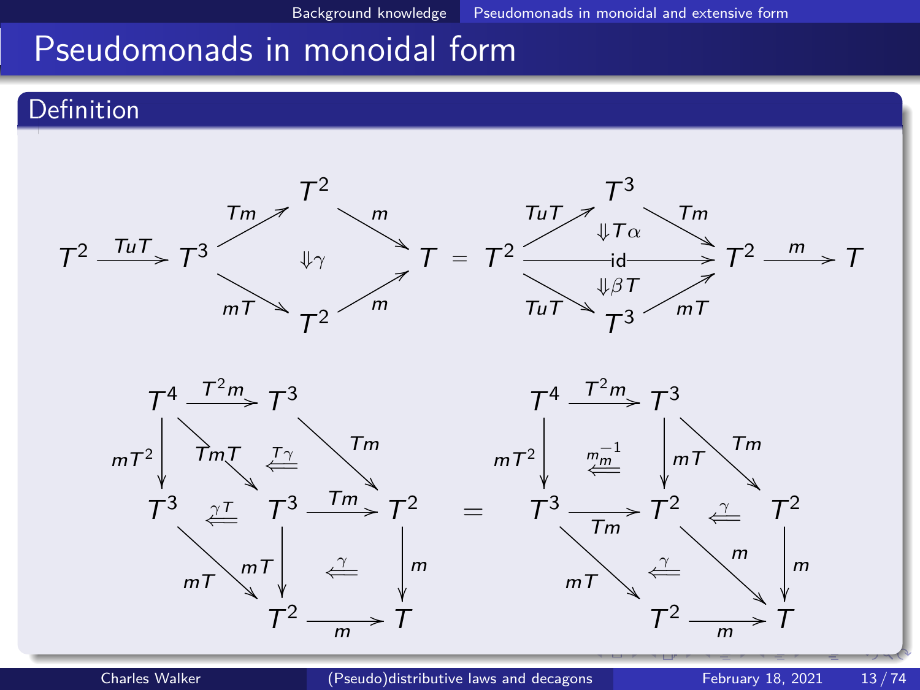# Pseudomonads in monoidal form

## Definition

$$
T^2 \xrightarrow{TuT} T^3 \;
\begin{array}{c}
\xrightarrow{Tm} \; T^2 \; \xrightarrow{m} \\
\Downarrow \gamma \\
\xrightarrow{mT} \; T^2 \; \xrightarrow{m}
\end{array}
\; T
\;=\;
T^2 \;
\begin{array}{c}
\xrightarrow{TuT} \; T^3 \; \xrightarrow{Tm} \\
\Downarrow T\alpha \\
\xrightarrow{\qquad \mathrm{id} \qquad} \\
\Downarrow \beta T \\
\xrightarrow{TuT} \; T^3 \; \xrightarrow{mT}
\end{array}
\; T^2 \xrightarrow{m} T
$$

$$
\begin{array}{ccccc}
T^4 & \xrightarrow{T^2 m} & T^3 & & \\
{\scriptstyle mT^2}\downarrow & \searrow{\scriptstyle TmT} & \overset{T\gamma}{\Longleftarrow} & \searrow{\scriptstyle Tm} & \\
T^3 & \overset{\gamma T}{\Longleftarrow} & T^3 & \xrightarrow{Tm} & T^2 \\
& \searrow{\scriptstyle mT} & {\scriptstyle mT}\downarrow & \overset{\gamma}{\Longleftarrow} & \downarrow{\scriptstyle m} \\
& & T^2 & \xrightarrow[m]{} & T
\end{array}
\quad = \quad
\begin{array}{ccccc}
T^4 & \xrightarrow{T^2 m} & T^3 & & \\
{\scriptstyle mT^2}\downarrow & \overset{m_m^{-1}}{\Longleftarrow} & \downarrow{\scriptstyle mT} & \searrow{\scriptstyle Tm} & \\
T^3 & \xrightarrow[Tm]{} & T^2 & \overset{\gamma}{\Longleftarrow} & T^2 \\
& \searrow{\scriptstyle mT} \quad \overset{\gamma}{\Longleftarrow} & & \searrow{\scriptstyle m} & \downarrow{\scriptstyle m} \\
& & T^2 & \xrightarrow[m]{} & T
\end{array}
$$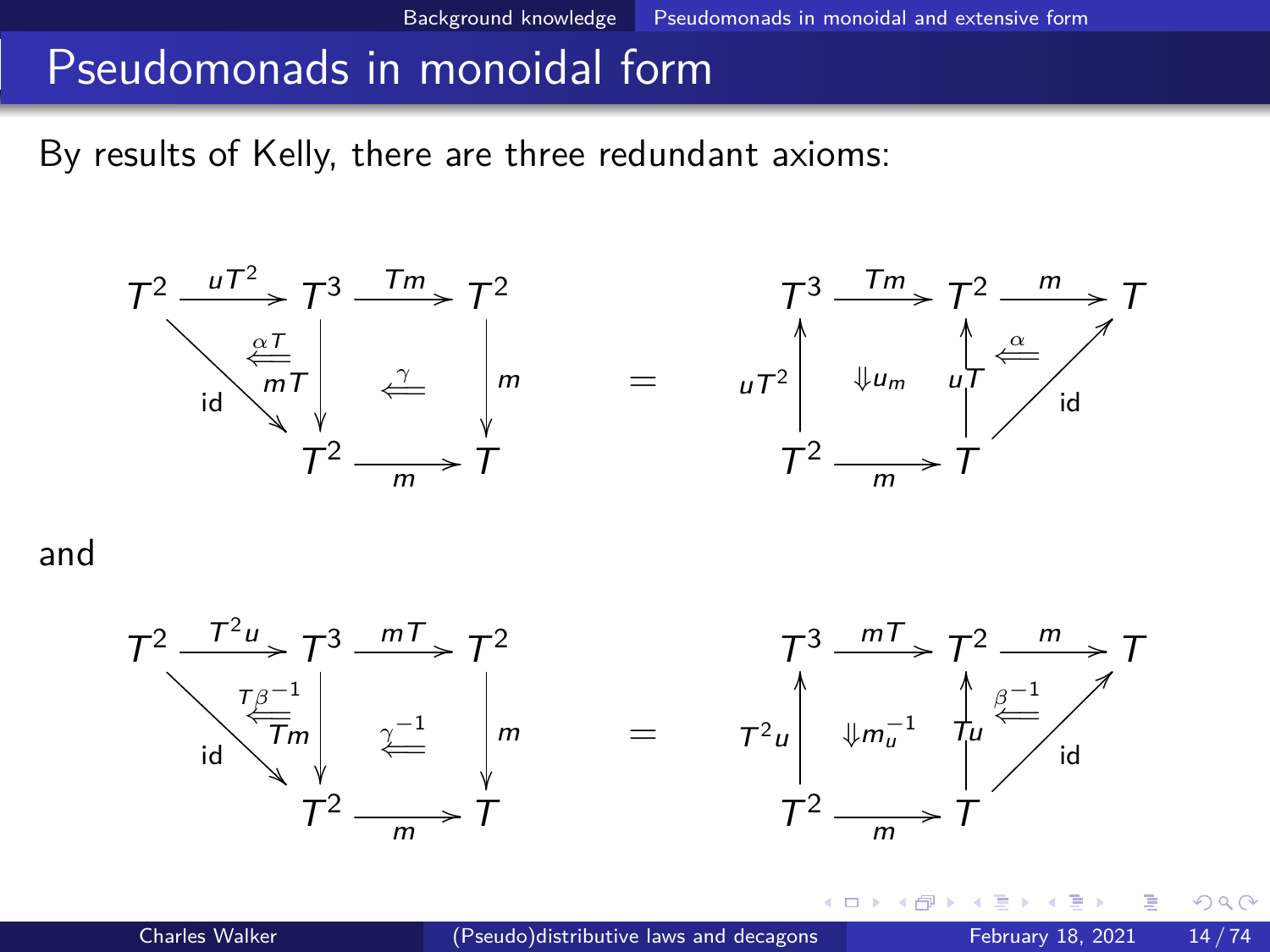# Pseudomonads in monoidal form

By results of Kelly, there are three redundant axioms:

$$
\begin{array}{ccc}
T^2 \xrightarrow{uT^2} T^3 \xrightarrow{Tm} T^2 & & T^3 \xrightarrow{Tm} T^2 \xrightarrow{m} T \\
\text{id} \searrow \; \overset{\alpha T}{\Leftarrow} \; \downarrow mT \quad \overset{\gamma}{\Leftarrow} \quad \downarrow m & = & uT^2 \uparrow \quad \Downarrow u_m \quad \uparrow uT \quad \overset{\alpha}{\Leftarrow} \nearrow \text{id} \\
T^2 \xrightarrow{m} T & & T^2 \xrightarrow{m} T
\end{array}
$$

and

$$
\begin{array}{ccc}
T^2 \xrightarrow{T^2u} T^3 \xrightarrow{mT} T^2 & & T^3 \xrightarrow{mT} T^2 \xrightarrow{m} T \\
\text{id} \searrow \; \overset{T\beta^{-1}}{\Leftarrow} \; \downarrow Tm \quad \overset{\gamma^{-1}}{\Leftarrow} \quad \downarrow m & = & T^2u \uparrow \quad \Downarrow m_u^{-1} \quad \uparrow Tu \quad \overset{\beta^{-1}}{\Leftarrow} \nearrow \text{id} \\
T^2 \xrightarrow{m} T & & T^2 \xrightarrow{m} T
\end{array}
$$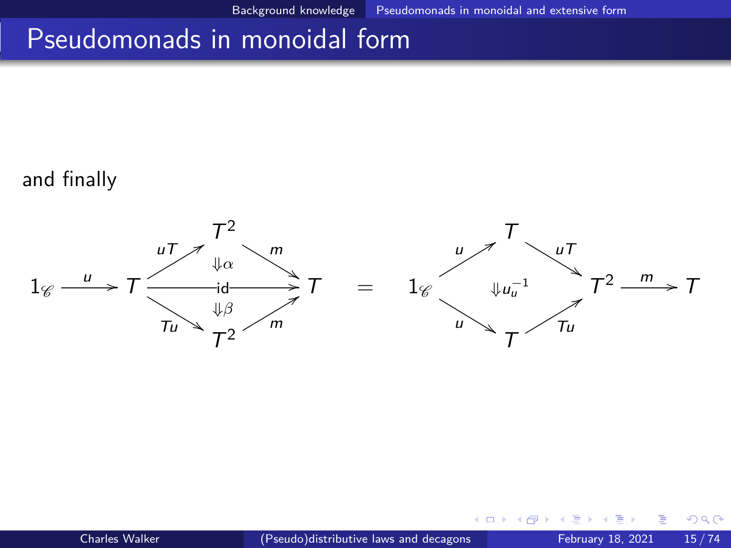# Pseudomonads in monoidal form

and finally

$$
\begin{array}{c}
1_{\mathscr{C}} \xrightarrow{u} T \;\; \begin{array}{c} \xrightarrow{uT} T^2 \xrightarrow{m} \\ \Downarrow \alpha \\ \xrightarrow{\quad \mathrm{id} \quad} \\ \Downarrow \beta \\ \xrightarrow{Tu} T^2 \xrightarrow{m} \end{array} \;\; T
\end{array}
\quad = \quad
\begin{array}{c}
1_{\mathscr{C}} \;\; \begin{array}{c} \xrightarrow{u} T \xrightarrow{uT} \\ \Downarrow u_u^{-1} \\ \xrightarrow{u} T \xrightarrow{Tu} \end{array} \;\; T^2 \xrightarrow{m} T
\end{array}
$$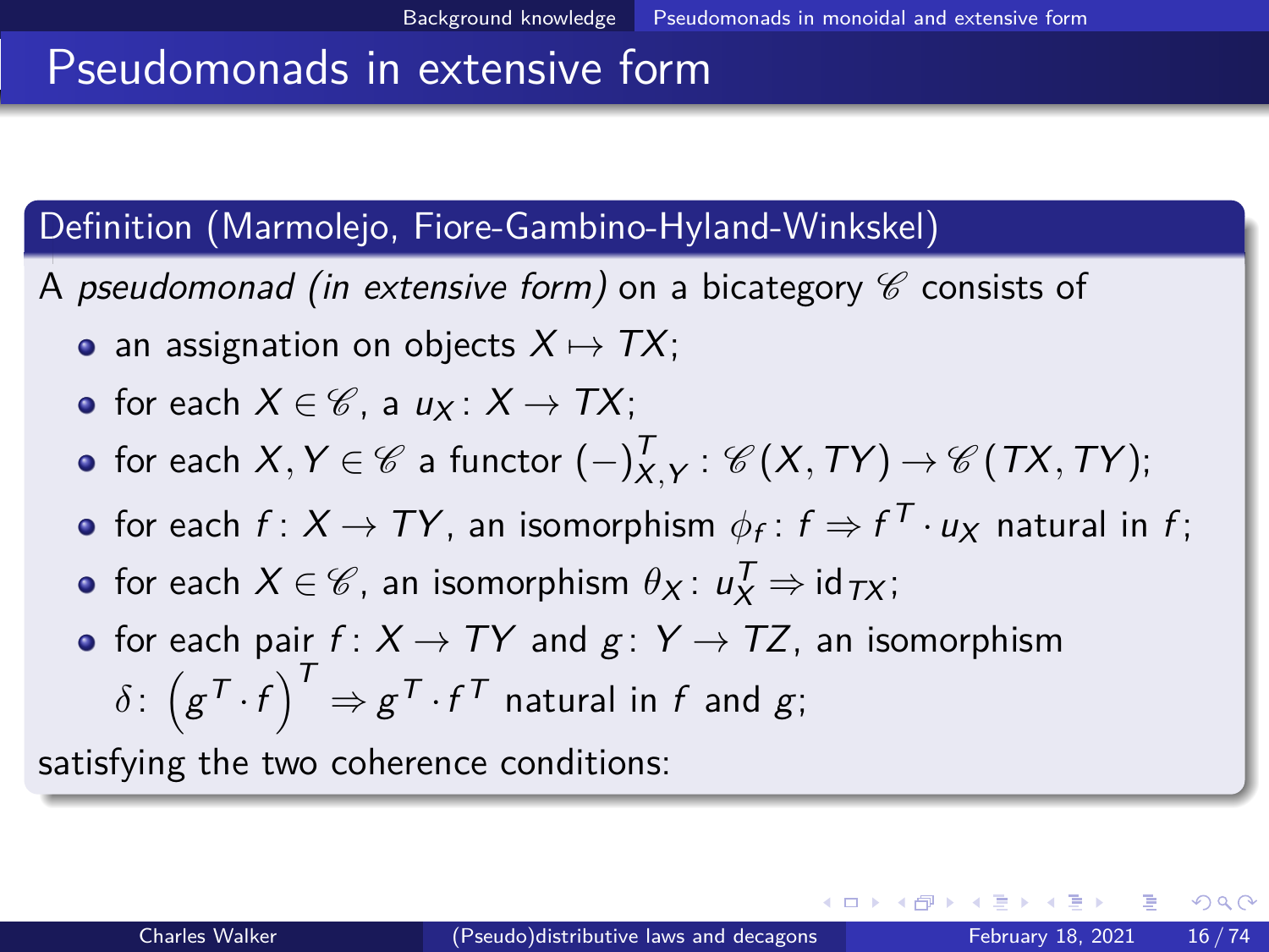# Pseudomonads in extensive form

**Definition (Marmolejo, Fiore-Gambino-Hyland-Winkskel)**

A *pseudomonad (in extensive form)* on a bicategory $\mathscr{C}$ consists of

- an assignation on objects $X \mapsto TX$;
- for each $X \in \mathscr{C}$, a $u_X \colon X \to TX$;
- for each $X, Y \in \mathscr{C}$ a functor $(-)^T_{X,Y} \colon \mathscr{C}(X, TY) \to \mathscr{C}(TX, TY)$;
- for each $f \colon X \to TY$, an isomorphism $\phi_f \colon f \Rightarrow f^T \cdot u_X$ natural in $f$;
- for each $X \in \mathscr{C}$, an isomorphism $\theta_X \colon u_X^T \Rightarrow \mathrm{id}_{TX}$;
- for each pair $f \colon X \to TY$ and $g \colon Y \to TZ$, an isomorphism $\delta \colon \left(g^T \cdot f\right)^T \Rightarrow g^T \cdot f^T$ natural in $f$ and $g$;

satisfying the two coherence conditions: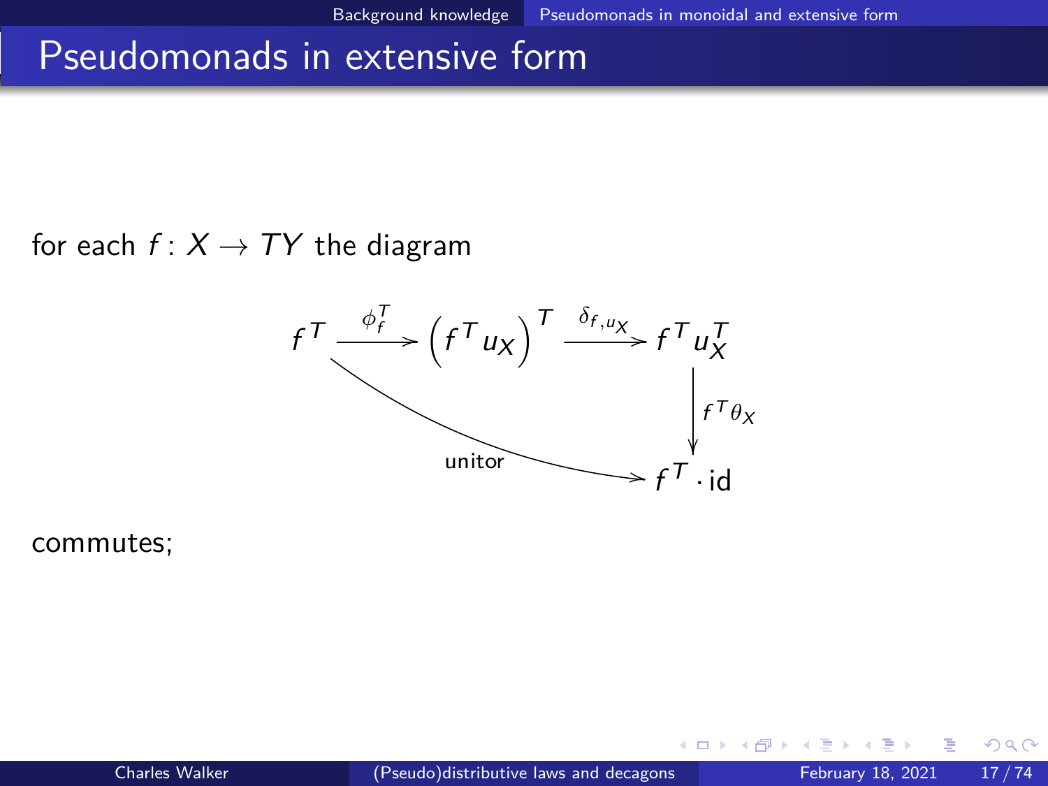# Pseudomonads in extensive form

for each $f \colon X \to TY$ the diagram

$$
\begin{array}{ccccc}
f^T & \xrightarrow{\phi_f^T} & \left(f^T u_X\right)^T & \xrightarrow{\delta_{f,u_X}} & f^T u_X^T \\
& & & & \downarrow {\scriptstyle f^T \theta_X} \\
& & \xrightarrow{\text{unitor}} & & f^T \cdot \mathrm{id}
\end{array}
$$

commutes;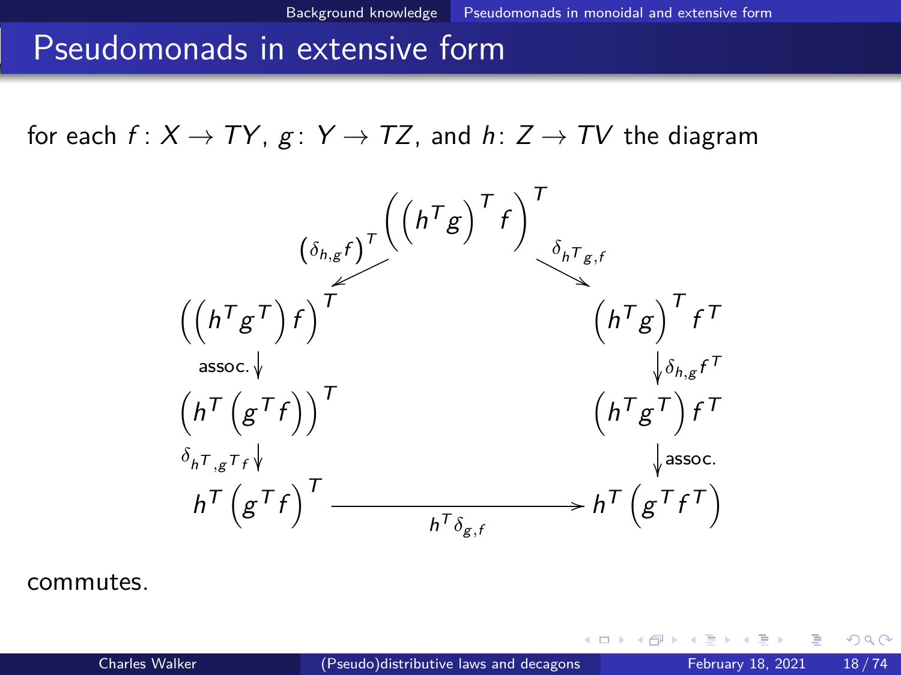# Pseudomonads in extensive form

for each $f\colon X \to TY$, $g\colon Y \to TZ$, and $h\colon Z \to TV$ the diagram

$$
\begin{array}{ccc}
 & \left(\left(h^T g\right)^T f\right)^T & \\
\swarrow{\scriptstyle \left(\delta_{h,g} f\right)^T} & & \searrow{\scriptstyle \delta_{h^T g, f}} \\
\left(\left(h^T g^T\right) f\right)^T & & \left(h^T g\right)^T f^T \\
{\scriptstyle \text{assoc.}}\downarrow & & \downarrow{\scriptstyle \delta_{h,g} f^T} \\
\left(h^T \left(g^T f\right)\right)^T & & \left(h^T g^T\right) f^T \\
{\scriptstyle \delta_{h^T, g^T f}}\downarrow & & \downarrow{\scriptstyle \text{assoc.}} \\
h^T \left(g^T f\right)^T & \xrightarrow{\quad h^T \delta_{g,f} \quad} & h^T \left(g^T f^T\right)
\end{array}
$$

commutes.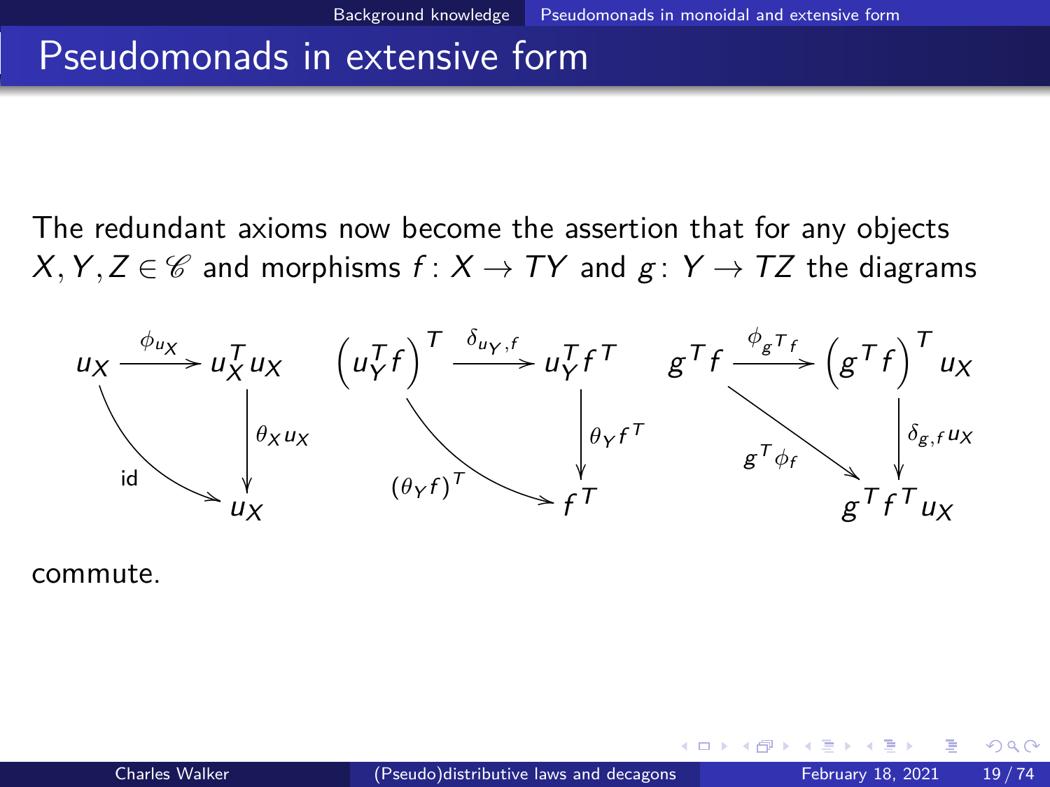# Pseudomonads in extensive form

The redundant axioms now become the assertion that for any objects $X, Y, Z \in \mathscr{C}$ and morphisms $f \colon X \to TY$ and $g \colon Y \to TZ$ the diagrams

$$
\begin{array}{ccc}
u_X \xrightarrow{\phi_{u_X}} u_X^T u_X & \quad & \left(u_Y^T f\right)^T \xrightarrow{\delta_{u_Y, f}} u_Y^T f^T \\
\text{id} \searrow \quad \downarrow \theta_X u_X & \quad & (\theta_Y f)^T \searrow \quad \downarrow \theta_Y f^T \\
u_X & \quad & f^T
\end{array}
$$

$$
\begin{array}{c}
g^T f \xrightarrow{\phi_{g^T f}} \left(g^T f\right)^T u_X \\
g^T \phi_f \searrow \quad \downarrow \delta_{g,f} u_X \\
g^T f^T u_X
\end{array}
$$

commute.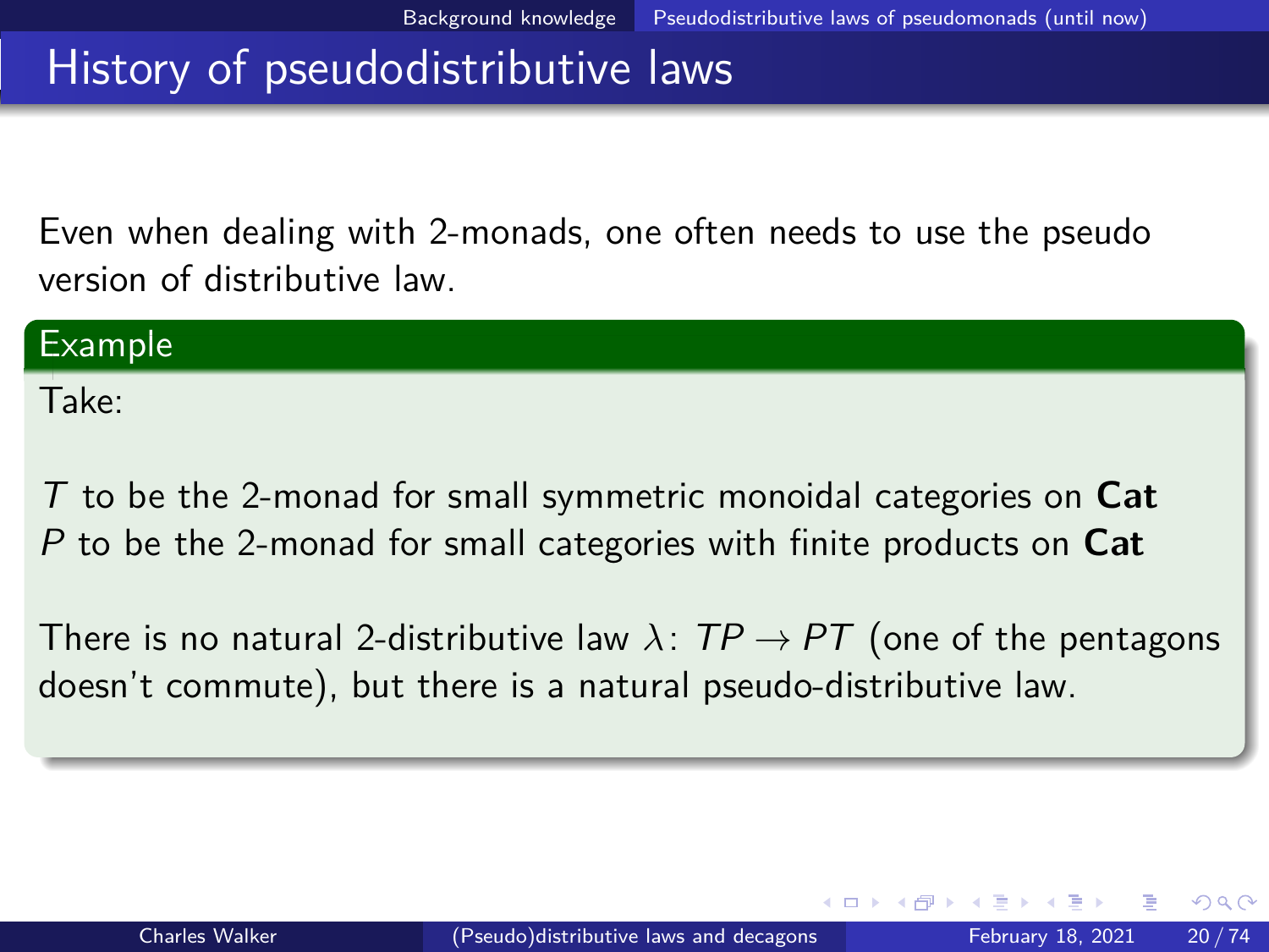# History of pseudodistributive laws

Even when dealing with 2-monads, one often needs to use the pseudo version of distributive law.

**Example**

Take:

$T$ to be the 2-monad for small symmetric monoidal categories on **Cat**
$P$ to be the 2-monad for small categories with finite products on **Cat**

There is no natural 2-distributive law $\lambda \colon TP \to PT$ (one of the pentagons doesn't commute), but there is a natural pseudo-distributive law.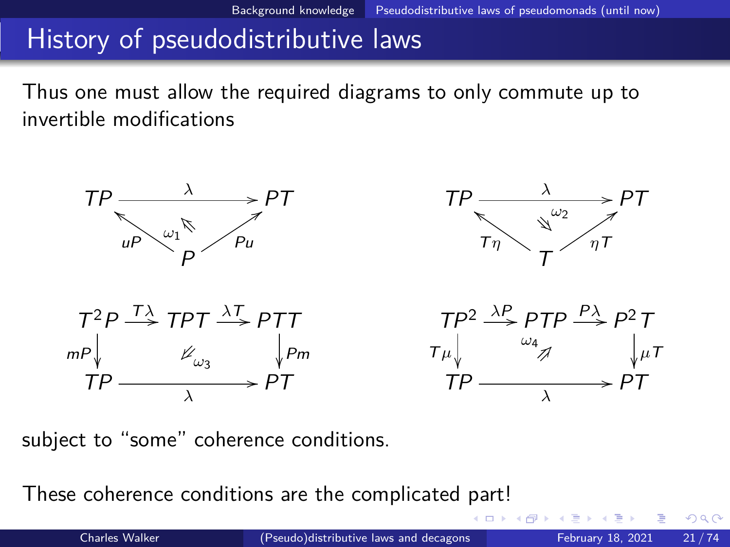# History of pseudodistributive laws

Thus one must allow the required diagrams to only commute up to invertible modifications

$$
\begin{array}{ccc}
TP & \xrightarrow{\lambda} & PT \\
{\scriptstyle uP}\nwarrow & \overset{\omega_1}{\Nwarrow} & \nearrow{\scriptstyle Pu} \\
& P &
\end{array}
\qquad\qquad
\begin{array}{ccc}
TP & \xrightarrow{\lambda} & PT \\
{\scriptstyle T\eta}\nwarrow & \overset{\omega_2}{\Searrow} & \nearrow{\scriptstyle \eta T} \\
& T &
\end{array}
$$

$$
\begin{array}{ccccc}
T^2P & \xrightarrow{T\lambda} & TPT & \xrightarrow{\lambda T} & PTT \\
{\scriptstyle mP}\downarrow & & \Swarrow_{\omega_3} & & \downarrow{\scriptstyle Pm} \\
TP & & \xrightarrow[\lambda]{} & & PT
\end{array}
\qquad\qquad
\begin{array}{ccccc}
TP^2 & \xrightarrow{\lambda P} & PTP & \xrightarrow{P\lambda} & P^2T \\
{\scriptstyle T\mu}\downarrow & & \overset{\omega_4}{\Nearrow} & & \downarrow{\scriptstyle \mu T} \\
TP & & \xrightarrow[\lambda]{} & & PT
\end{array}
$$

subject to "some" coherence conditions.

These coherence conditions are the complicated part!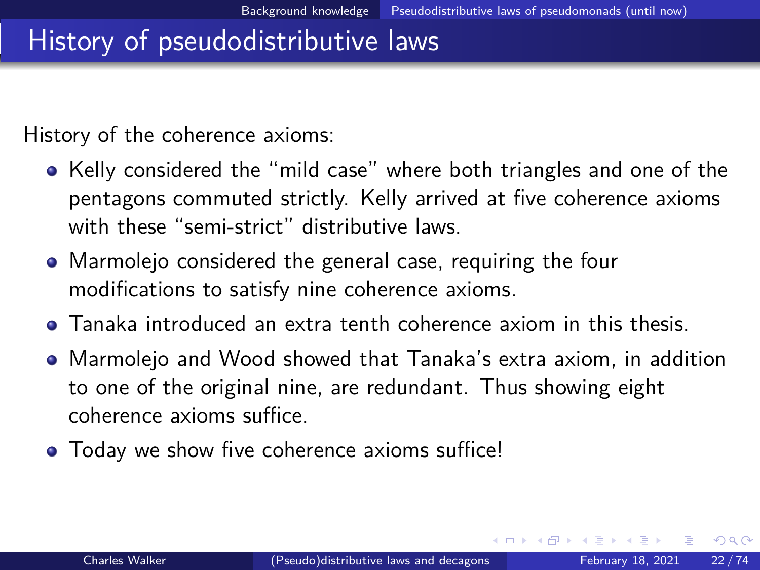# History of pseudodistributive laws

History of the coherence axioms:

- Kelly considered the "mild case" where both triangles and one of the pentagons commuted strictly. Kelly arrived at five coherence axioms with these "semi-strict" distributive laws.
- Marmolejo considered the general case, requiring the four modifications to satisfy nine coherence axioms.
- Tanaka introduced an extra tenth coherence axiom in this thesis.
- Marmolejo and Wood showed that Tanaka's extra axiom, in addition to one of the original nine, are redundant. Thus showing eight coherence axioms suffice.
- Today we show five coherence axioms suffice!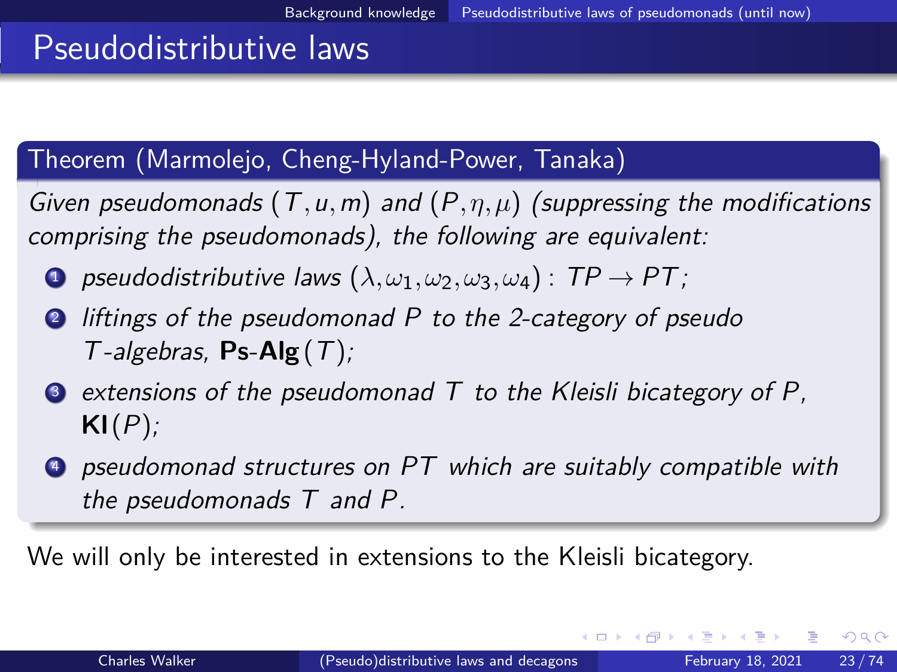# Pseudodistributive laws

**Theorem (Marmolejo, Cheng-Hyland-Power, Tanaka)**

*Given pseudomonads $(T, u, m)$ and $(P, \eta, \mu)$ (suppressing the modifications comprising the pseudomonads), the following are equivalent:*

1. *pseudodistributive laws $(\lambda, \omega_1, \omega_2, \omega_3, \omega_4) : TP \to PT$;*
2. *liftings of the pseudomonad $P$ to the 2-category of pseudo $T$-algebras, **Ps-Alg** $(T)$;*
3. *extensions of the pseudomonad $T$ to the Kleisli bicategory of $P$, **Kl** $(P)$;*
4. *pseudomonad structures on $PT$ which are suitably compatible with the pseudomonads $T$ and $P$.*

We will only be interested in extensions to the Kleisli bicategory.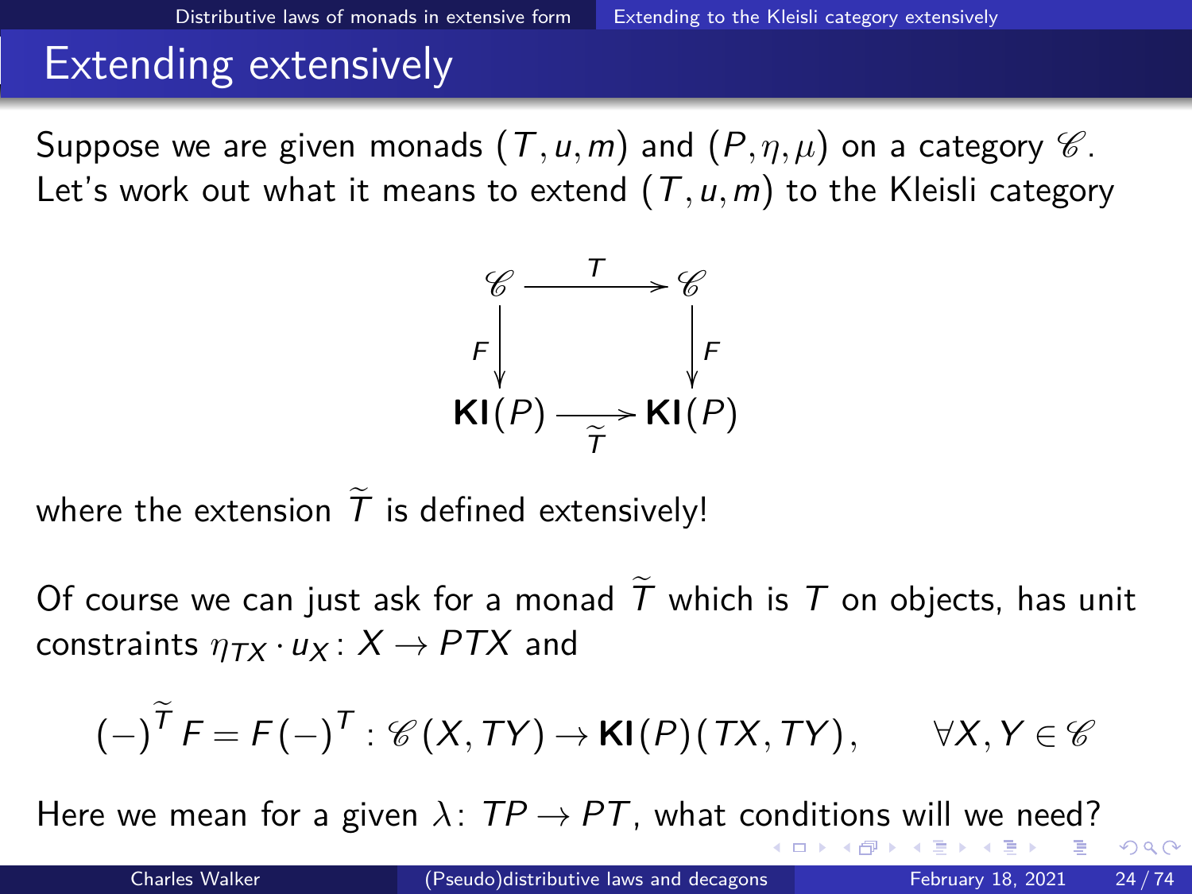# Extending extensively

Suppose we are given monads $(T, u, m)$ and $(P, \eta, \mu)$ on a category $\mathscr{C}$. Let's work out what it means to extend $(T, u, m)$ to the Kleisli category

$$
\begin{array}{ccc}
\mathscr{C} & \xrightarrow{\quad T \quad} & \mathscr{C} \\
{\scriptstyle F}\big\downarrow & & \big\downarrow{\scriptstyle F} \\
\mathbf{Kl}(P) & \xrightarrow[\widetilde{T}]{\quad} & \mathbf{Kl}(P)
\end{array}
$$

where the extension $\widetilde{T}$ is defined extensively!

Of course we can just ask for a monad $\widetilde{T}$ which is $T$ on objects, has unit constraints $\eta_{TX} \cdot u_X \colon X \to PTX$ and

$$
(-)^{\widetilde{T}} F = F(-)^{T} : \mathscr{C}(X, TY) \to \mathbf{Kl}(P)(TX, TY), \qquad \forall X, Y \in \mathscr{C}
$$

Here we mean for a given $\lambda \colon TP \to PT$, what conditions will we need?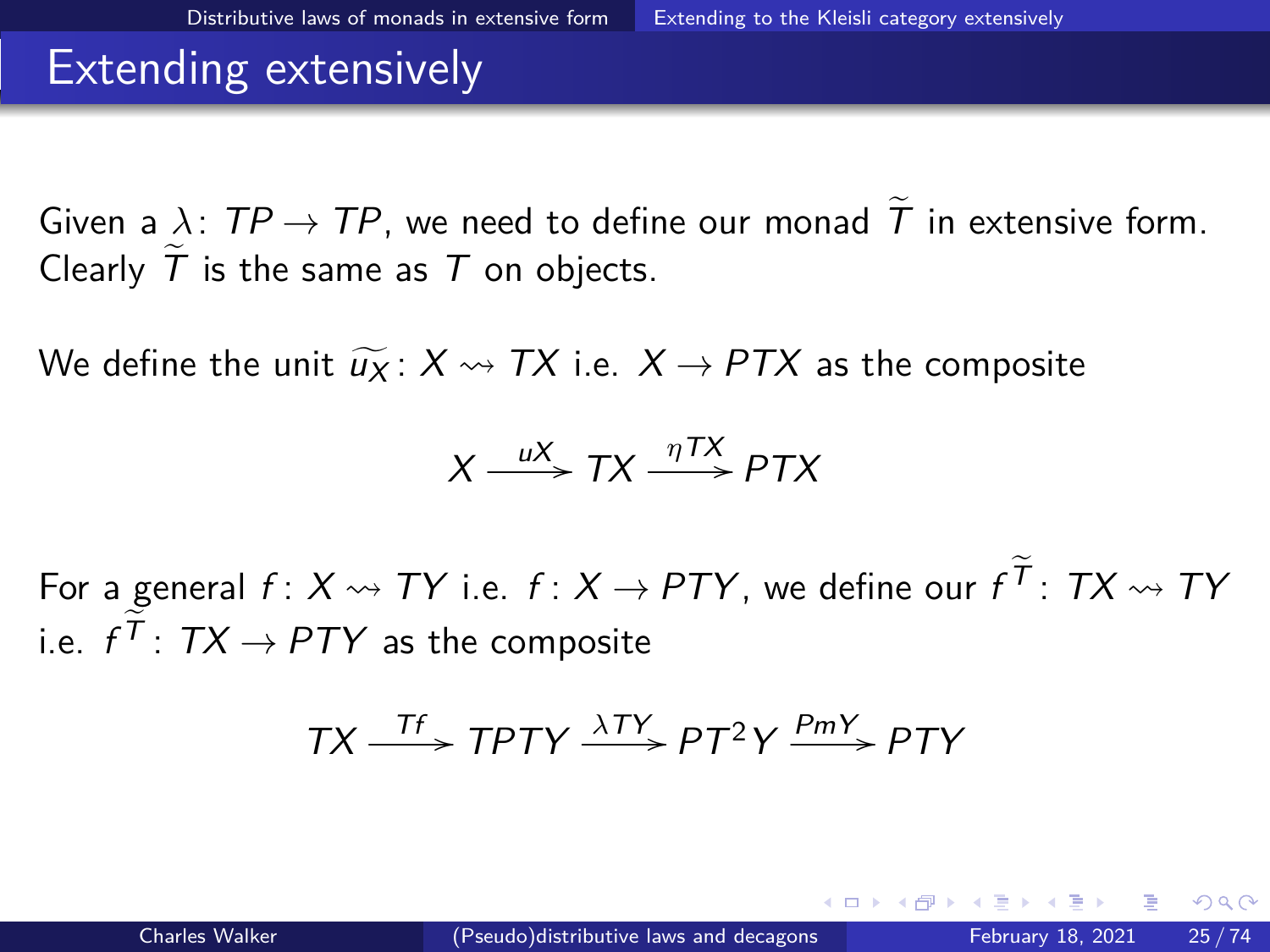# Extending extensively

Given a $\lambda \colon TP \to TP$, we need to define our monad $\widetilde{T}$ in extensive form. Clearly $\widetilde{T}$ is the same as $T$ on objects.

We define the unit $\widetilde{u_X} \colon X \rightsquigarrow TX$ i.e. $X \to PTX$ as the composite

$$X \xrightarrow{uX} TX \xrightarrow{\eta TX} PTX$$

For a general $f \colon X \rightsquigarrow TY$ i.e. $f \colon X \to PTY$, we define our $f^{\widetilde{T}} \colon TX \rightsquigarrow TY$ i.e. $f^{\widetilde{T}} \colon TX \to PTY$ as the composite

$$TX \xrightarrow{Tf} TPTY \xrightarrow{\lambda TY} PT^2Y \xrightarrow{PmY} PTY$$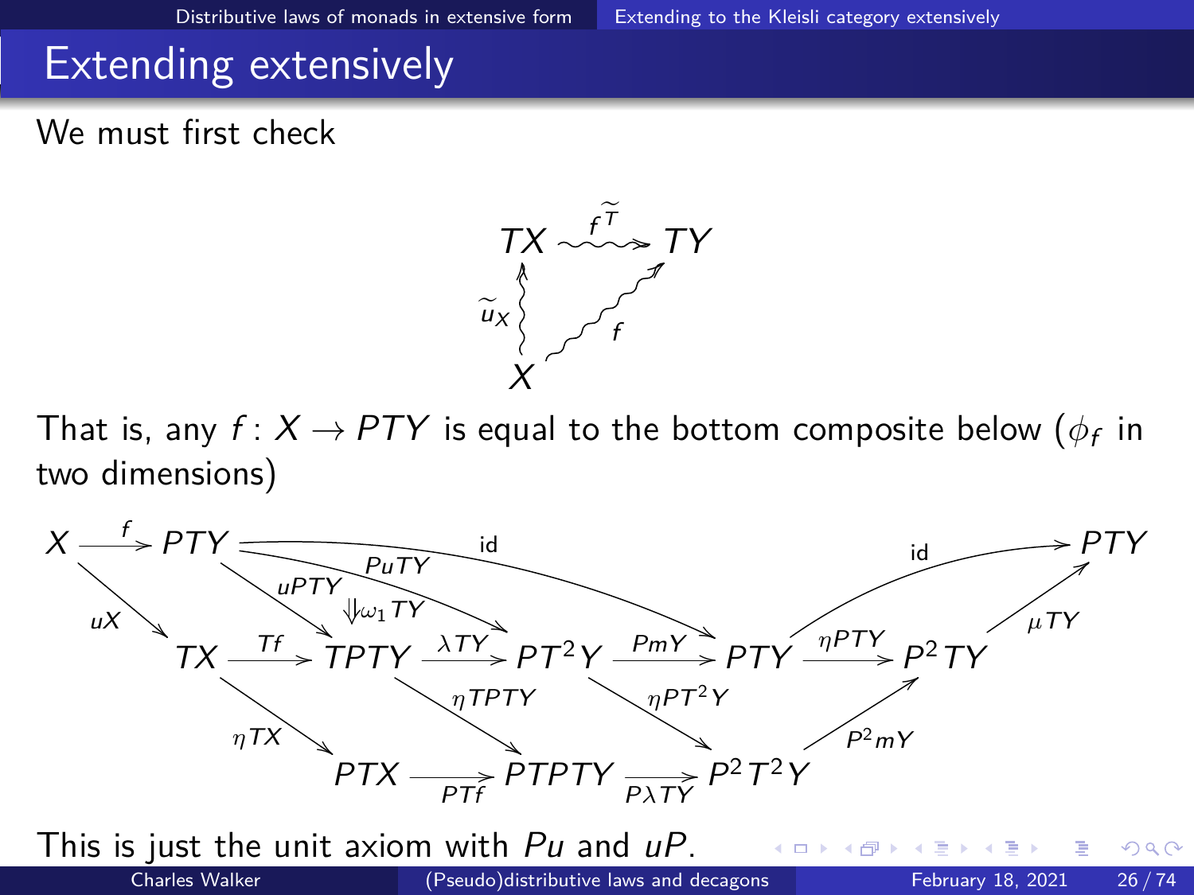# Extending extensively

We must first check

$$\begin{array}{ccc} TX & \overset{\widetilde{f^T}}{\rightsquigarrow} & TY \\ \widetilde{u}_X \uparrow & \nearrow_{f} & \\ X & & \end{array}$$

That is, any $f\colon X \to PTY$ is equal to the bottom composite below ($\phi_f$ in two dimensions)

$$\begin{array}{l}
X \xrightarrow{f} PTY \xrightarrow{\text{id}} PTY \xrightarrow{\text{id}} PTY \\
X \xrightarrow{uX} TX \xrightarrow{Tf} TPTY \xrightarrow{\lambda TY} PT^2Y \xrightarrow{PmY} PTY \xrightarrow{\eta PTY} P^2TY \xrightarrow{\mu TY} PTY \\
PTY \xrightarrow{uPTY} TPTY, \quad PTY \xrightarrow{PuTY} PT^2Y, \quad \Downarrow \omega_1 TY \\
TX \xrightarrow{\eta TX} PTX \xrightarrow{PTf} PTPTY \xrightarrow{P\lambda TY} P^2T^2Y \xrightarrow{P^2mY} P^2TY \\
TPTY \xrightarrow{\eta TPTY} PTPTY, \quad PT^2Y \xrightarrow{\eta PT^2Y} P^2T^2Y
\end{array}$$

This is just the unit axiom with $Pu$ and $uP$.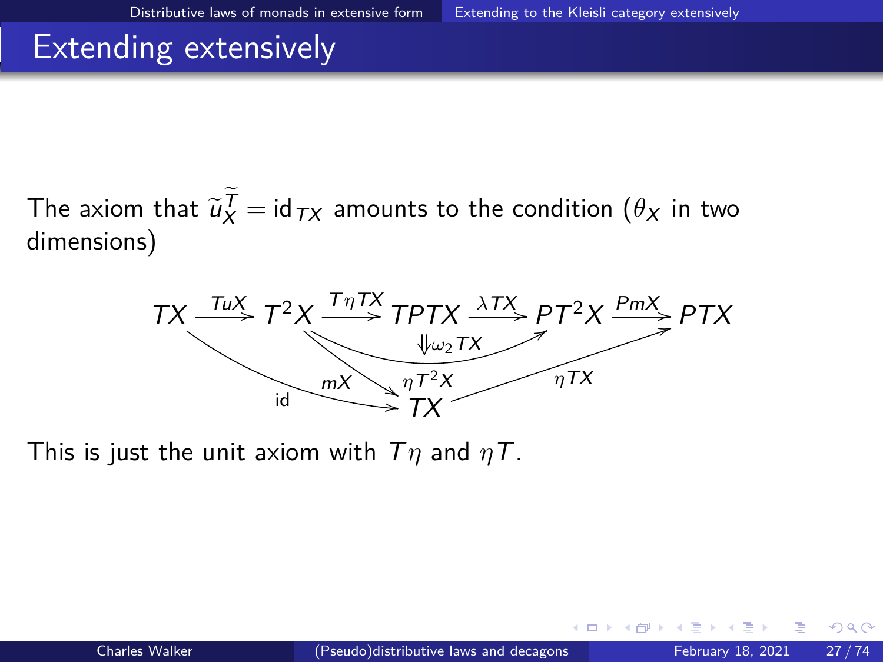# Extending extensively

The axiom that $\widetilde{u}_X^{\widetilde{T}} = \mathrm{id}_{TX}$ amounts to the condition ($\theta_X$ in two dimensions)

$$
\begin{array}{c}
TX \xrightarrow{TuX} T^2X \xrightarrow{T\eta TX} TPTX \xrightarrow{\lambda TX} PT^2X \xrightarrow{PmX} PTX \\
\Downarrow \omega_2 TX \\
TX \xrightarrow{\mathrm{id}} TX, \quad T^2X \xrightarrow{mX} TX, \quad T^2X \xrightarrow{\eta T^2X} PT^2X, \quad TX \xrightarrow{\eta TX} PTX
\end{array}
$$

This is just the unit axiom with $T\eta$ and $\eta T$.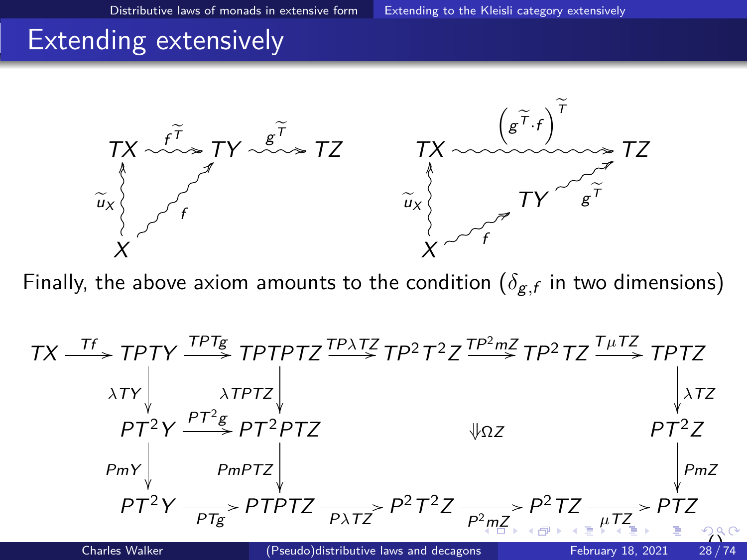# Extending extensively

$$
\begin{array}{ccc}
TX & \overset{\widetilde{f^{T}}}{\rightsquigarrow} & TY \overset{\widetilde{g^{T}}}{\rightsquigarrow} TZ \\
\uparrow \widetilde{u}_X & \nearrow f & \\
X & &
\end{array}
\qquad
\begin{array}{ccc}
TX & \overset{\left(\widetilde{g^{T}}\cdot f\right)^{\widetilde{T}}}{\rightsquigarrow} & TZ \\
\uparrow \widetilde{u}_X & & \nearrow \widetilde{g^{T}} \\
X & \overset{f}{\rightsquigarrow} & TY
\end{array}
$$

Finally, the above axiom amounts to the condition ($\delta_{g,f}$ in two dimensions)

$$
\begin{array}{ccccccccccc}
TX & \xrightarrow{Tf} & TPTY & \xrightarrow{TPTg} & TPTPTZ & \xrightarrow{TP\lambda TZ} & TP^2T^2Z & \xrightarrow{TP^2mZ} & TP^2TZ & \xrightarrow{T\mu TZ} & TPTZ \\
& & \downarrow \lambda TY & & \downarrow \lambda TPTZ & & & & & & \downarrow \lambda TZ \\
& & PT^2Y & \xrightarrow{PT^2g} & PT^2PTZ & & \Downarrow \Omega Z & & & & PT^2Z \\
& & \downarrow PmY & & \downarrow PmPTZ & & & & & & \downarrow PmZ \\
& & PT^2Y & \xrightarrow[PTg]{} & PTPTZ & \xrightarrow[P\lambda TZ]{} & P^2T^2Z & \xrightarrow[P^2mZ]{} & P^2TZ & \xrightarrow[\mu TZ]{} & PTZ
\end{array}
$$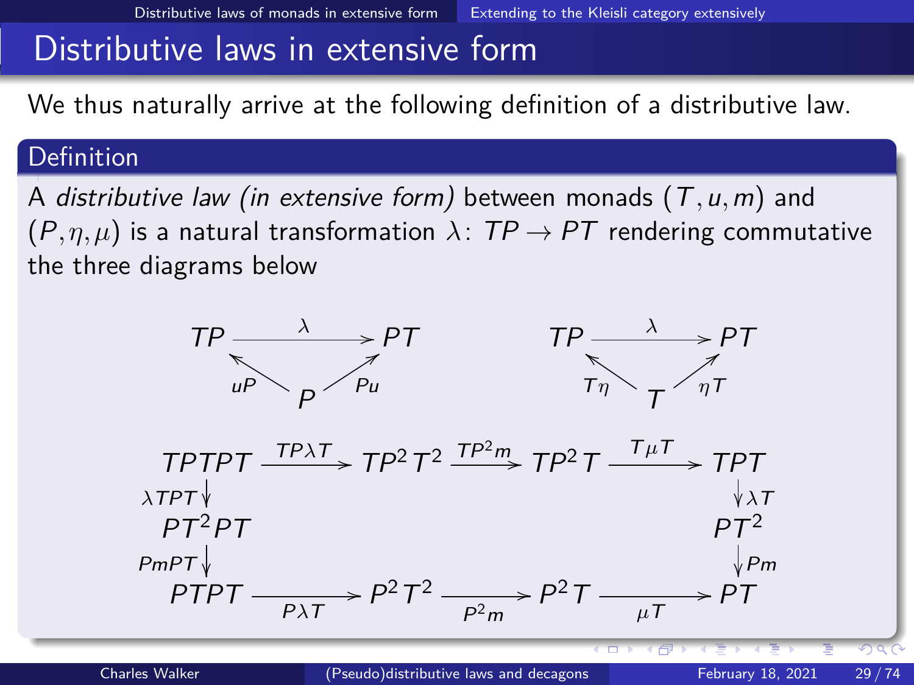## Distributive laws in extensive form

We thus naturally arrive at the following definition of a distributive law.

**Definition**

A *distributive law (in extensive form)* between monads $(T, u, m)$ and $(P, \eta, \mu)$ is a natural transformation $\lambda \colon TP \to PT$ rendering commutative the three diagrams below

$$
\begin{array}{ccc}
TP & \xrightarrow{\lambda} & PT \\
{\scriptstyle uP}\nwarrow & & \nearrow{\scriptstyle Pu} \\
& P &
\end{array}
\qquad\qquad
\begin{array}{ccc}
TP & \xrightarrow{\lambda} & PT \\
{\scriptstyle T\eta}\nwarrow & & \nearrow{\scriptstyle \eta T} \\
& T &
\end{array}
$$

$$
\begin{array}{ccccccc}
TPTPT & \xrightarrow{TP\lambda T} & TP^2T^2 & \xrightarrow{TP^2 m} & TP^2T & \xrightarrow{T\mu T} & TPT \\
\downarrow{\scriptstyle \lambda TPT} & & & & & & \downarrow{\scriptstyle \lambda T} \\
PT^2PT & & & & & & PT^2 \\
\downarrow{\scriptstyle PmPT} & & & & & & \downarrow{\scriptstyle Pm} \\
PTPT & \xrightarrow[P\lambda T]{} & P^2T^2 & \xrightarrow[P^2 m]{} & P^2T & \xrightarrow[\mu T]{} & PT
\end{array}
$$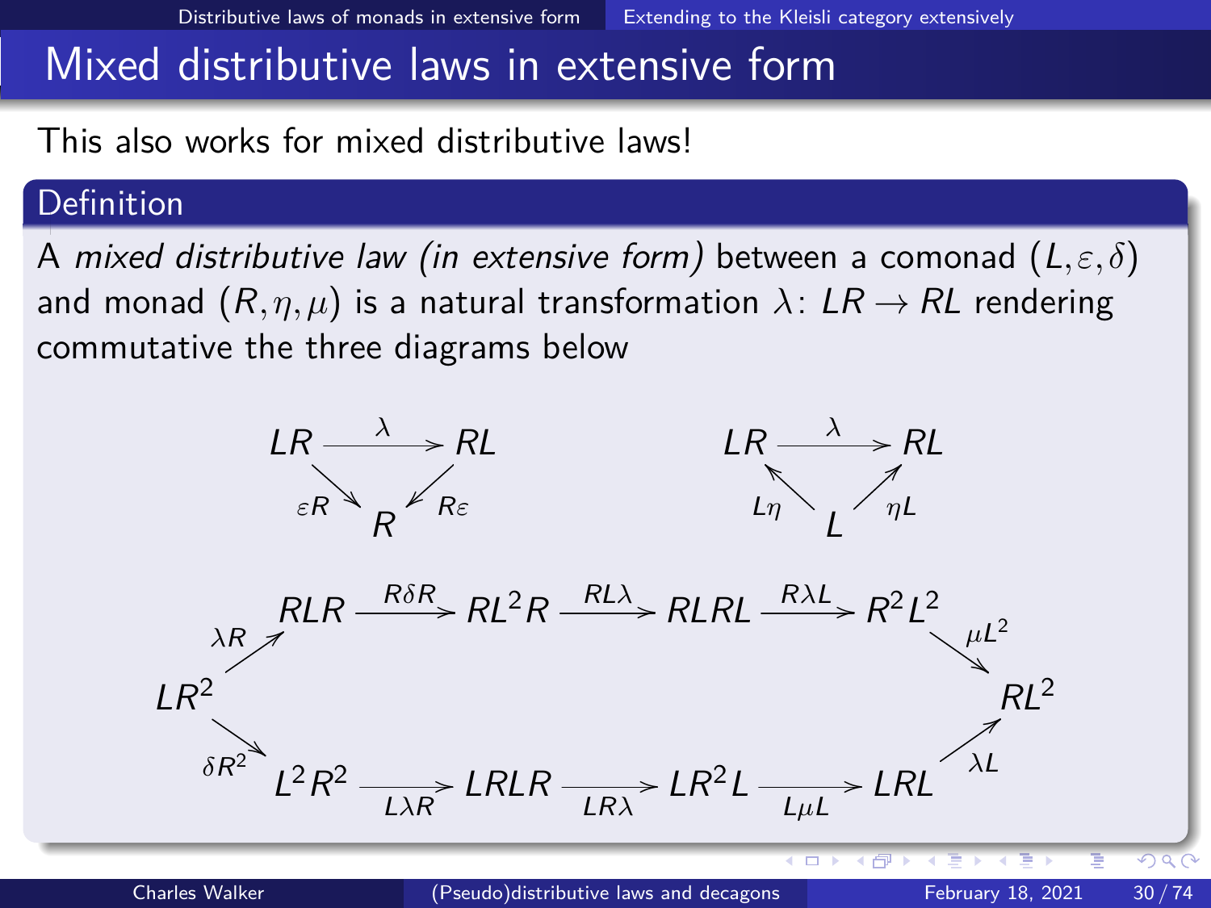# Mixed distributive laws in extensive form

This also works for mixed distributive laws!

**Definition**

A *mixed distributive law (in extensive form)* between a comonad $(L, \varepsilon, \delta)$ and monad $(R, \eta, \mu)$ is a natural transformation $\lambda \colon LR \to RL$ rendering commutative the three diagrams below

$$
\begin{array}{ccc}
LR & \xrightarrow{\lambda} & RL \\
& {\scriptstyle \varepsilon R} \searrow \quad \swarrow {\scriptstyle R\varepsilon} & \\
& R &
\end{array}
\qquad\qquad
\begin{array}{ccc}
LR & \xrightarrow{\lambda} & RL \\
& {\scriptstyle L\eta} \nwarrow \quad \nearrow {\scriptstyle \eta L} & \\
& L &
\end{array}
$$

$$
\begin{array}{c}
LR^2 \xrightarrow{\lambda R} RLR \xrightarrow{R\delta R} RL^2R \xrightarrow{RL\lambda} RLRL \xrightarrow{R\lambda L} R^2L^2 \xrightarrow{\mu L^2} RL^2 \\
LR^2 \xrightarrow{\delta R^2} L^2R^2 \xrightarrow{L\lambda R} LRLR \xrightarrow{LR\lambda} LR^2L \xrightarrow{L\mu L} LRL \xrightarrow{\lambda L} RL^2
\end{array}
$$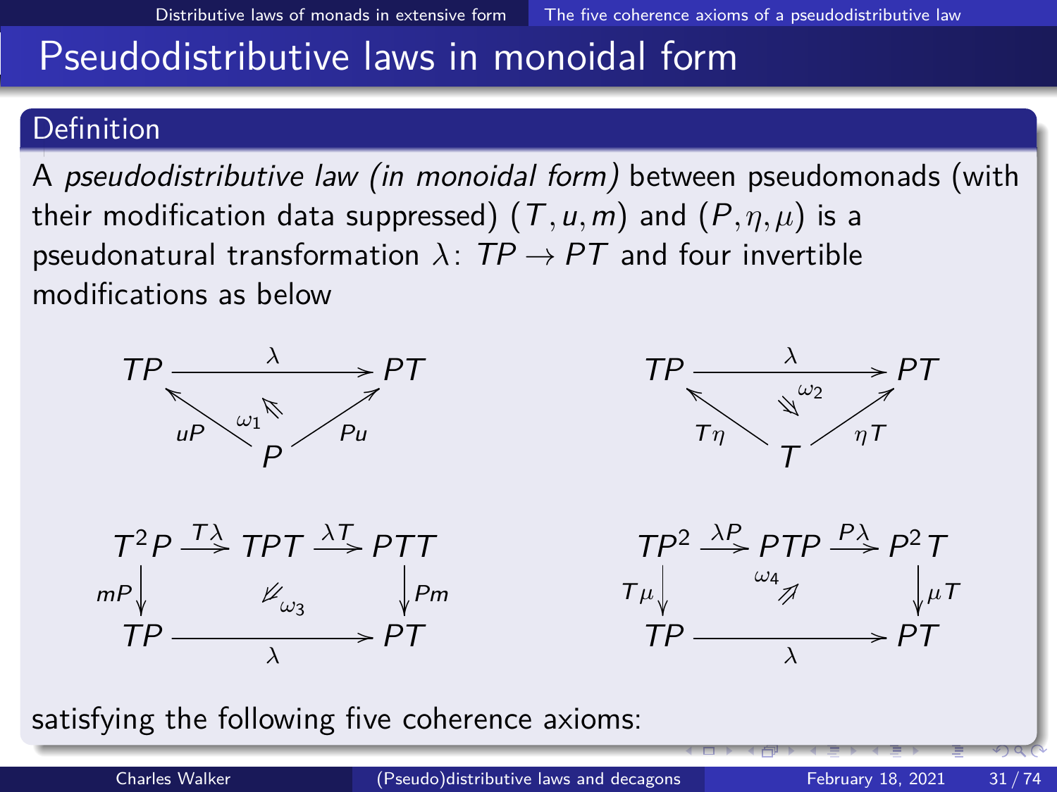# Pseudodistributive laws in monoidal form

## Definition

A *pseudodistributive law (in monoidal form)* between pseudomonads (with their modification data suppressed) $(T, u, m)$ and $(P, \eta, \mu)$ is a pseudonatural transformation $\lambda \colon TP \to PT$ and four invertible modifications as below

$$
\begin{array}{ccc}
TP & \xrightarrow{\lambda} & PT \\
{\scriptstyle uP} \nwarrow & \overset{\omega_1}{\Leftarrow} & \nearrow {\scriptstyle Pu} \\
& P &
\end{array}
\qquad\qquad
\begin{array}{ccc}
TP & \xrightarrow{\lambda} & PT \\
{\scriptstyle T\eta} \nwarrow & \overset{\omega_2}{\Rightarrow} & \nearrow {\scriptstyle \eta T} \\
& T &
\end{array}
$$

$$
\begin{array}{ccccc}
T^2P & \xrightarrow{T\lambda} & TPT & \xrightarrow{\lambda T} & PTT \\
{\scriptstyle mP}\downarrow & & \overset{\omega_3}{\Leftarrow} & & \downarrow{\scriptstyle Pm} \\
TP & & \xrightarrow[\lambda]{} & & PT
\end{array}
\qquad\qquad
\begin{array}{ccccc}
TP^2 & \xrightarrow{\lambda P} & PTP & \xrightarrow{P\lambda} & P^2T \\
{\scriptstyle T\mu}\downarrow & & \overset{\omega_4}{\Rightarrow} & & \downarrow{\scriptstyle \mu T} \\
TP & & \xrightarrow[\lambda]{} & & PT
\end{array}
$$

satisfying the following five coherence axioms: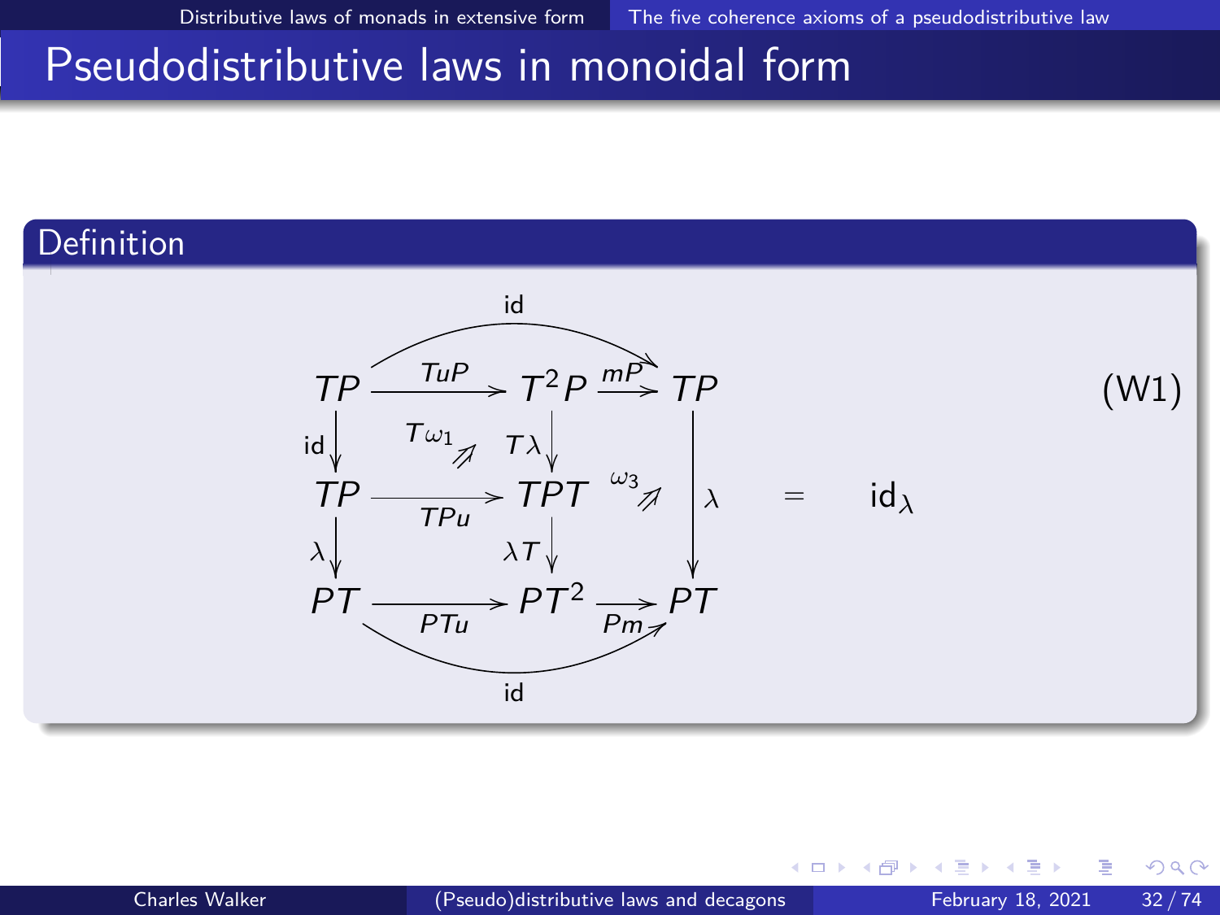# Pseudodistributive laws in monoidal form

**Definition**

$$
\begin{array}{ccccc}
TP & \xrightarrow{TuP} & T^2P & \xrightarrow{mP} & TP \\
{\scriptstyle \mathrm{id}}\downarrow & T\omega_1 \Nearrow & \downarrow{\scriptstyle T\lambda} & & \\
TP & \xrightarrow{TPu} & TPT & \omega_3 \Nearrow & \downarrow{\scriptstyle \lambda} \\
{\scriptstyle \lambda}\downarrow & & \downarrow{\scriptstyle \lambda T} & & \\
PT & \xrightarrow{PTu} & PT^2 & \xrightarrow{Pm} & PT
\end{array}
\quad = \quad \mathrm{id}_\lambda \qquad \text{(W1)}
$$

(with the top composite $mP \circ TuP = \mathrm{id}$ and the bottom composite $Pm \circ PTu = \mathrm{id}$)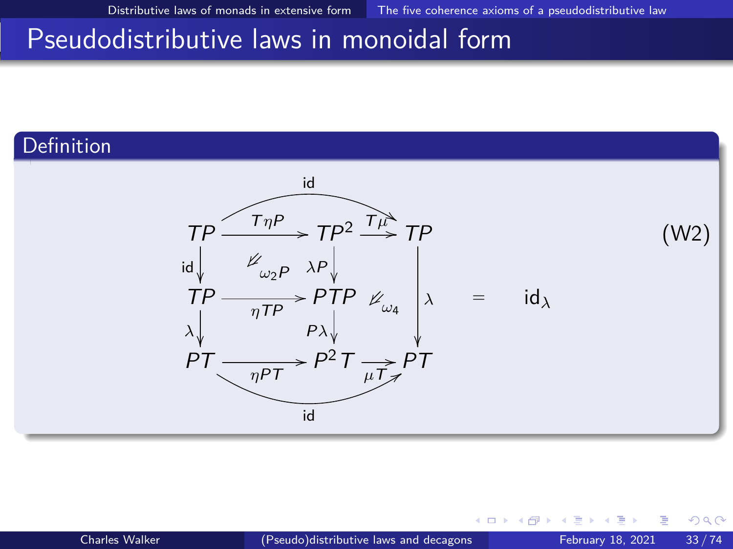# Pseudodistributive laws in monoidal form

## Definition

$$
\begin{array}{ccccc}
TP & \xrightarrow{T\eta P} & TP^2 & \xrightarrow{T\mu} & TP \\
{\scriptstyle \mathrm{id}}\downarrow & \swarrow_{\omega_2 P} & \downarrow{\scriptstyle \lambda P} & & \\
TP & \xrightarrow[\eta TP]{} & PTP & \swarrow_{\omega_4} & \downarrow{\scriptstyle \lambda} \\
{\scriptstyle \lambda}\downarrow & & \downarrow{\scriptstyle P\lambda} & & \\
PT & \xrightarrow[\eta PT]{} & P^2 T & \xrightarrow[\mu T]{} & PT
\end{array}
\quad = \quad \mathrm{id}_\lambda \qquad \text{(W2)}
$$

(with curved arrows $\mathrm{id}: TP \to TP$ along the top and $\mathrm{id}: PT \to PT$ along the bottom)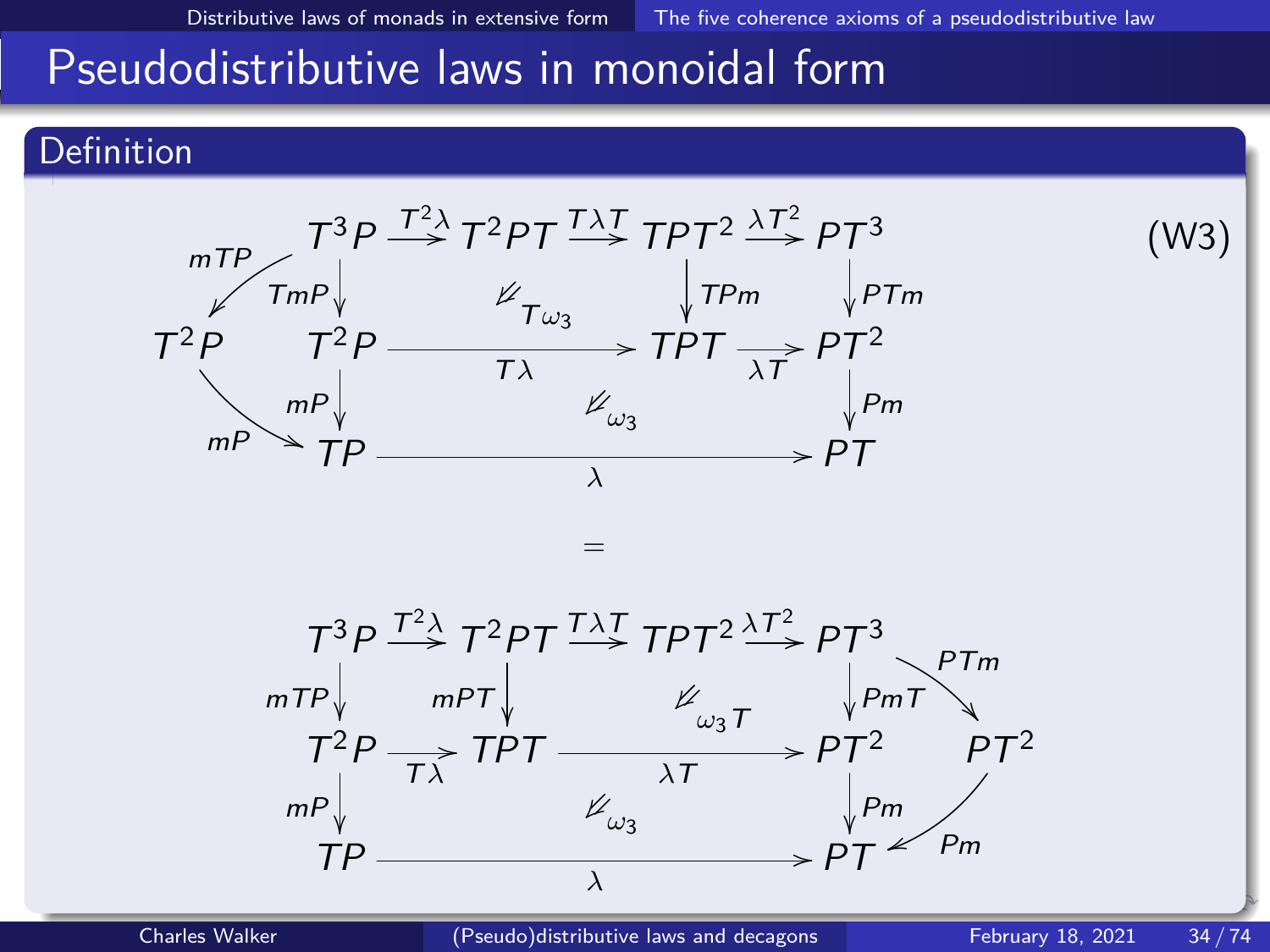# Pseudodistributive laws in monoidal form

## Definition

(W3)

$$
\begin{array}{ccccccc}
 & T^3P & \xrightarrow{T^2\lambda} & T^2PT & \xrightarrow{T\lambda T} & TPT^2 & \xrightarrow{\lambda T^2} & PT^3 \\
\swarrow^{mTP} & \downarrow{\scriptstyle TmP} & & \Swarrow T\omega_3 & & \downarrow{\scriptstyle TPm} & & \downarrow{\scriptstyle PTm} \\
T^2P & T^2P & & \xrightarrow{T\lambda} & & TPT & \xrightarrow{\lambda T} & PT^2 \\
\searrow_{mP} & \downarrow{\scriptstyle mP} & & \Swarrow \omega_3 & & & & \downarrow{\scriptstyle Pm} \\
 & TP & & \xrightarrow{\lambda} & & & & PT
\end{array}
$$

$$=$$

$$
\begin{array}{ccccccc}
T^3P & \xrightarrow{T^2\lambda} & T^2PT & \xrightarrow{T\lambda T} & TPT^2 & \xrightarrow{\lambda T^2} & PT^3 & \\
\downarrow{\scriptstyle mTP} & & \downarrow{\scriptstyle mPT} & & \Swarrow \omega_3 T & & \downarrow{\scriptstyle PmT} & \searrow^{PTm} \\
T^2P & \xrightarrow{T\lambda} & TPT & & \xrightarrow{\lambda T} & & PT^2 & \quad PT^2 \\
\downarrow{\scriptstyle mP} & & & \Swarrow \omega_3 & & & \downarrow{\scriptstyle Pm} & \swarrow_{Pm} \\
TP & & & \xrightarrow{\lambda} & & & PT &
\end{array}
$$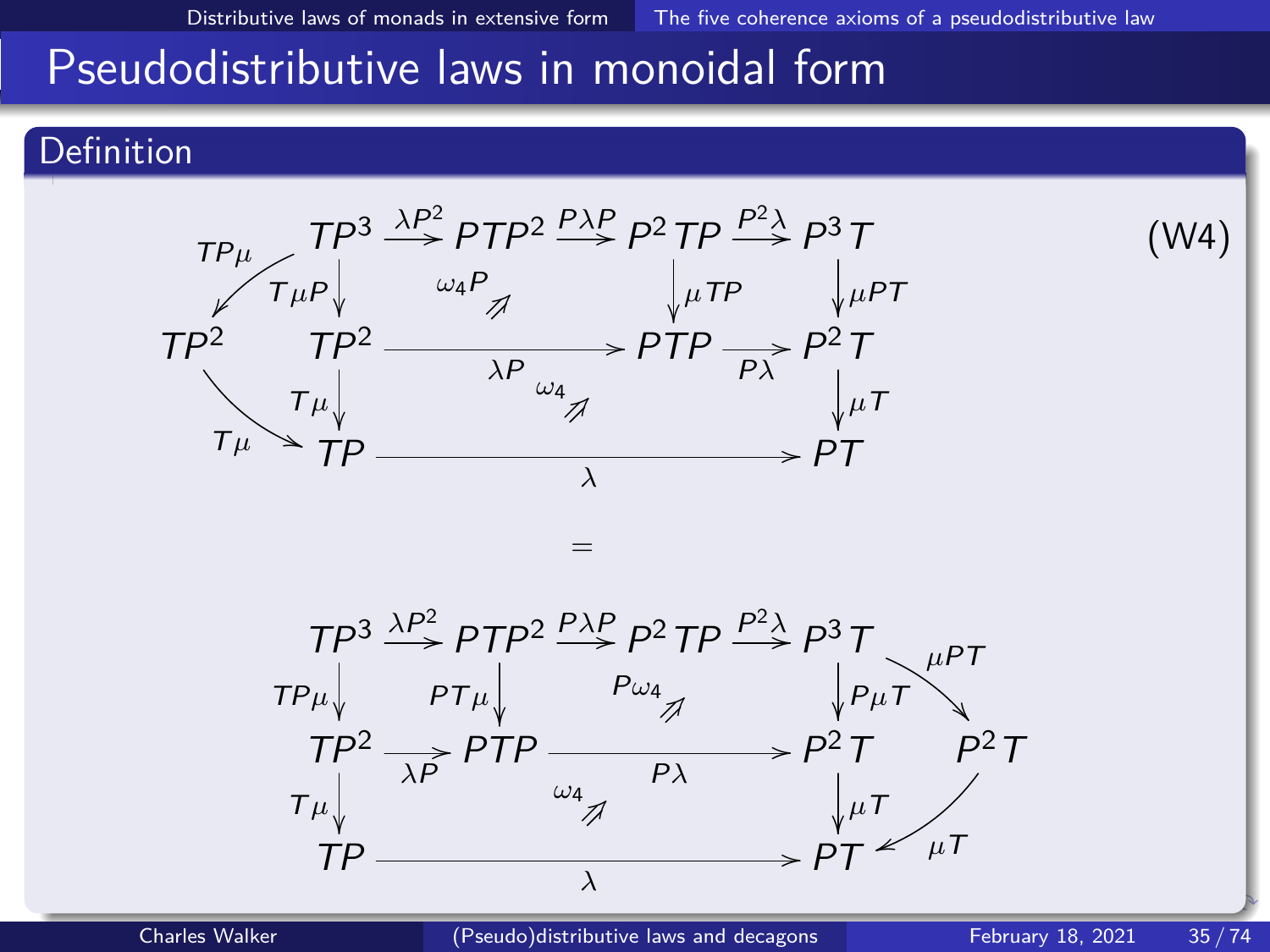## Pseudodistributive laws in monoidal form

### Definition

(W4)

$$
\begin{array}{ccccccc}
 & TP^3 & \xrightarrow{\lambda P^2} & PTP^2 & \xrightarrow{P\lambda P} & P^2TP & \xrightarrow{P^2\lambda} & P^3T \\
\swarrow{\scriptstyle TP\mu} & \downarrow{\scriptstyle T\mu P} & & {\scriptstyle \omega_4 P}\Nearrow & & \downarrow{\scriptstyle \mu TP} & & \downarrow{\scriptstyle \mu PT} \\
TP^2 & TP^2 & & \xrightarrow{\quad\lambda P\quad} & & PTP & \xrightarrow{P\lambda} & P^2T \\
\searrow{\scriptstyle T\mu} & \downarrow{\scriptstyle T\mu} & & {\scriptstyle \omega_4}\Nearrow & & & & \downarrow{\scriptstyle \mu T} \\
 & TP & & & \xrightarrow{\qquad\lambda\qquad} & & & PT
\end{array}
$$

$$=$$

$$
\begin{array}{cccccccc}
TP^3 & \xrightarrow{\lambda P^2} & PTP^2 & \xrightarrow{P\lambda P} & P^2TP & \xrightarrow{P^2\lambda} & P^3T & \searrow{\scriptstyle \mu PT} \\
\downarrow{\scriptstyle TP\mu} & & \downarrow{\scriptstyle PT\mu} & & {\scriptstyle P\omega_4}\Nearrow & & \downarrow{\scriptstyle P\mu T} & \\
TP^2 & \xrightarrow{\lambda P} & PTP & & \xrightarrow{\quad P\lambda\quad} & & P^2T & P^2T \\
\downarrow{\scriptstyle T\mu} & & & {\scriptstyle \omega_4}\Nearrow & & & \downarrow{\scriptstyle \mu T} & \swarrow{\scriptstyle \mu T} \\
TP & & & \xrightarrow{\qquad\lambda\qquad} & & & PT &
\end{array}
$$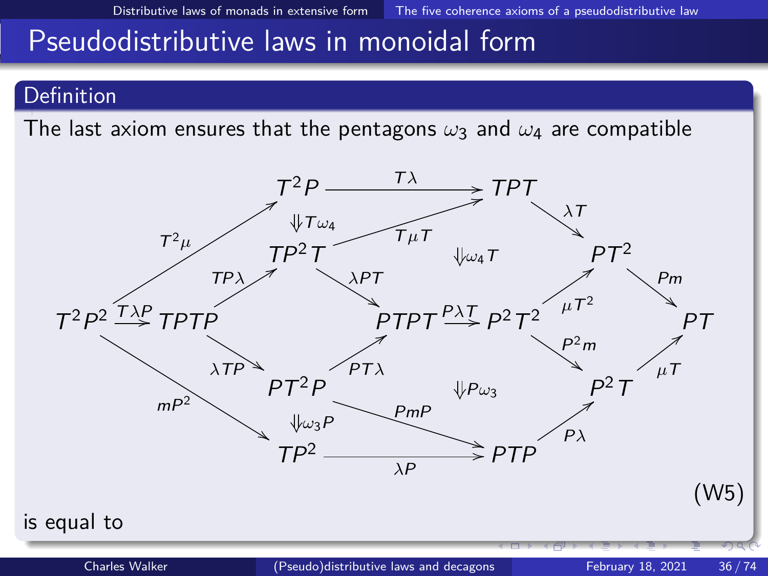# Pseudodistributive laws in monoidal form

## Definition

The last axiom ensures that the pentagons $\omega_3$ and $\omega_4$ are compatible

$$
\begin{array}{ccccccc}
 & & T^2P & \xrightarrow{T\lambda} & TPT & & \\
 & & \Downarrow T\omega_4 & & & \lambda T & \\
 & & TP^2T & \xrightarrow{T\mu T} & & & PT^2 \\
T^2P^2 \xrightarrow{T\lambda P} TPTP & \xrightarrow{TP\lambda} & & \xrightarrow{\lambda PT} PTPT \xrightarrow{P\lambda T} P^2T^2 & \Downarrow \omega_4 T & \xrightarrow{\mu T^2} & \xrightarrow{Pm} PT \\
 & \xrightarrow{\lambda TP} & PT^2P & \xrightarrow{PT\lambda} & \Downarrow P\omega_3 & \xrightarrow{P^2m} & P^2T \xrightarrow{\mu T} \\
 & mP^2 & \Downarrow \omega_3 P & \xrightarrow{PmP} & & & \\
 & & TP^2 & \xrightarrow{\lambda P} & PTP & \xrightarrow{P\lambda} & P^2T
\end{array}
\qquad \text{(W5)}
$$

Arrows: $T^2\mu : T^2P^2 \to T^2P$, $T\lambda P : T^2P^2 \to TPTP$, $mP^2 : T^2P^2 \to TP^2$, $T\lambda : T^2P \to TPT$, $TP\lambda : TPTP \to TP^2T$, $\lambda TP : TPTP \to PT^2P$, $T\mu T : TP^2T \to TPT$, $\lambda PT : TP^2T \to PTPT$, $PT\lambda : PT^2P \to PTPT$, $PmP : PT^2P \to PTP$, $\lambda P : TP^2 \to PTP$, $\lambda T : TPT \to PT^2$, $P\lambda T : PTPT \to P^2T^2$, $\mu T^2 : P^2T^2 \to PT^2$, $P^2m : P^2T^2 \to P^2T$, $P\lambda : PTP \to P^2T$, $Pm : PT^2 \to PT$, $\mu T : P^2T \to PT$; 2-cells $\Downarrow T\omega_4$, $\Downarrow \omega_4 T$, $\Downarrow P\omega_3$, $\Downarrow \omega_3 P$.

is equal to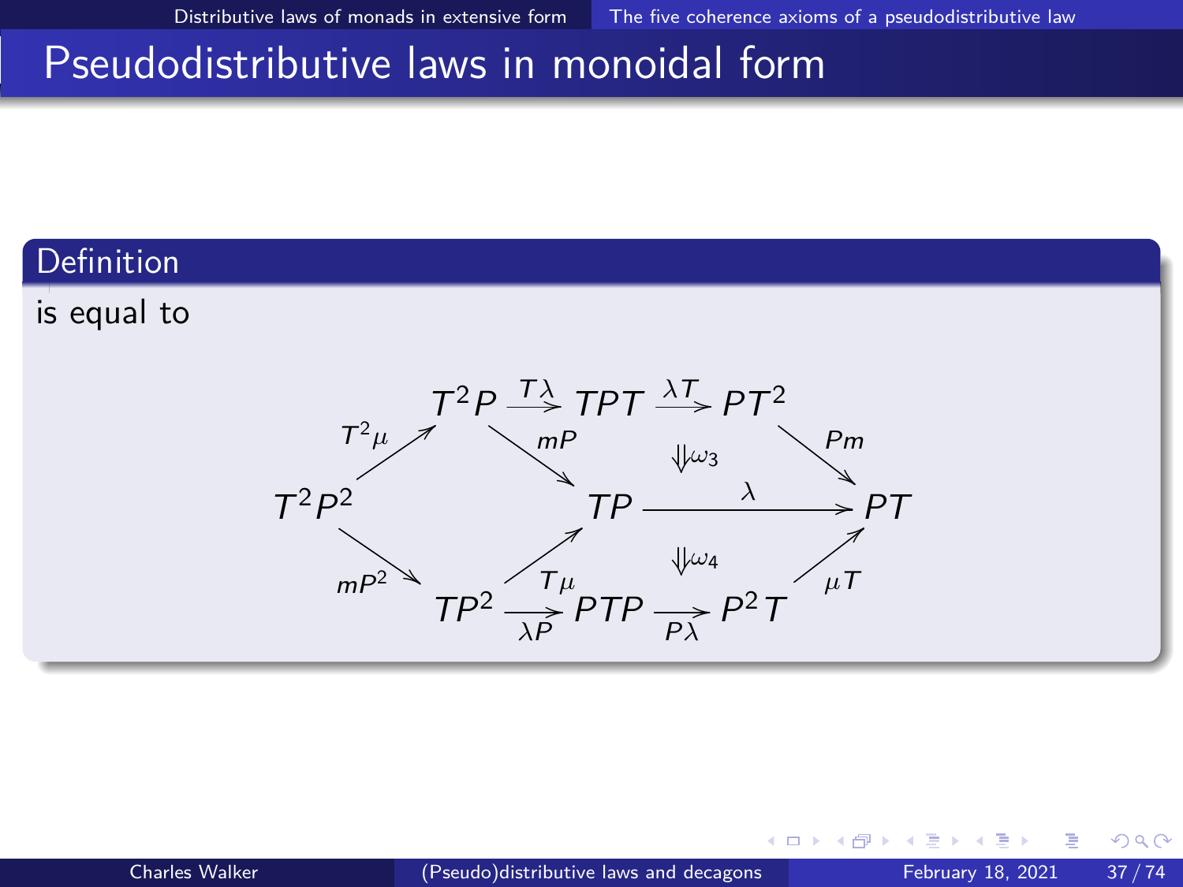# Pseudodistributive laws in monoidal form

**Definition**

is equal to

$$
\begin{array}{ccccccc}
 & T^2P & \xrightarrow{T\lambda} & TPT & \xrightarrow{\lambda T} & PT^2 & \\
{\scriptstyle T^2\mu}\nearrow & & \searrow{\scriptstyle mP} & & \Downarrow\omega_3 & & \searrow{\scriptstyle Pm} \\
T^2P^2 & & & TP & \xrightarrow{\quad\lambda\quad} & & PT \\
{\scriptstyle mP^2}\searrow & & \nearrow{\scriptstyle T\mu} & & \Downarrow\omega_4 & & \nearrow{\scriptstyle \mu T} \\
 & TP^2 & \xrightarrow[\lambda P]{} & PTP & \xrightarrow[P\lambda]{} & P^2T &
\end{array}
$$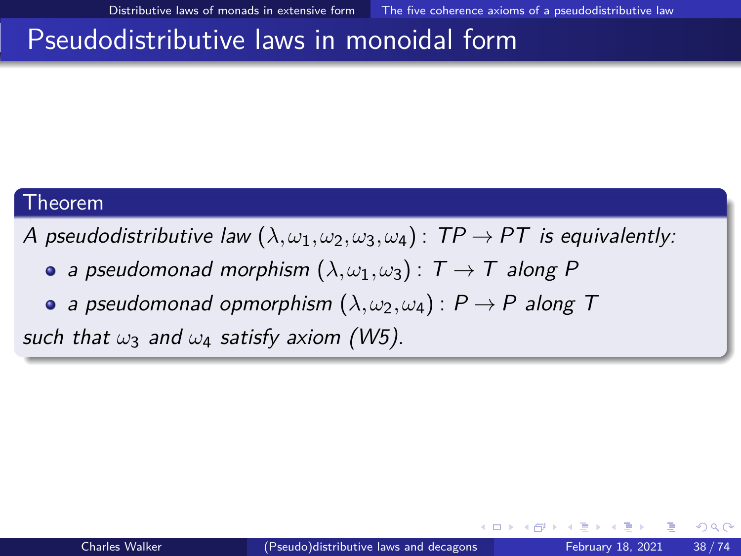# Pseudodistributive laws in monoidal form

**Theorem**

*A pseudodistributive law* $(\lambda, \omega_1, \omega_2, \omega_3, \omega_4) : TP \to PT$ *is equivalently:*

- *a pseudomonad morphism* $(\lambda, \omega_1, \omega_3) : T \to T$ *along* $P$
- *a pseudomonad opmorphism* $(\lambda, \omega_2, \omega_4) : P \to P$ *along* $T$

*such that* $\omega_3$ *and* $\omega_4$ *satisfy axiom (W5).*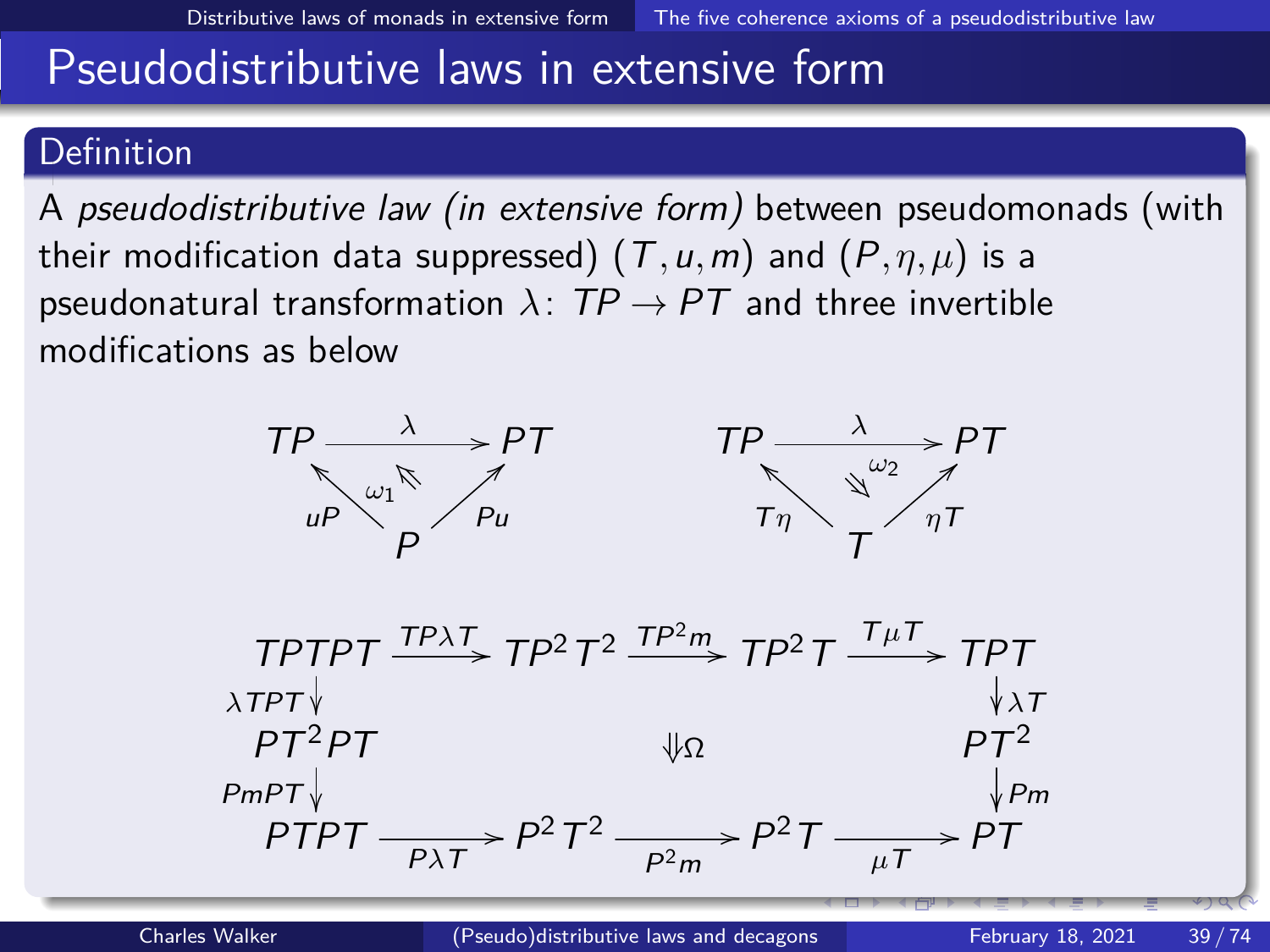# Pseudodistributive laws in extensive form

## Definition

A *pseudodistributive law (in extensive form)* between pseudomonads (with their modification data suppressed) $(T, u, m)$ and $(P, \eta, \mu)$ is a pseudonatural transformation $\lambda \colon TP \to PT$ and three invertible modifications as below

$$
\begin{array}{ccc}
TP & \xrightarrow{\lambda} & PT \\
{\scriptstyle uP}\nwarrow & \Leftarrow\omega_1 & \nearrow{\scriptstyle Pu} \\
& P &
\end{array}
\qquad\qquad
\begin{array}{ccc}
TP & \xrightarrow{\lambda} & PT \\
{\scriptstyle T\eta}\nwarrow & \Downarrow\omega_2 & \nearrow{\scriptstyle \eta T} \\
& T &
\end{array}
$$

$$
\begin{array}{ccccccc}
TPTPT & \xrightarrow{TP\lambda T} & TP^2T^2 & \xrightarrow{TP^2m} & TP^2T & \xrightarrow{T\mu T} & TPT \\
{\scriptstyle \lambda TPT}\downarrow & & & & & & \downarrow{\scriptstyle \lambda T} \\
PT^2PT & & & \Downarrow\Omega & & & PT^2 \\
{\scriptstyle PmPT}\downarrow & & & & & & \downarrow{\scriptstyle Pm} \\
PTPT & \xrightarrow[P\lambda T]{} & P^2T^2 & \xrightarrow[P^2m]{} & P^2T & \xrightarrow[\mu T]{} & PT
\end{array}
$$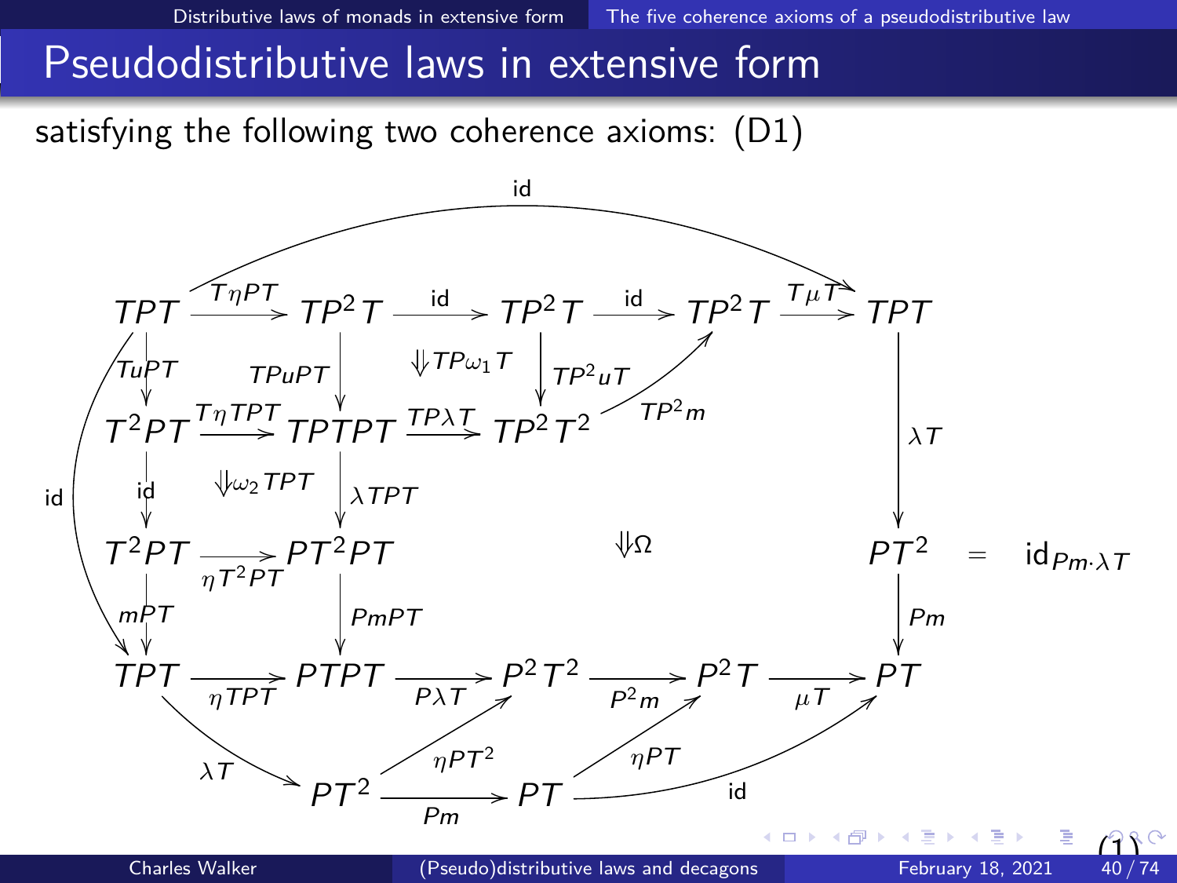# Pseudodistributive laws in extensive form

satisfying the following two coherence axioms: (D1)

$$
\begin{array}{ccccccccc}
TPT & \xrightarrow{T\eta PT} & TP^2T & \xrightarrow{\text{id}} & TP^2T & \xrightarrow{\text{id}} & TP^2T & \xrightarrow{T\mu T} & TPT \\
\downarrow TuPT & & \downarrow TPuPT & \Downarrow TP\omega_1 T & \downarrow TP^2uT & \nearrow TP^2m & & & \downarrow \lambda T \\
T^2PT & \xrightarrow{T\eta TPT} & TPTPT & \xrightarrow{TP\lambda T} & TP^2T^2 & & & & \\
\downarrow \text{id} & \Downarrow \omega_2 TPT & \downarrow \lambda TPT & & & \Downarrow \Omega & & & \\
T^2PT & \xrightarrow{\eta T^2PT} & PT^2PT & & & & & & PT^2 \\
\downarrow mPT & & \downarrow PmPT & & & & & & \downarrow Pm \\
TPT & \xrightarrow{\eta TPT} & PTPT & \xrightarrow{P\lambda T} & P^2T^2 & \xrightarrow{P^2m} & P^2T & \xrightarrow{\mu T} & PT \\
& \searrow \lambda T & & \nearrow \eta PT^2 & & \nearrow \eta PT & & \nearrow \text{id} & \\
& & PT^2 & \xrightarrow{Pm} & PT & & & &
\end{array}
$$

(with an outer arrow $\text{id}: TPT \to TPT$ across the top and an outer arrow $\text{id}: TPT \to TPT$ down the left side)

$$= \quad \text{id}_{Pm \cdot \lambda T} \qquad (1)$$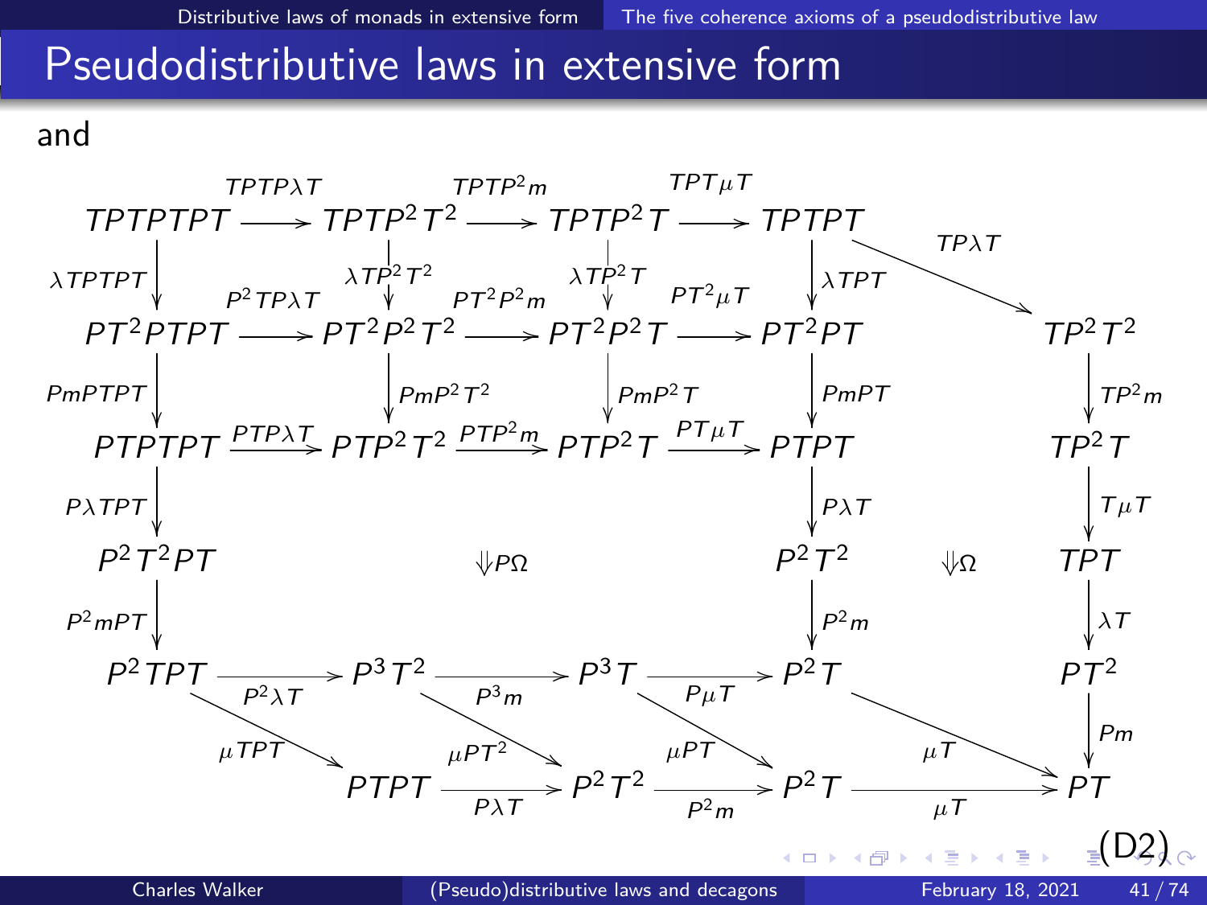# Pseudodistributive laws in extensive form

and

$$
\begin{array}{ccccccccccc}
TPTPTPT & \xrightarrow{TPTP\lambda T} & TPTP^2T^2 & \xrightarrow{TPTP^2 m} & TPTP^2T & \xrightarrow{TPT\mu T} & TPTPT & \xrightarrow{TP\lambda T} & TP^2T^2 \\
\downarrow{\scriptstyle \lambda TPTPT} & & \downarrow{\scriptstyle \lambda TP^2T^2} & & \downarrow{\scriptstyle \lambda TP^2T} & & \downarrow{\scriptstyle \lambda TPT} & & \downarrow{\scriptstyle TP^2m} \\
PT^2PTPT & \xrightarrow{P^2TP\lambda T} & PT^2P^2T^2 & \xrightarrow{PT^2P^2 m} & PT^2P^2T & \xrightarrow{PT^2\mu T} & PT^2PT & & TP^2T \\
\downarrow{\scriptstyle PmPTPT} & & \downarrow{\scriptstyle PmP^2T^2} & & \downarrow{\scriptstyle PmP^2T} & & \downarrow{\scriptstyle PmPT} & & \downarrow{\scriptstyle T\mu T} \\
PTPTPT & \xrightarrow{PTP\lambda T} & PTP^2T^2 & \xrightarrow{PTP^2 m} & PTP^2T & \xrightarrow{PT\mu T} & PTPT & & TPT \\
\downarrow{\scriptstyle P\lambda TPT} & & & & & & \downarrow{\scriptstyle P\lambda T} & & \downarrow{\scriptstyle \lambda T} \\
P^2T^2PT & & & \Downarrow P\Omega & & & P^2T^2 & \Downarrow \Omega & PT^2 \\
\downarrow{\scriptstyle P^2mPT} & & & & & & \downarrow{\scriptstyle P^2m} & & \downarrow{\scriptstyle Pm} \\
P^2TPT & \xrightarrow{P^2\lambda T} & P^3T^2 & \xrightarrow{P^3 m} & P^3T & \xrightarrow{P\mu T} & P^2T & \xrightarrow{\mu T} & PT \\
\searrow{\scriptstyle \mu TPT} & & \searrow{\scriptstyle \mu PT^2} & & \searrow{\scriptstyle \mu PT} & & & & \\
& PTPT & \xrightarrow{P\lambda T} & P^2T^2 & \xrightarrow{P^2 m} & P^2T & \xrightarrow{\mu T} & PT &
\end{array}
$$

(D2)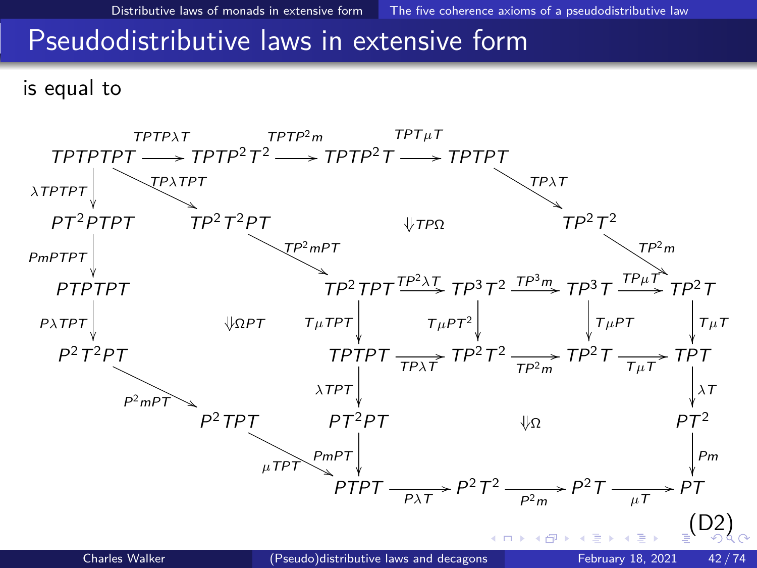# Pseudodistributive laws in extensive form

is equal to

$$
\begin{array}{ccccccc}
TPTPTPT & \xrightarrow{TPTP\lambda T} & TPTP^2T^2 & \xrightarrow{TPTP^2m} & TPTP^2T & \xrightarrow{TPT\mu T} & TPTPT
\end{array}
$$

Left path: $TPTPTPT \xrightarrow{\lambda TPTPT} PT^2PTPT \xrightarrow{PmPTPT} PTPTPT \xrightarrow{P\lambda TPT} P^2T^2PT \xrightarrow{P^2mPT} P^2TPT \xrightarrow{\mu TPT} PTPT$

Middle: $TPTPTPT \xrightarrow{TP\lambda TPT} TP^2T^2PT \xrightarrow{TP^2mPT} TP^2TPT$ (with $\Downarrow \Omega PT$)

$TP^2TPT \xrightarrow{TP^2\lambda T} TP^3T^2 \xrightarrow{TP^3m} TP^3T \xrightarrow{TP\mu T} TP^2T$ (with $\Downarrow TP\Omega$)

$TPTPT \xrightarrow{TP\lambda T} TP^2T^2 \xrightarrow{TP^2m} TP^2T$

Vertical: $TP^2TPT \xrightarrow{T\mu TPT} TPTPT$, $TP^3T^2 \xrightarrow{T\mu PT^2} TP^2T^2$, $TP^3T \xrightarrow{T\mu PT} TP^2T$, $TP^2T \xrightarrow{T\mu T} TPT$

$TPTPT \xrightarrow{TP\lambda T} TP^2T^2 \xrightarrow{TP^2m} TP^2T \xrightarrow{T\mu T} TPT$

$TPTPT \xrightarrow{\lambda TPT} PT^2PT \xrightarrow{PmPT} PTPT$ (with $\Downarrow \Omega$)

$TPT \xrightarrow{\lambda T} PT^2 \xrightarrow{Pm} PT$

$PTPT \xrightarrow{P\lambda T} P^2T^2 \xrightarrow{P^2m} P^2T \xrightarrow{\mu T} PT$

(D2)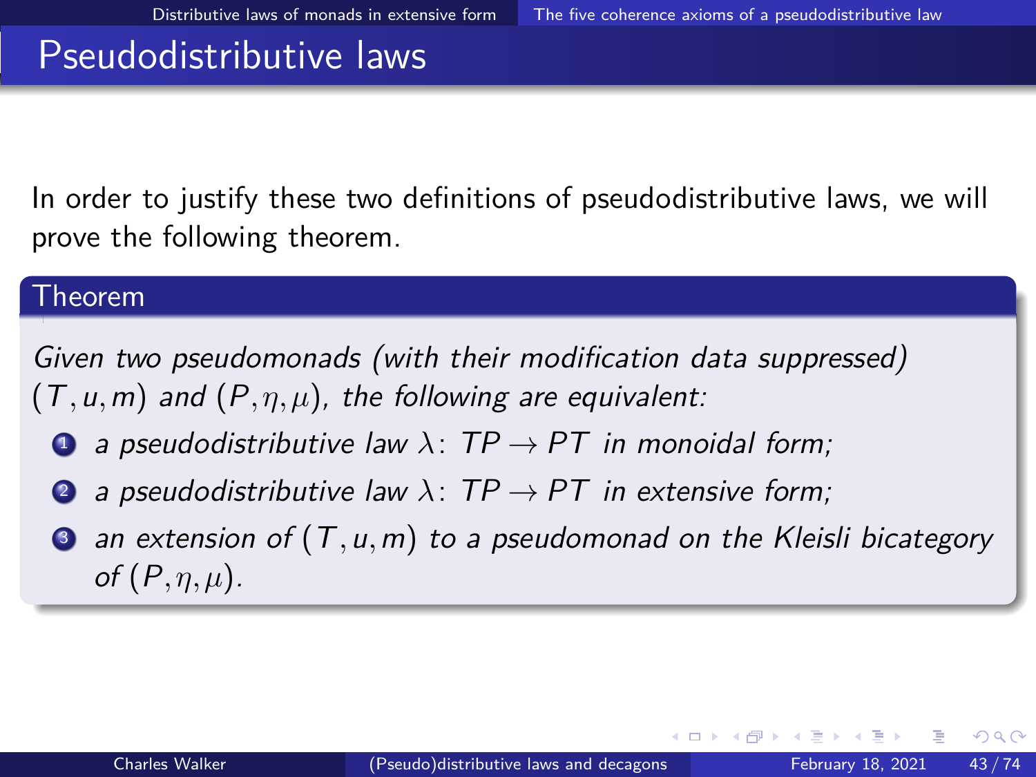# Pseudodistributive laws

In order to justify these two definitions of pseudodistributive laws, we will prove the following theorem.

**Theorem**

*Given two pseudomonads (with their modification data suppressed) $(T, u, m)$ and $(P, \eta, \mu)$, the following are equivalent:*

1. *a pseudodistributive law $\lambda \colon TP \to PT$ in monoidal form;*
2. *a pseudodistributive law $\lambda \colon TP \to PT$ in extensive form;*
3. *an extension of $(T, u, m)$ to a pseudomonad on the Kleisli bicategory of $(P, \eta, \mu)$.*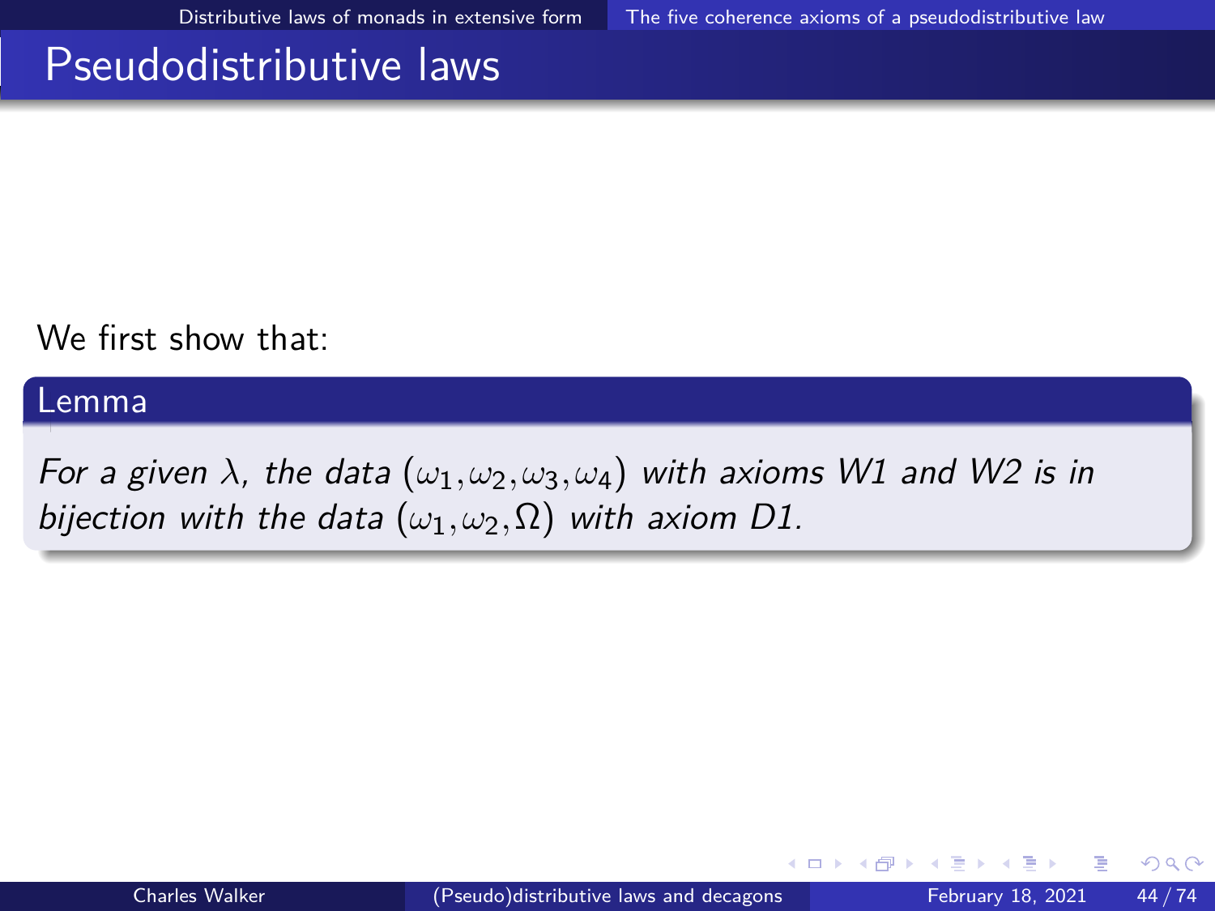# Pseudodistributive laws

We first show that:

**Lemma**

*For a given $\lambda$, the data $(\omega_1, \omega_2, \omega_3, \omega_4)$ with axioms W1 and W2 is in bijection with the data $(\omega_1, \omega_2, \Omega)$ with axiom D1.*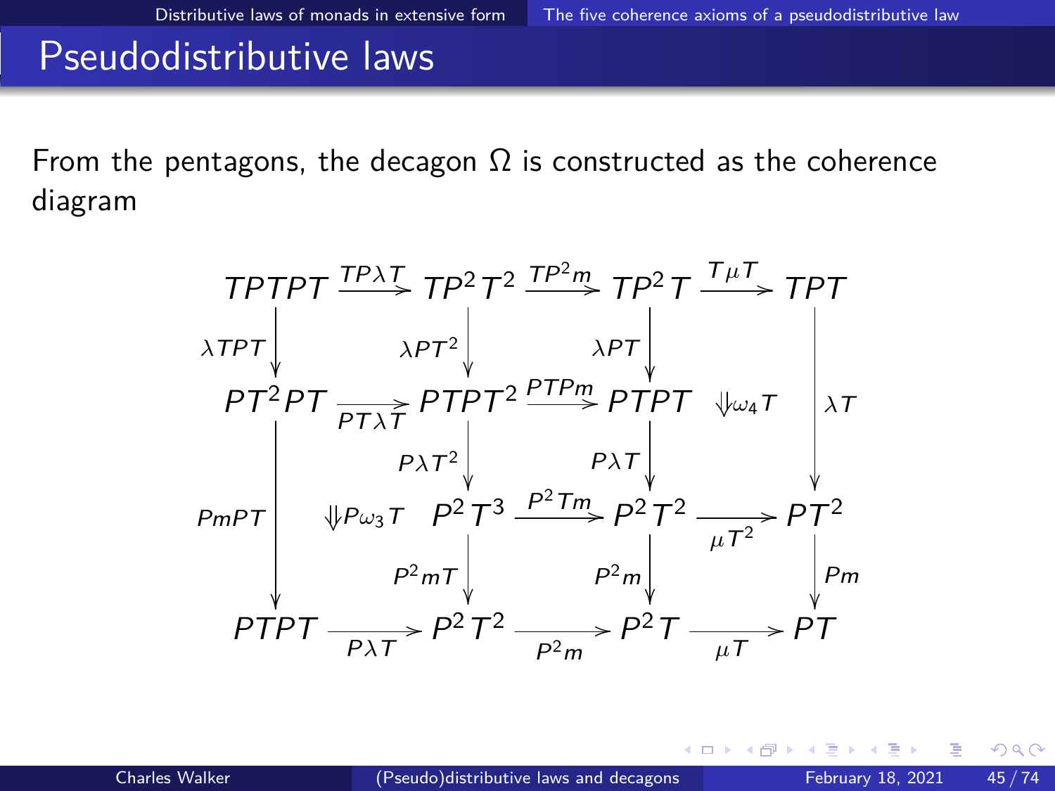## Pseudodistributive laws

From the pentagons, the decagon $\Omega$ is constructed as the coherence diagram

$$
\begin{array}{ccccccc}
TPTPT & \xrightarrow{TP\lambda T} & TP^2T^2 & \xrightarrow{TP^2m} & TP^2T & \xrightarrow{T\mu T} & TPT \\
\downarrow{\scriptstyle \lambda TPT} & & \downarrow{\scriptstyle \lambda PT^2} & & \downarrow{\scriptstyle \lambda PT} & & \\
PT^2PT & \xrightarrow[PT\lambda T]{} & PTPT^2 & \xrightarrow{PTPm} & PTPT & \Downarrow \omega_4 T & \downarrow{\scriptstyle \lambda T} \\
 & & \downarrow{\scriptstyle P\lambda T^2} & & \downarrow{\scriptstyle P\lambda T} & & \\
\downarrow{\scriptstyle PmPT} & \Downarrow P\omega_3 T & P^2T^3 & \xrightarrow{P^2Tm} & P^2T^2 & \xrightarrow[\mu T^2]{} & PT^2 \\
 & & \downarrow{\scriptstyle P^2mT} & & \downarrow{\scriptstyle P^2m} & & \downarrow{\scriptstyle Pm} \\
PTPT & \xrightarrow[P\lambda T]{} & P^2T^2 & \xrightarrow[P^2m]{} & P^2T & \xrightarrow[\mu T]{} & PT
\end{array}
$$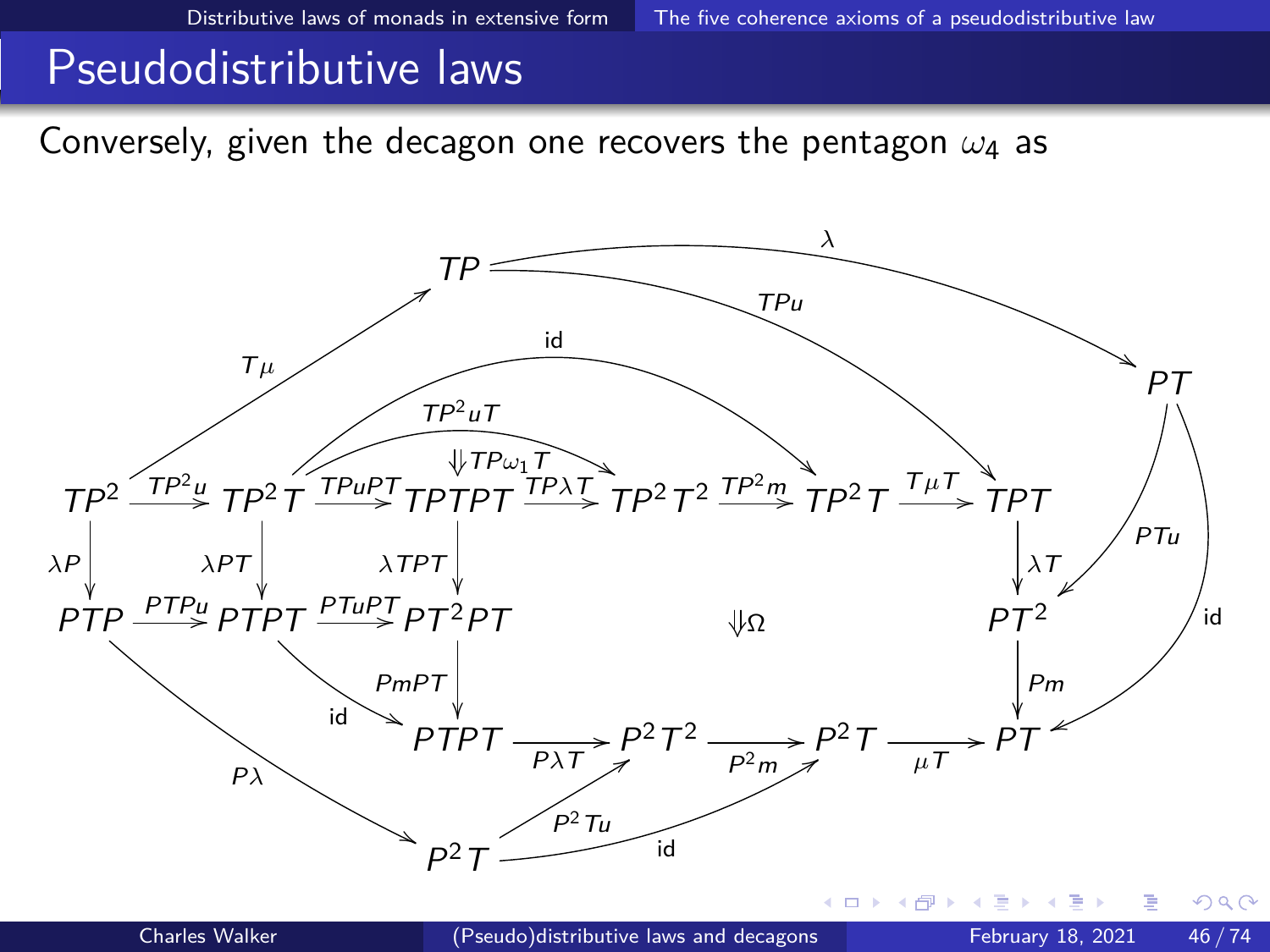# Pseudodistributive laws

Conversely, given the decagon one recovers the pentagon $\omega_4$ as

$$
\begin{array}{ccccccccccc}
 & & & & TP & & & & & & \\
 & & & & & & & & & & PT \\
TP^2 & \xrightarrow{TP^2u} & TP^2T & \xrightarrow{TPuPT} & TPTPT & \xrightarrow{TP\lambda T} & TP^2T^2 & \xrightarrow{TP^2m} & TP^2T & \xrightarrow{T\mu T} & TPT \\
\Big\downarrow{\scriptstyle \lambda P} & & \Big\downarrow{\scriptstyle \lambda PT} & & \Big\downarrow{\scriptstyle \lambda TPT} & & \Downarrow\Omega & & & & \Big\downarrow{\scriptstyle \lambda T} \\
PTP & \xrightarrow{PTPu} & PTPT & \xrightarrow{PTuPT} & PT^2PT & & & & & & PT^2 \\
 & & & & \Big\downarrow{\scriptstyle PmPT} & & & & & & \Big\downarrow{\scriptstyle Pm} \\
 & & & & PTPT & \xrightarrow{P\lambda T} & P^2T^2 & \xrightarrow{P^2m} & P^2T & \xrightarrow{\mu T} & PT \\
 & & & & P^2T & & & & & &
\end{array}
$$

with additional arrows: $T\mu : TP^2 \to TP$, $\lambda : TP \to PT$, $TPu : TP \to TPT$, $PTu : PT \to PT^2$, $\mathrm{id} : PT \to PT$, $\mathrm{id} : TP^2T \to TP^2T$, $TP^2uT : TP^2T \to TP^2T^2$ (with 2-cell $\Downarrow TP\omega_1 T$), $\mathrm{id} : PTPT \to PTPT$, $P\lambda : PTP \to P^2T$, $P^2Tu : P^2T \to P^2T^2$, $\mathrm{id} : P^2T \to P^2T$.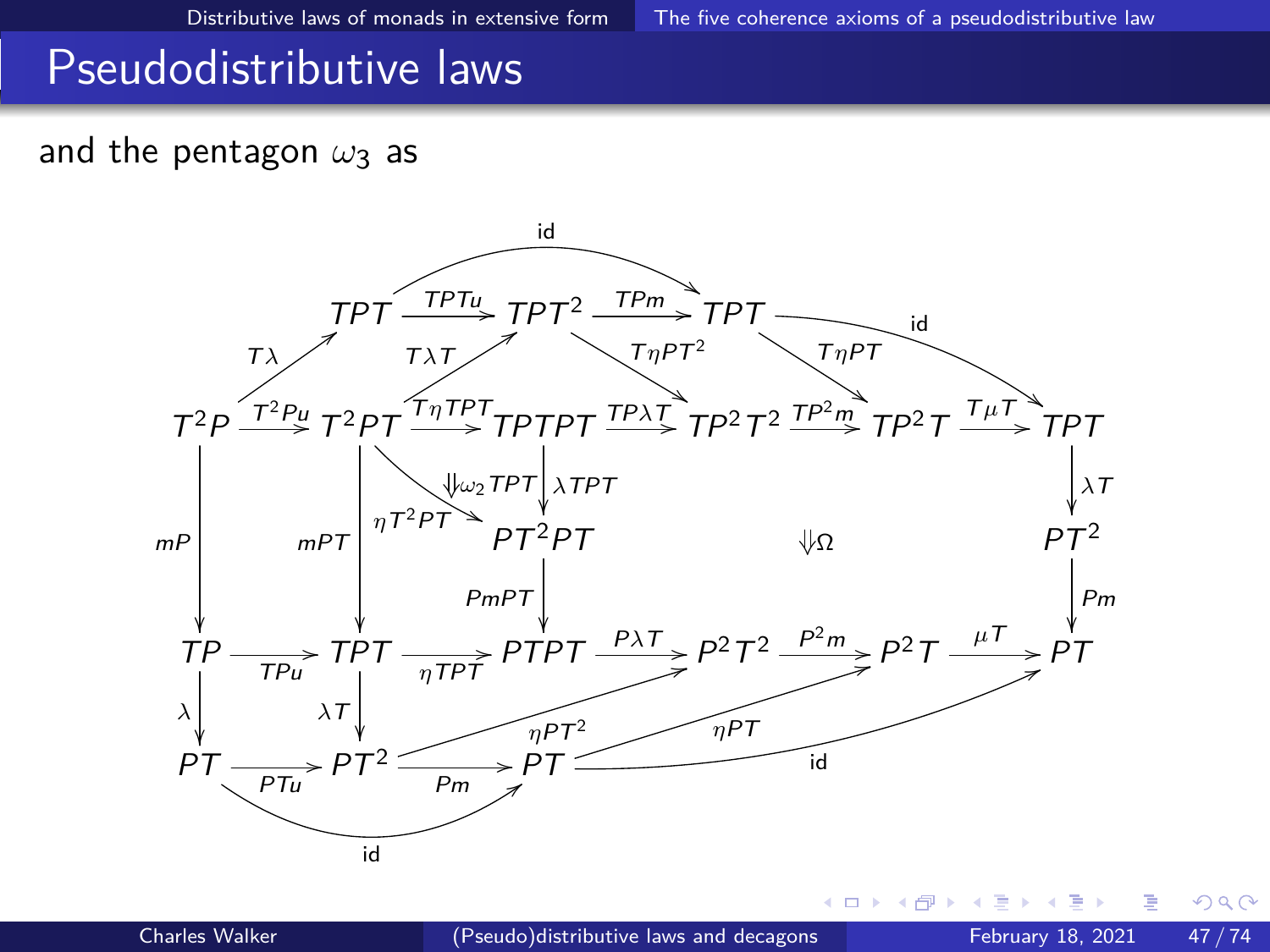# Pseudodistributive laws

and the pentagon $\omega_3$ as

$$
\begin{tikzcd}
& TPT \arrow[r, "TPTu"] \arrow[rrr, bend left, "\mathrm{id}"] & TPT^2 \arrow[rr, "TPm"] \arrow[rd, "T\eta PT^2"] & & TPT \arrow[d, "T\eta PT"] \arrow[rd, bend left, "\mathrm{id}"] & \\
T^2P \arrow[ru, "T\lambda"] \arrow[r, "T^2Pu"] \arrow[d, "mP"'] & T^2PT \arrow[ru, "T\lambda T"] \arrow[r, "T\eta TPT"] \arrow[rd, "\eta T^2PT"'] \arrow[dd, "mPT"'] & TPTPT \arrow[r, "TP\lambda T"] \arrow[d, "\lambda TPT"] \arrow[ld, phantom, "\Downarrow \omega_2 TPT"] & TP^2T^2 \arrow[r, "TP^2m"] \arrow[dd, phantom, "\Downarrow \Omega"] & TP^2T \arrow[r, "T\mu T"] & TPT \arrow[d, "\lambda T"] \\
& & PT^2PT \arrow[d, "PmPT"] & & & PT^2 \arrow[d, "Pm"] \\
TP \arrow[r, "TPu"'] \arrow[d, "\lambda"'] & TPT \arrow[r, "\eta TPT"'] \arrow[d, "\lambda T"'] & PTPT \arrow[r, "P\lambda T"] & P^2T^2 \arrow[r, "P^2m"] & P^2T \arrow[r, "\mu T"] & PT \\
PT \arrow[r, "PTu"'] \arrow[rr, bend right, "\mathrm{id}"'] & PT^2 \arrow[r, "Pm"'] \arrow[rru, "\eta PT^2"] & PT \arrow[rru, "\eta PT"] \arrow[rrru, bend right, "\mathrm{id}"] & & &
\end{tikzcd}
$$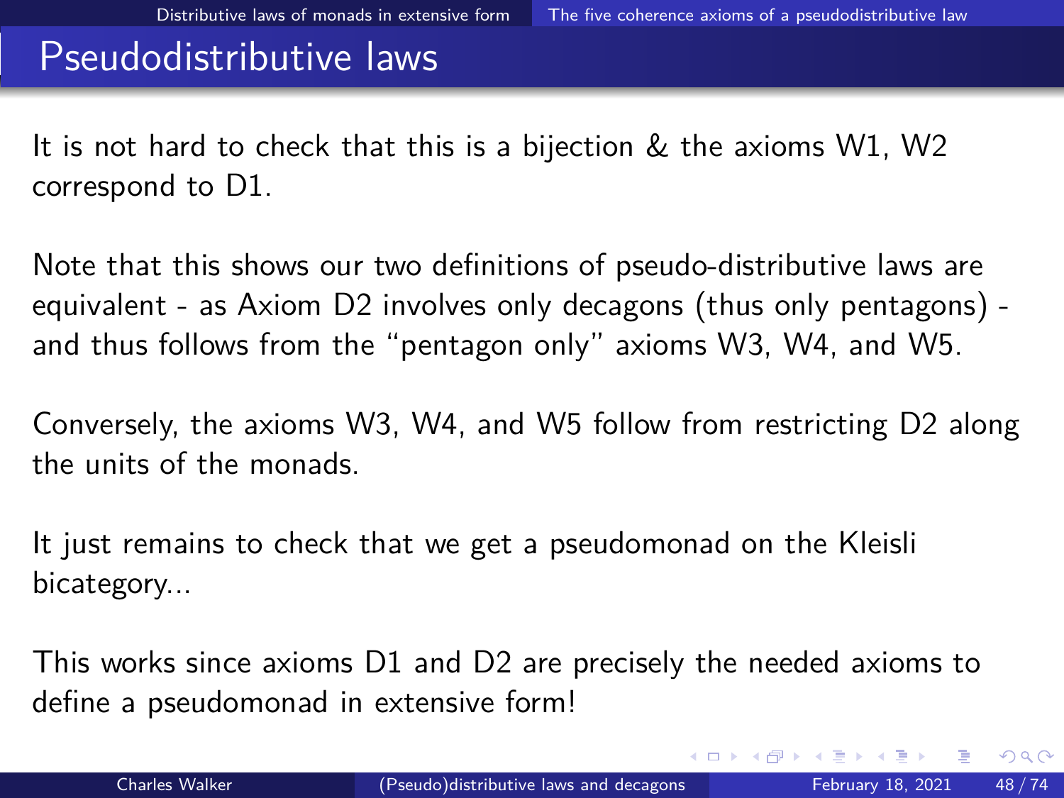# Pseudodistributive laws

It is not hard to check that this is a bijection & the axioms W1, W2 correspond to D1.

Note that this shows our two definitions of pseudo-distributive laws are equivalent - as Axiom D2 involves only decagons (thus only pentagons) - and thus follows from the "pentagon only" axioms W3, W4, and W5.

Conversely, the axioms W3, W4, and W5 follow from restricting D2 along the units of the monads.

It just remains to check that we get a pseudomonad on the Kleisli bicategory...

This works since axioms D1 and D2 are precisely the needed axioms to define a pseudomonad in extensive form!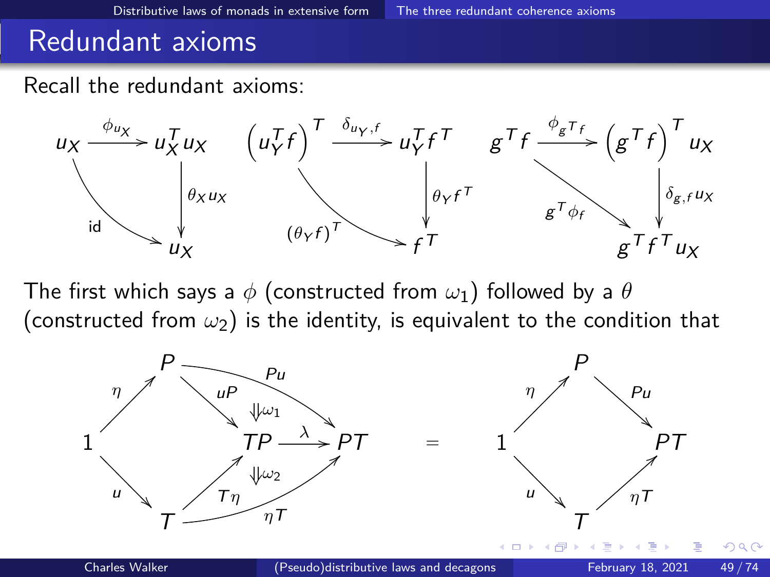# Redundant axioms

Recall the redundant axioms:

$$
\begin{array}{ccc}
u_X \xrightarrow{\phi_{u_X}} u_X^T u_X \xrightarrow{\theta_X u_X} u_X, \quad \theta_X u_X \circ \phi_{u_X} = \mathrm{id}
&
\left(u_Y^T f\right)^T \xrightarrow{\delta_{u_Y,f}} u_Y^T f^T \xrightarrow{\theta_Y f^T} f^T, \quad \theta_Y f^T \circ \delta_{u_Y,f} = \left(\theta_Y f\right)^T
&
g^T f \xrightarrow{\phi_{g^T f}} \left(g^T f\right)^T u_X \xrightarrow{\delta_{g,f} u_X} g^T f^T u_X, \quad \delta_{g,f} u_X \circ \phi_{g^T f} = g^T \phi_f
\end{array}
$$

The first which says a $\phi$ (constructed from $\omega_1$) followed by a $\theta$ (constructed from $\omega_2$) is the identity, is equivalent to the condition that

$$
\left( 1 \xrightarrow{\eta} P \xrightarrow{uP} TP \xrightarrow{\lambda} PT,\ \ P \xrightarrow{Pu} PT,\ \Downarrow\omega_1 \right) \cdot \left( 1 \xrightarrow{u} T \xrightarrow{T\eta} TP \xrightarrow{\lambda} PT,\ \ T \xrightarrow{\eta T} PT,\ \Downarrow\omega_2 \right)
=
\left( 1 \xrightarrow{\eta} P \xrightarrow{Pu} PT \right) \quad \left( 1 \xrightarrow{u} T \xrightarrow{\eta T} PT \right)
$$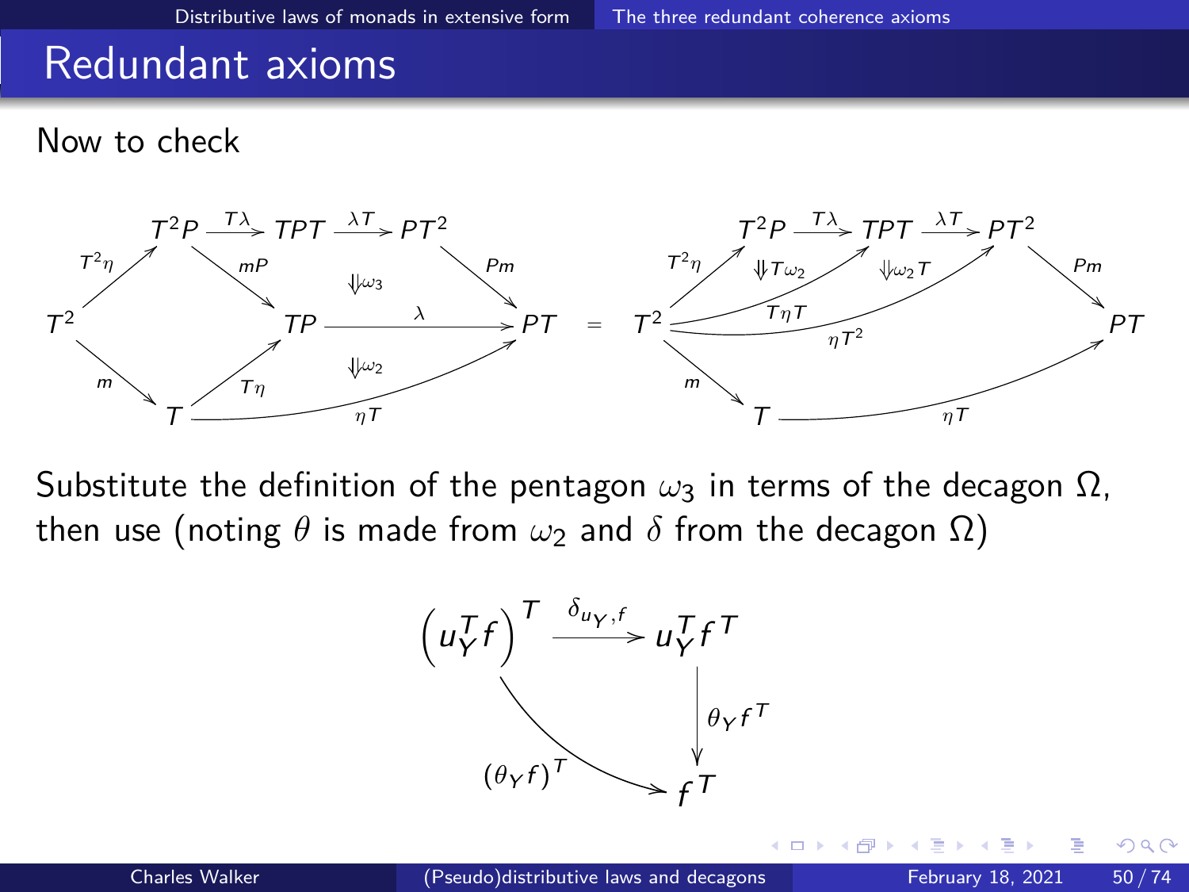## Redundant axioms

Now to check

$$
\begin{array}{c}
\text{Left: } T^2 \xrightarrow{T^2\eta} T^2P \xrightarrow{T\lambda} TPT \xrightarrow{\lambda T} PT^2 \xrightarrow{Pm} PT,\quad T^2P \xrightarrow{mP} TP \xrightarrow{\lambda} PT,\quad T^2 \xrightarrow{m} T \xrightarrow{T\eta} TP,\quad T \xrightarrow{\eta T} PT,\quad \Downarrow\omega_3,\ \Downarrow\omega_2 \\[1em]
= \\[1em]
\text{Right: } T^2 \xrightarrow{T^2\eta} T^2P \xrightarrow{T\lambda} TPT \xrightarrow{\lambda T} PT^2 \xrightarrow{Pm} PT,\quad T^2 \xrightarrow{T\eta T} TPT,\quad T^2 \xrightarrow{\eta T^2} PT^2,\quad T^2 \xrightarrow{m} T \xrightarrow{\eta T} PT,\quad \Downarrow T\omega_2,\ \Downarrow\omega_2 T
\end{array}
$$

Substitute the definition of the pentagon $\omega_3$ in terms of the decagon $\Omega$, then use (noting $\theta$ is made from $\omega_2$ and $\delta$ from the decagon $\Omega$)

$$
\begin{array}{ccc}
\left(u_Y^T f\right)^T & \xrightarrow{\delta_{u_Y,f}} & u_Y^T f^T \\
& \searrow^{(\theta_Y f)^T} & \downarrow \theta_Y f^T \\
& & f^T
\end{array}
$$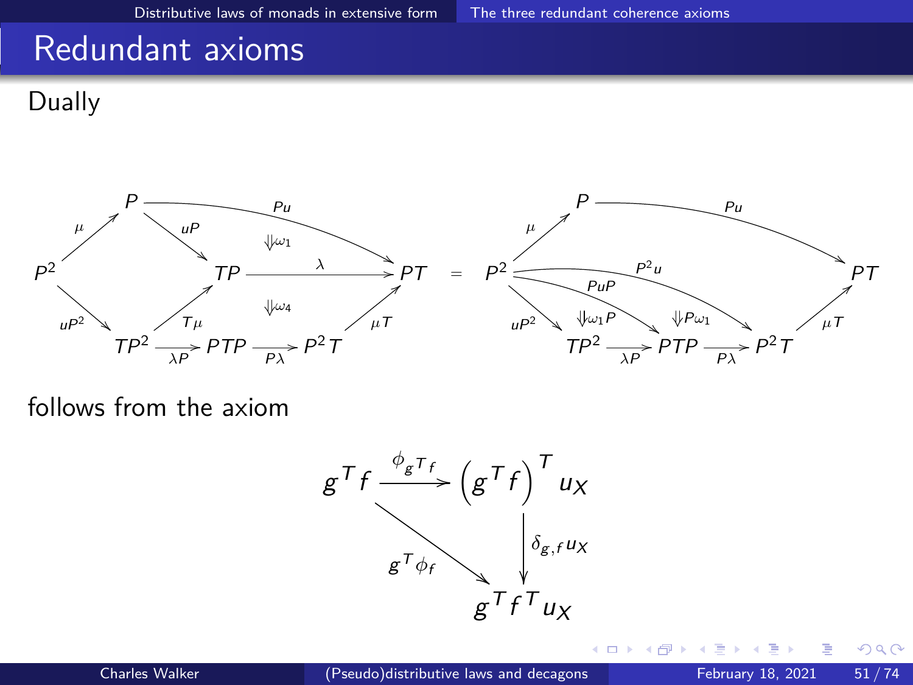# Redundant axioms

Dually

$$
\begin{array}{c}
\text{LHS: } P^2 \xrightarrow{\mu} P \xrightarrow{uP} TP \xrightarrow{\lambda} PT,\quad P \xrightarrow{Pu} PT \;(\Downarrow \omega_1),\\
P^2 \xrightarrow{uP^2} TP^2 \xrightarrow{T\mu} TP,\quad TP^2 \xrightarrow{\lambda P} PTP \xrightarrow{P\lambda} P^2T \xrightarrow{\mu T} PT \;(\Downarrow \omega_4)
\end{array}
\;=\;
\begin{array}{c}
\text{RHS: } P^2 \xrightarrow{\mu} P \xrightarrow{Pu} PT,\quad P^2 \xrightarrow{P^2 u} P^2T \xrightarrow{\mu T} PT,\\
P^2 \xrightarrow{PuP} PTP,\quad P^2 \xrightarrow{uP^2} TP^2 \xrightarrow{\lambda P} PTP \xrightarrow{P\lambda} P^2T,\\
\Downarrow \omega_1 P,\quad \Downarrow P\omega_1
\end{array}
$$

follows from the axiom

$$
\begin{array}{ccc}
g^T f & \xrightarrow{\phi_{g^T f}} & \left(g^T f\right)^T u_X \\
& \searrow^{g^T \phi_f} & \downarrow{\delta_{g,f} u_X} \\
& & g^T f^T u_X
\end{array}
$$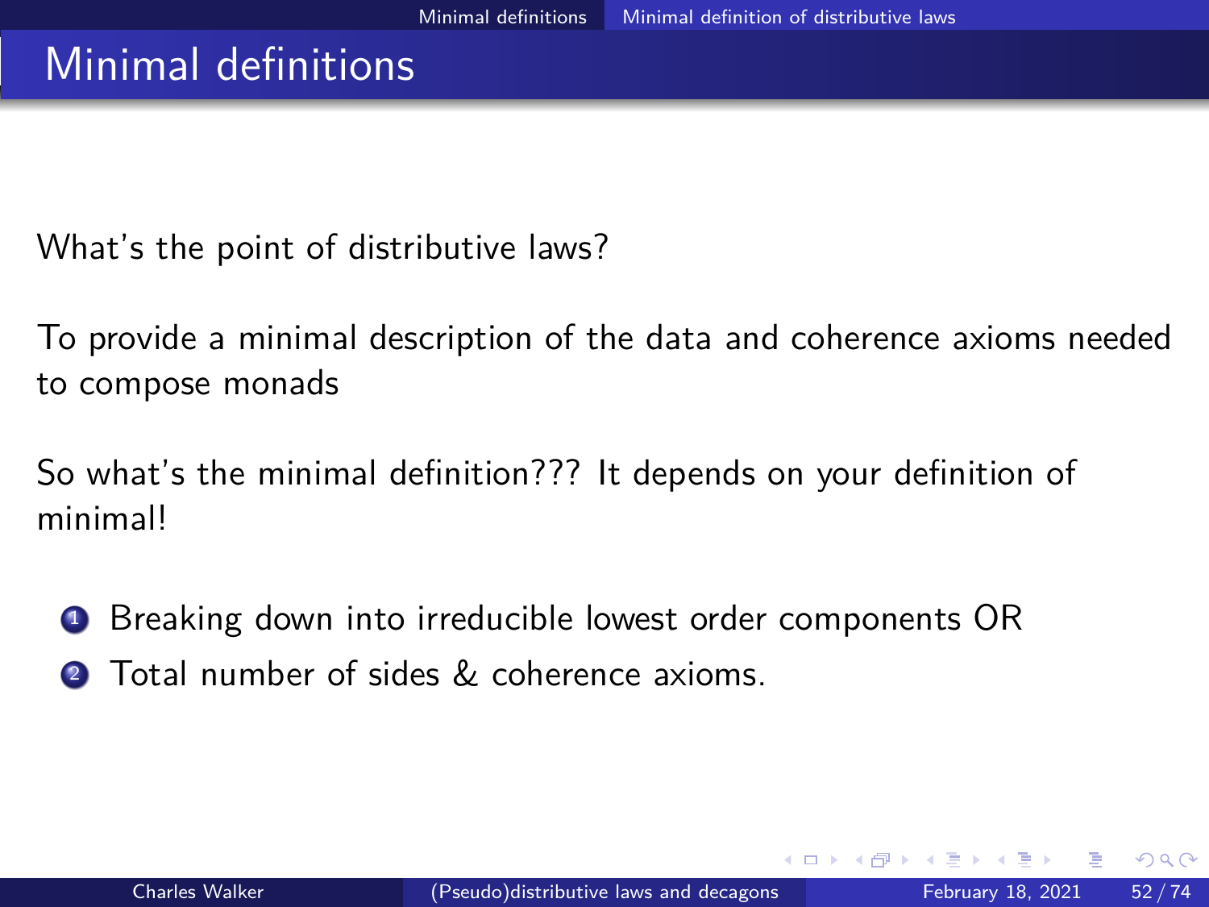# Minimal definitions

What's the point of distributive laws?

To provide a minimal description of the data and coherence axioms needed to compose monads

So what's the minimal definition??? It depends on your definition of minimal!

1. Breaking down into irreducible lowest order components OR
2. Total number of sides & coherence axioms.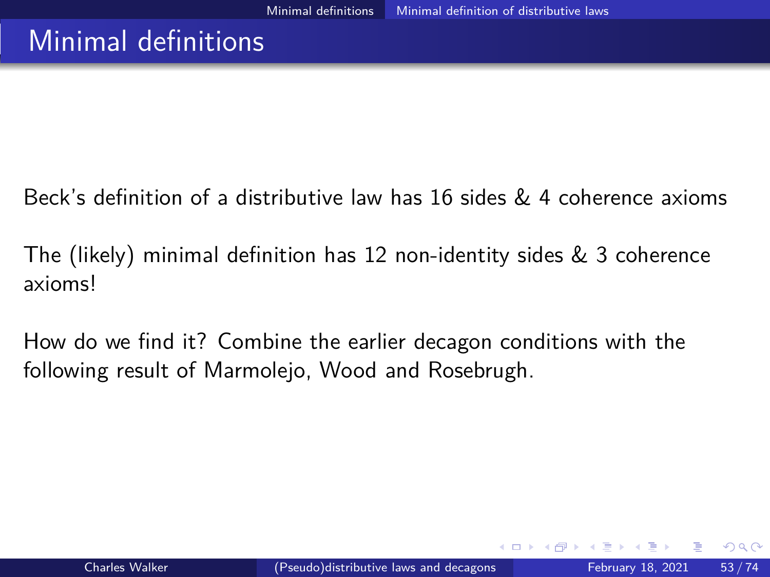# Minimal definitions

Beck's definition of a distributive law has 16 sides & 4 coherence axioms

The (likely) minimal definition has 12 non-identity sides & 3 coherence axioms!

How do we find it? Combine the earlier decagon conditions with the following result of Marmolejo, Wood and Rosebrugh.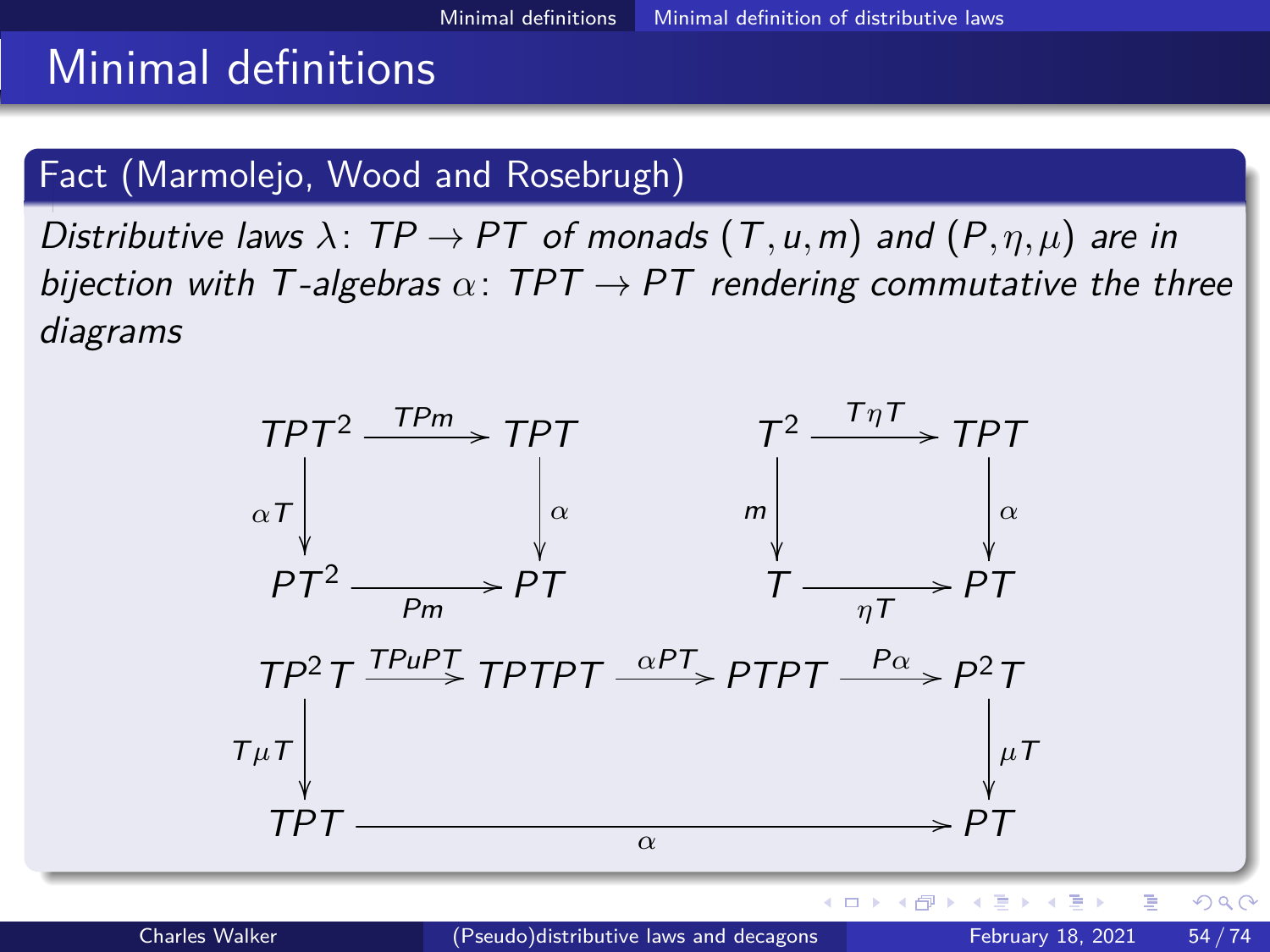# Minimal definitions

## Fact (Marmolejo, Wood and Rosebrugh)

*Distributive laws* $\lambda \colon TP \to PT$ *of monads* $(T, u, m)$ *and* $(P, \eta, \mu)$ *are in bijection with* $T$*-algebras* $\alpha \colon TPT \to PT$ *rendering commutative the three diagrams*

$$
\begin{array}{ccc}
TPT^2 & \xrightarrow{TPm} & TPT \\
{\scriptstyle \alpha T}\downarrow & & \downarrow{\scriptstyle \alpha} \\
PT^2 & \xrightarrow[Pm]{} & PT
\end{array}
\qquad\qquad
\begin{array}{ccc}
T^2 & \xrightarrow{T\eta T} & TPT \\
{\scriptstyle m}\downarrow & & \downarrow{\scriptstyle \alpha} \\
T & \xrightarrow[\eta T]{} & PT
\end{array}
$$

$$
\begin{array}{ccccccc}
TP^2T & \xrightarrow{TPuPT} & TPTPT & \xrightarrow{\alpha PT} & PTPT & \xrightarrow{P\alpha} & P^2T \\
{\scriptstyle T\mu T}\downarrow & & & & & & \downarrow{\scriptstyle \mu T} \\
TPT & & & \xrightarrow[\alpha]{} & & & PT
\end{array}
$$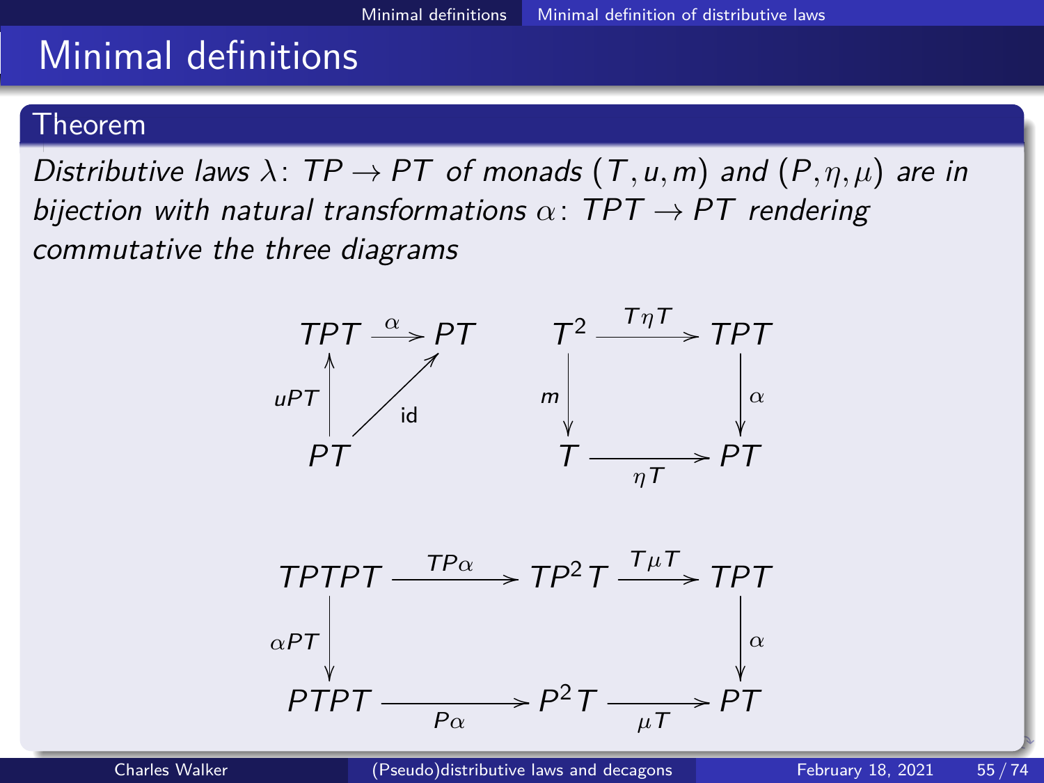# Minimal definitions

**Theorem**

*Distributive laws $\lambda\colon TP \to PT$ of monads $(T, u, m)$ and $(P, \eta, \mu)$ are in bijection with natural transformations $\alpha\colon TPT \to PT$ rendering commutative the three diagrams*

$$
\begin{array}{ccc}
TPT & \xrightarrow{\alpha} & PT \\
\uparrow{\scriptstyle uPT} & \nearrow{\scriptstyle \mathrm{id}} & \\
PT & &
\end{array}
\qquad
\begin{array}{ccc}
T^2 & \xrightarrow{T\eta T} & TPT \\
\downarrow{\scriptstyle m} & & \downarrow{\scriptstyle \alpha} \\
T & \xrightarrow[\eta T]{} & PT
\end{array}
$$

$$
\begin{array}{ccccc}
TPTPT & \xrightarrow{TP\alpha} & TP^2T & \xrightarrow{T\mu T} & TPT \\
\downarrow{\scriptstyle \alpha PT} & & & & \downarrow{\scriptstyle \alpha} \\
PTPT & \xrightarrow[P\alpha]{} & P^2T & \xrightarrow[\mu T]{} & PT
\end{array}
$$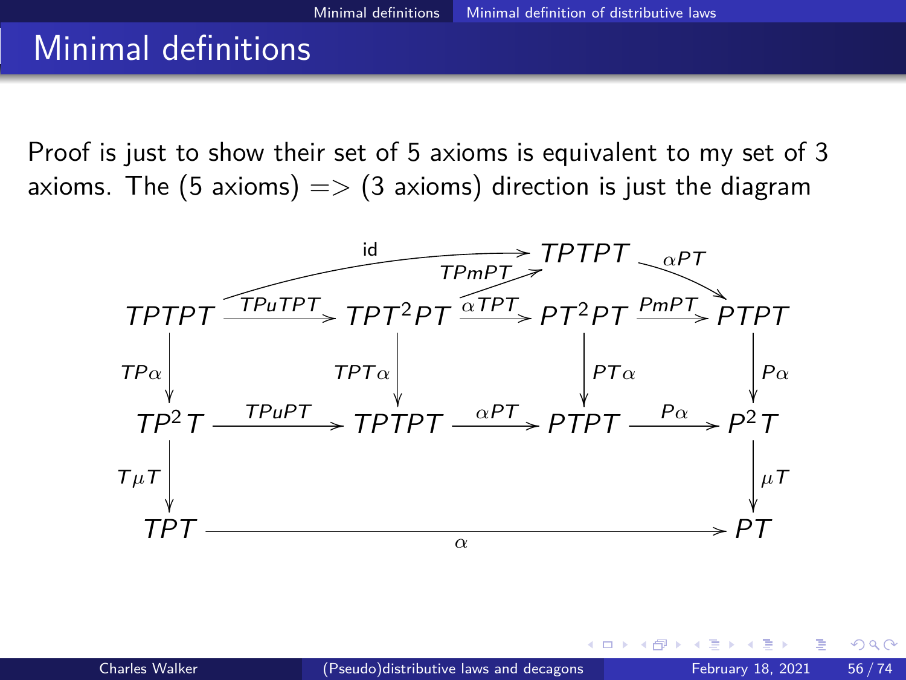# Minimal definitions

Proof is just to show their set of 5 axioms is equivalent to my set of 3 axioms. The (5 axioms) => (3 axioms) direction is just the diagram

$$
\begin{array}{ccccccc}
 & & & & TPTPT & & \\
TPTPT & \xrightarrow{TPuTPT} & TPT^2PT & \xrightarrow{\alpha TPT} & PT^2PT & \xrightarrow{PmPT} & PTPT \\
\downarrow{\scriptstyle TP\alpha} & & \downarrow{\scriptstyle TPT\alpha} & & \downarrow{\scriptstyle PT\alpha} & & \downarrow{\scriptstyle P\alpha} \\
TP^2T & \xrightarrow{TPuPT} & TPTPT & \xrightarrow{\alpha PT} & PTPT & \xrightarrow{P\alpha} & P^2T \\
\downarrow{\scriptstyle T\mu T} & & & & & & \downarrow{\scriptstyle \mu T} \\
TPT & & & \xrightarrow{\alpha} & & & PT
\end{array}
$$

with additional arrows $\text{id}: TPTPT \to TPTPT$ (top), $TPmPT: TPT^2PT \to TPTPT$, and $\alpha PT: TPTPT \to PTPT$.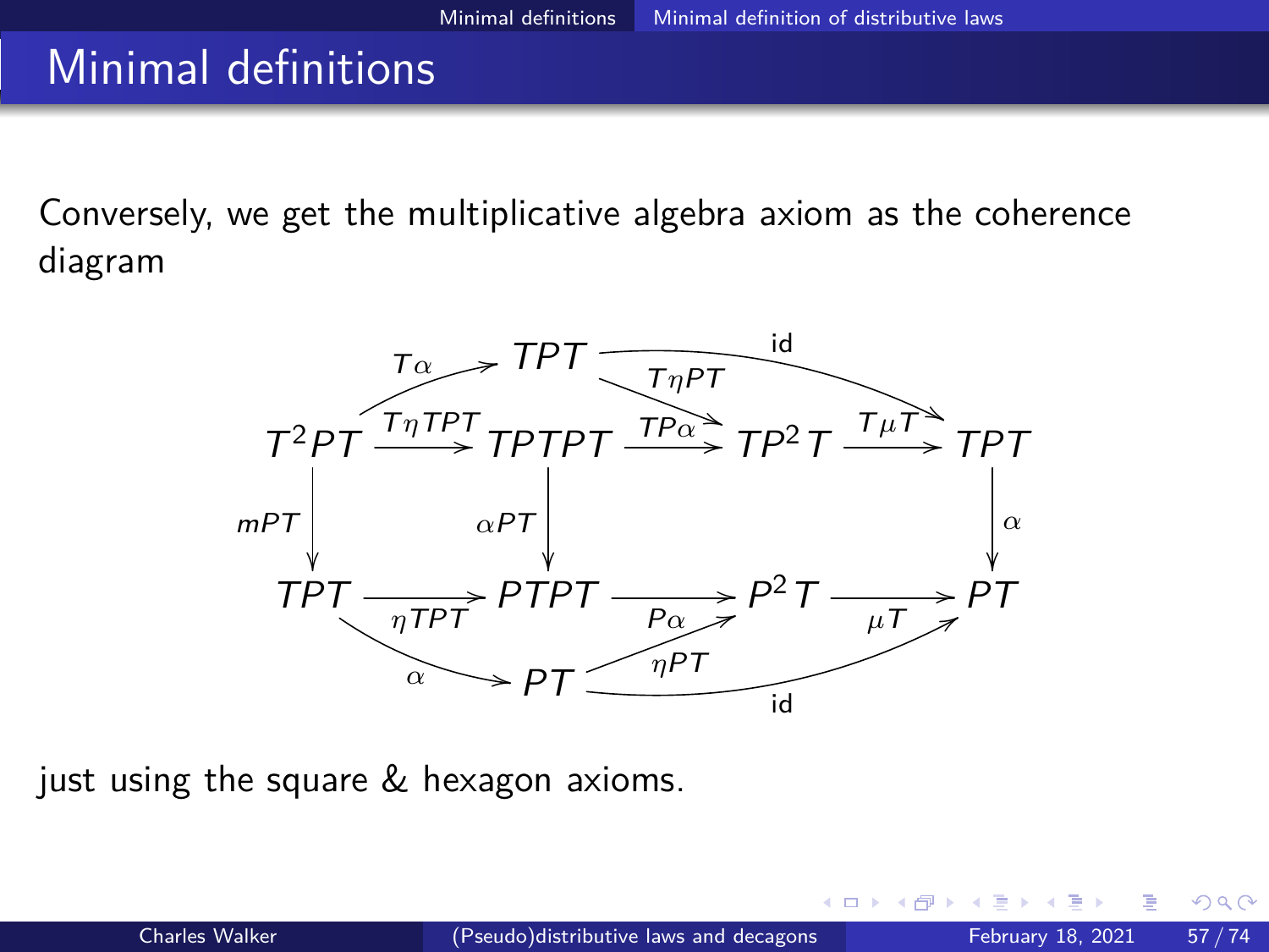# Minimal definitions

Conversely, we get the multiplicative algebra axiom as the coherence diagram

$$
\begin{array}{ccccccc}
T^2PT & \xrightarrow{T\eta TPT} & TPTPT & \xrightarrow{TP\alpha} & TP^2T & \xrightarrow{T\mu T} & TPT \\
\downarrow{\scriptstyle mPT} & & \downarrow{\scriptstyle \alpha PT} & & & & \downarrow{\scriptstyle \alpha} \\
TPT & \xrightarrow[\eta TPT]{} & PTPT & \xrightarrow[P\alpha]{} & P^2T & \xrightarrow[\mu T]{} & PT
\end{array}
$$

with additional arrows $T\alpha : T^2PT \to TPT$, $T\eta PT : TPT \to TP^2T$, $\mathrm{id} : TPT \to TPT$ along the top, and $\alpha : TPT \to PT$, $\eta PT : PT \to P^2T$, $\mathrm{id} : PT \to PT$ along the bottom,

just using the square & hexagon axioms.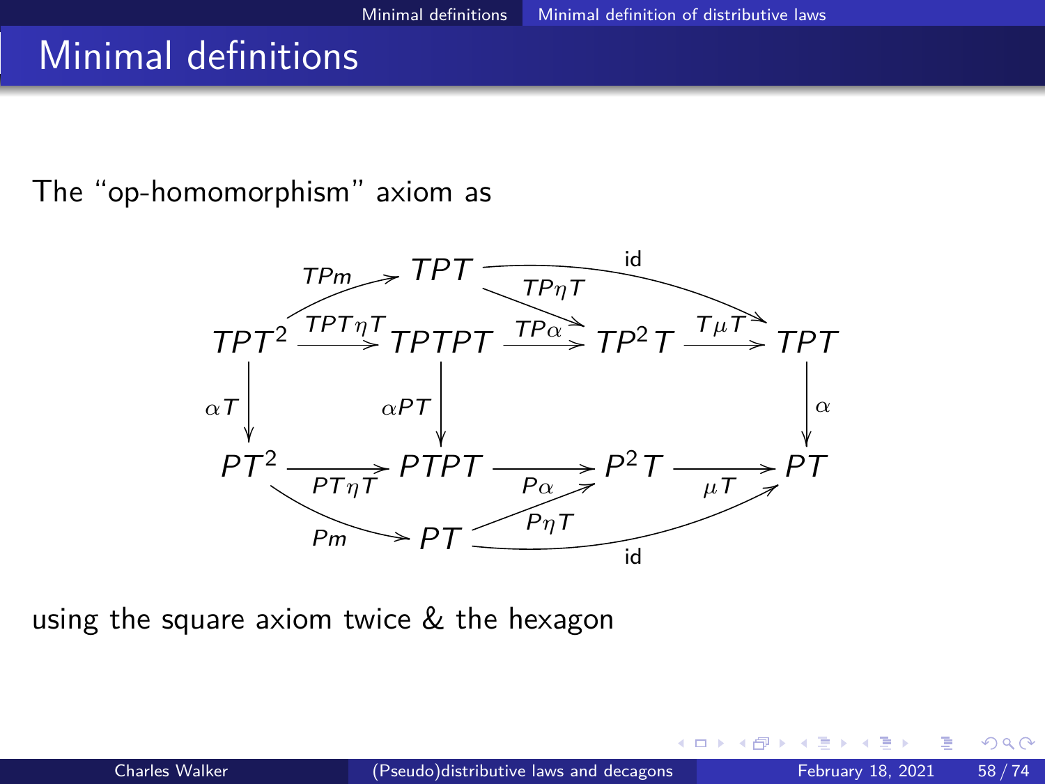# Minimal definitions

The "op-homomorphism" axiom as

$$
\begin{array}{ccccccc}
 & & TPT & & & & \\
TPT^2 & \xrightarrow{TPT\eta T} & TPTPT & \xrightarrow{TP\alpha} & TP^2T & \xrightarrow{T\mu T} & TPT \\
\downarrow{\scriptstyle \alpha T} & & \downarrow{\scriptstyle \alpha PT} & & & & \downarrow{\scriptstyle \alpha} \\
PT^2 & \xrightarrow{PT\eta T} & PTPT & \xrightarrow{P\alpha} & P^2T & \xrightarrow{\mu T} & PT \\
 & & PT & & & &
\end{array}
$$

with $TPm : TPT^2 \to TPT$, $TP\eta T : TPT \to TP^2T$, $\mathrm{id} : TPT \to TPT$, $Pm : PT^2 \to PT$, $P\eta T : PT \to P^2T$, $\mathrm{id} : PT \to PT$

using the square axiom twice & the hexagon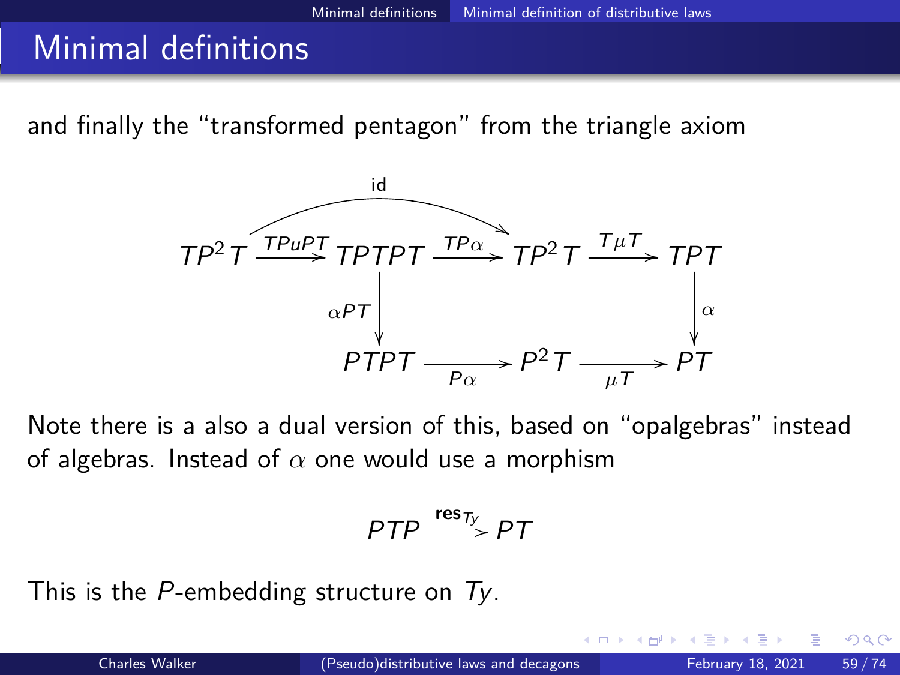# Minimal definitions

and finally the "transformed pentagon" from the triangle axiom

$$
\begin{array}{ccccccc}
TP^2T & \xrightarrow{TPuPT} & TPTPT & \xrightarrow{TP\alpha} & TP^2T & \xrightarrow{T\mu T} & TPT \\
& & \downarrow{\scriptstyle \alpha PT} & & & & \downarrow{\scriptstyle \alpha} \\
& & PTPT & \xrightarrow[P\alpha]{} & P^2T & \xrightarrow[\mu T]{} & PT
\end{array}
$$

(with an arrow $\mathrm{id}\colon TP^2T \to TP^2T$ from the first $TP^2T$ to the second $TP^2T$)

Note there is a also a dual version of this, based on "opalgebras" instead of algebras. Instead of $\alpha$ one would use a morphism

$$PTP \xrightarrow{\mathbf{res}_{Ty}} PT$$

This is the $P$-embedding structure on $Ty$.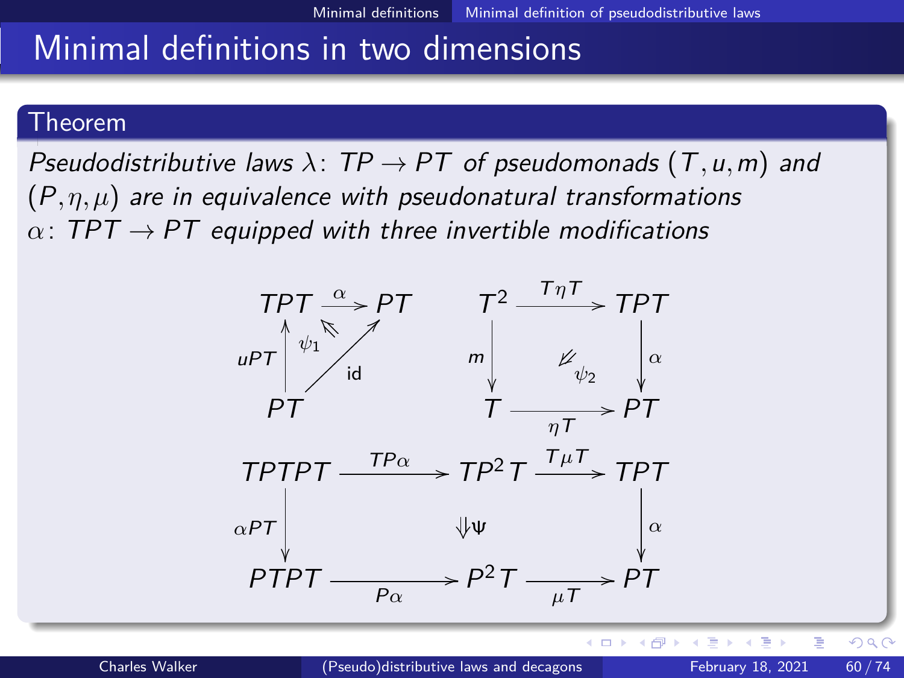## Minimal definitions in two dimensions

**Theorem**

*Pseudodistributive laws $\lambda\colon TP \to PT$ of pseudomonads $(T, u, m)$ and $(P, \eta, \mu)$ are in equivalence with pseudonatural transformations $\alpha\colon TPT \to PT$ equipped with three invertible modifications*

$$
\begin{array}{ccc}
TPT & \xrightarrow{\alpha} & PT \\
{\scriptstyle uPT}\uparrow & \overset{\psi_1}{\Leftarrow} & \nearrow{\scriptstyle \mathrm{id}} \\
PT & &
\end{array}
\qquad
\begin{array}{ccc}
T^2 & \xrightarrow{T\eta T} & TPT \\
{\scriptstyle m}\downarrow & \overset{\psi_2}{\Leftarrow} & \downarrow{\scriptstyle \alpha} \\
T & \xrightarrow[\eta T]{} & PT
\end{array}
$$

$$
\begin{array}{ccccc}
TPTPT & \xrightarrow{TP\alpha} & TP^2T & \xrightarrow{T\mu T} & TPT \\
{\scriptstyle \alpha PT}\downarrow & & \Downarrow \Psi & & \downarrow{\scriptstyle \alpha} \\
PTPT & \xrightarrow[P\alpha]{} & P^2T & \xrightarrow[\mu T]{} & PT
\end{array}
$$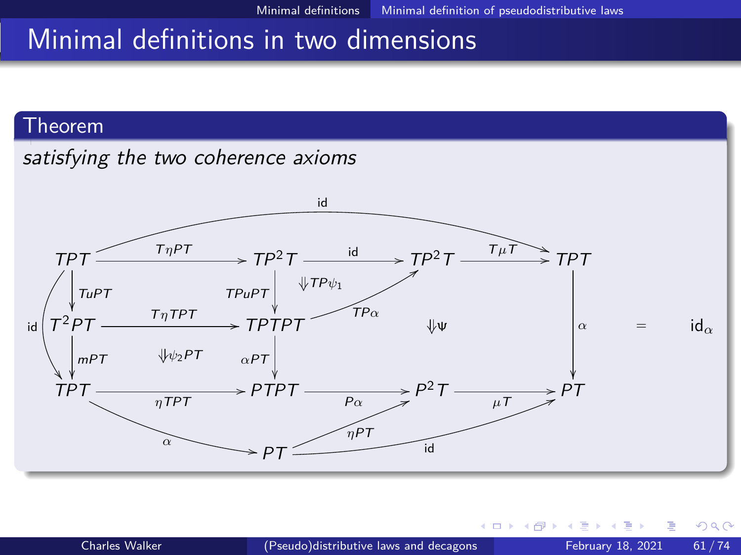# Minimal definitions in two dimensions

## Theorem

*satisfying the two coherence axioms*

$$
\begin{array}{ccccccc}
TPT & \xrightarrow{T\eta PT} & TP^2T & \xrightarrow{\text{id}} & TP^2T & \xrightarrow{T\mu T} & TPT \\
\downarrow TuPT & & \downarrow TPuPT \quad \Downarrow TP\psi_1 & \nearrow TP\alpha & \Downarrow \Psi & & \downarrow \alpha \\
T^2PT & \xrightarrow{T\eta TPT} & TPTPT & & & & \\
\downarrow mPT & \Downarrow \psi_2 PT & \downarrow \alpha PT & & & & \\
TPT & \xrightarrow{\eta TPT} & PTPT & \xrightarrow{P\alpha} & P^2T & \xrightarrow{\mu T} & PT \\
& \searrow \alpha & & \nearrow \eta PT & & \nearrow \text{id} & \\
& & PT & & & &
\end{array}
\quad = \quad \text{id}_\alpha
$$

(with an arrow $\text{id}: TPT \to TPT$ along the top, an arrow $\text{id}: TPT \to TPT$ on the left from top-left to bottom-left, and an arrow $\text{id}: PT \to PT$ along the bottom)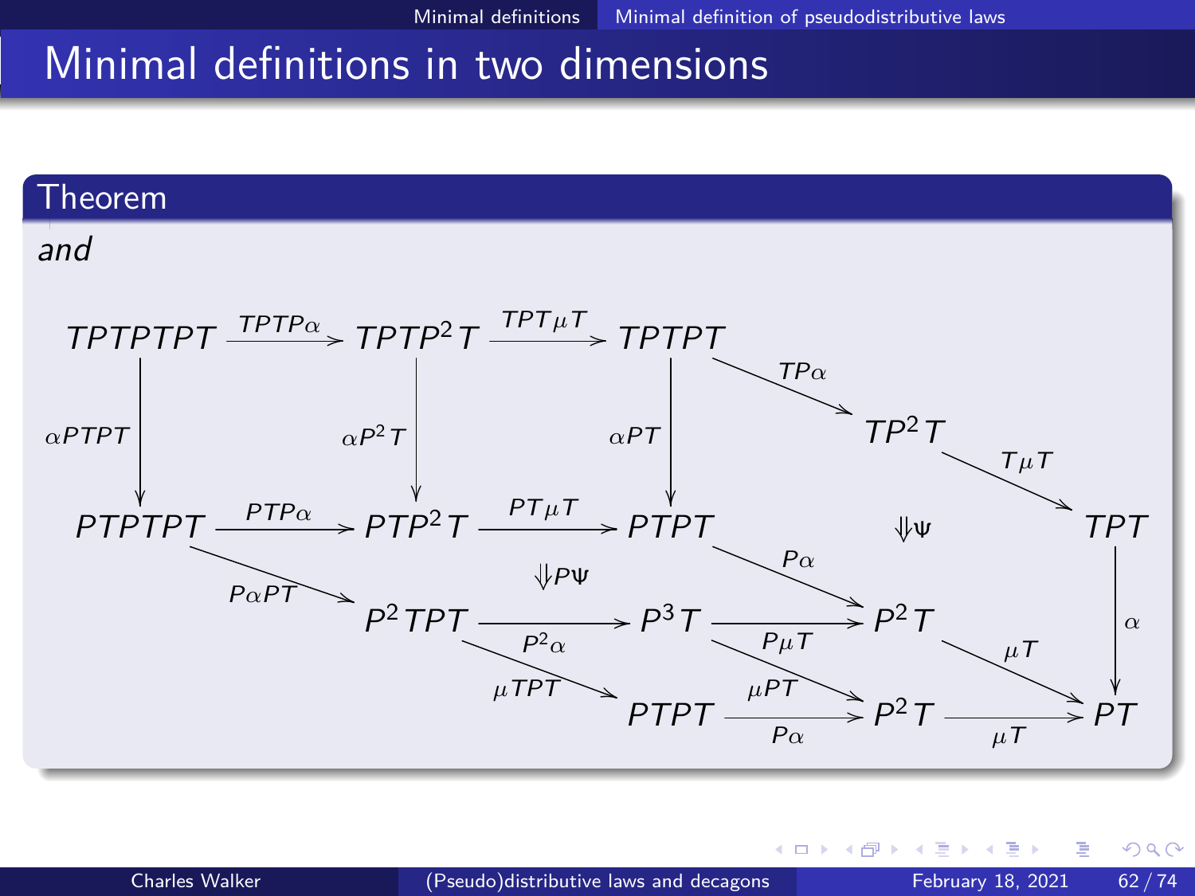# Minimal definitions in two dimensions

## Theorem

*and*

$$
\begin{array}{ccccccccc}
TPTPTPT & \xrightarrow{TPTP\alpha} & TPTP^2T & \xrightarrow{TPT\mu T} & TPTPT & & & & \\
\downarrow{\scriptstyle \alpha PTPT} & & \downarrow{\scriptstyle \alpha P^2 T} & & \downarrow{\scriptstyle \alpha PT} & \searrow{\scriptstyle TP\alpha} & & & \\
 & & & & & & TP^2T & & \\
 & & & & & & & \searrow{\scriptstyle T\mu T} & \\
PTPTPT & \xrightarrow{PTP\alpha} & PTP^2T & \xrightarrow{PT\mu T} & PTPT & & \Downarrow\Psi & & TPT \\
 & \searrow{\scriptstyle P\alpha PT} & & \Downarrow P\Psi & & \searrow{\scriptstyle P\alpha} & & & \downarrow{\scriptstyle \alpha} \\
 & & P^2TPT & \xrightarrow[P^2\alpha]{} & P^3T & \xrightarrow[P\mu T]{} & P^2T & \xrightarrow{\mu T} & PT \\
 & & & \searrow{\scriptstyle \mu TPT} & & \searrow{\scriptstyle \mu PT} & & & \\
 & & & & PTPT & \xrightarrow[P\alpha]{} & P^2T & \xrightarrow[\mu T]{} & PT
\end{array}
$$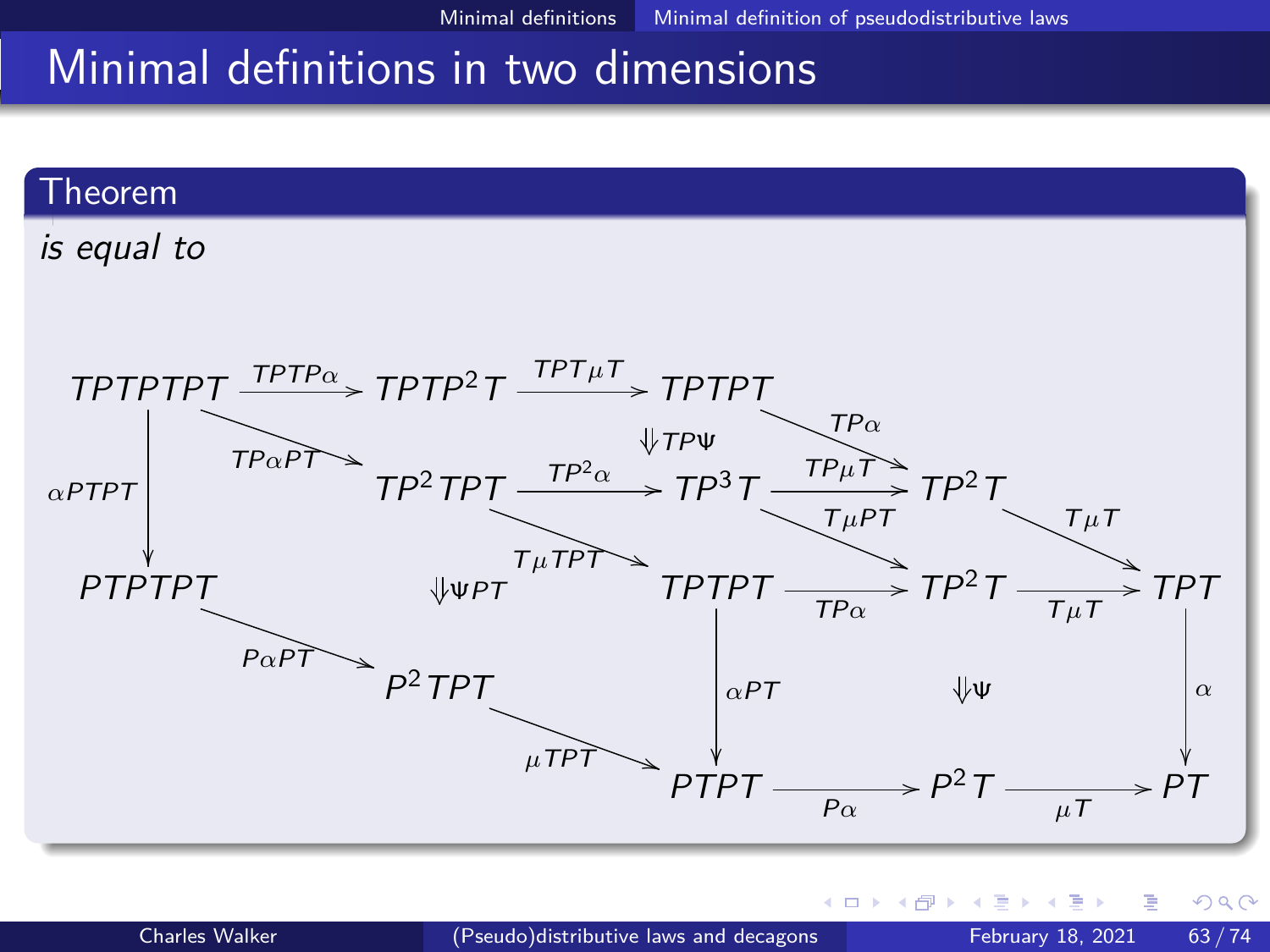# Minimal definitions in two dimensions

**Theorem**

*is equal to*

$$
\begin{array}{ccccccccc}
TPTPTPT & \xrightarrow{TPTP\alpha} & TPTP^2T & \xrightarrow{TPT\mu T} & TPTPT & & & & \\
 & \searrow^{TP\alpha PT} & & & \Downarrow TP\Psi & \searrow^{TP\alpha} & & & \\
\downarrow \alpha PTPT & & TP^2TPT & \xrightarrow{TP^2\alpha} & TP^3T & \xrightarrow{TP\mu T} & TP^2T & \searrow^{T\mu T} & \\
 & & & \searrow^{T\mu TPT} & & \searrow^{T\mu PT} & & & \\
PTPTPT & & \Downarrow \Psi PT & & TPTPT & \xrightarrow{TP\alpha} & TP^2T & \xrightarrow{T\mu T} & TPT \\
 & \searrow^{P\alpha PT} & & & \downarrow \alpha PT & & \Downarrow \Psi & & \downarrow \alpha \\
 & & P^2TPT & \searrow^{\mu TPT} & & & & & \\
 & & & & PTPT & \xrightarrow{P\alpha} & P^2T & \xrightarrow{\mu T} & PT
\end{array}
$$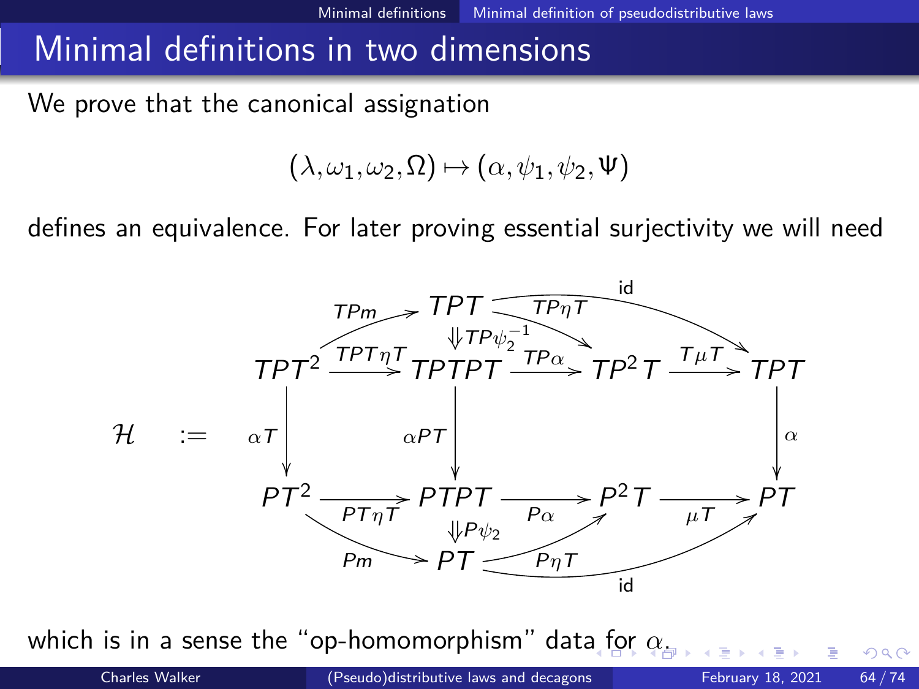# Minimal definitions in two dimensions

We prove that the canonical assignation

$$(\lambda, \omega_1, \omega_2, \Omega) \mapsto (\alpha, \psi_1, \psi_2, \Psi)$$

defines an equivalence. For later proving essential surjectivity we will need

$$\mathcal{H} \quad := \quad \begin{array}{ccccccc}
TPT^2 & \xrightarrow{TPT\eta T} & TPTPT & \xrightarrow{TP\alpha} & TP^2T & \xrightarrow{T\mu T} & TPT \\
\downarrow{\scriptstyle \alpha T} & & \downarrow{\scriptstyle \alpha PT} & & & & \downarrow{\scriptstyle \alpha} \\
PT^2 & \xrightarrow{PT\eta T} & PTPT & \xrightarrow{P\alpha} & P^2T & \xrightarrow{\mu T} & PT
\end{array}$$

with upper part: $TPm \colon TPT^2 \to TPT$, $TP\eta T \colon TPT \to TP^2T$, $\mathrm{id} \colon TPT \to TPT$, 2-cell $\Downarrow TP\psi_2^{-1}$; and lower part: $Pm \colon PT^2 \to PT$, $P\eta T \colon PT \to P^2T$, $\mathrm{id} \colon PT \to PT$, 2-cell $\Downarrow P\psi_2$,

which is in a sense the "op-homomorphism" data for $\alpha$.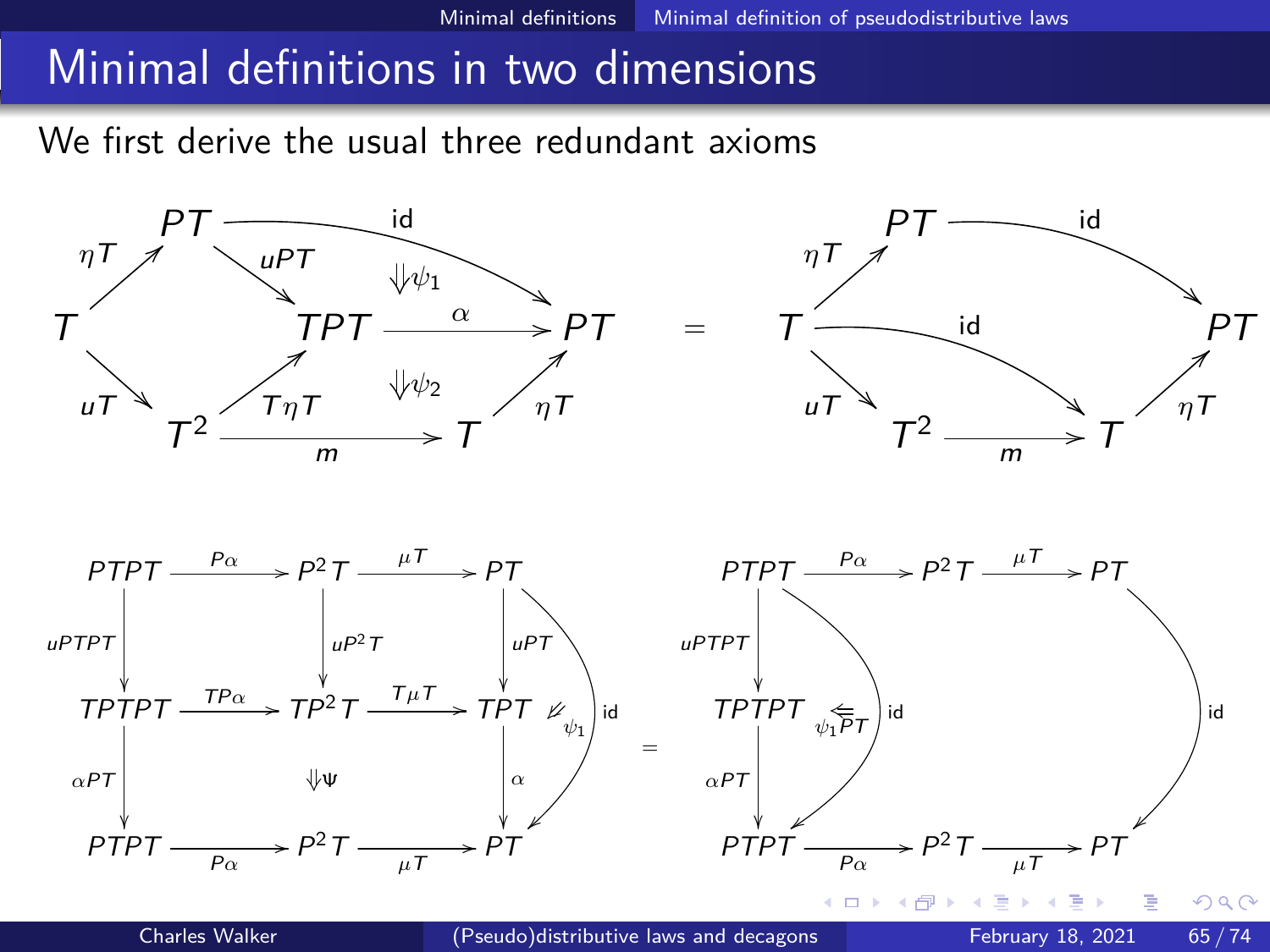# Minimal definitions in two dimensions

We first derive the usual three redundant axioms

$$
\begin{array}{ccccccc}
 & PT & & \xrightarrow{\quad \mathrm{id} \quad} & & & \\
{\scriptstyle \eta T}\nearrow & & \searrow{\scriptstyle uPT} & \Downarrow \psi_1 & & & \\
T & & & TPT & \xrightarrow{\alpha} & PT & \\
{\scriptstyle uT}\searrow & & \nearrow{\scriptstyle T\eta T} & \Downarrow \psi_2 & & \nearrow{\scriptstyle \eta T} & \\
 & T^2 & & \xrightarrow[m]{} & T & &
\end{array}
\quad = \quad
\begin{array}{ccccc}
 & PT & \xrightarrow{\quad \mathrm{id} \quad} & & PT \\
{\scriptstyle \eta T}\nearrow & & & & \\
T & & \xrightarrow{\quad \mathrm{id} \quad} & & T \\
{\scriptstyle uT}\searrow & & & \nearrow{\scriptstyle \eta T} & \\
 & T^2 & \xrightarrow[m]{} & T & 
\end{array}
$$

$$
\begin{array}{ccccc}
PTPT & \xrightarrow{P\alpha} & P^2T & \xrightarrow{\mu T} & PT \\
\downarrow{\scriptstyle uPTPT} & & \downarrow{\scriptstyle uP^2T} & & \downarrow{\scriptstyle uPT} \\
TPTPT & \xrightarrow{TP\alpha} & TP^2T & \xrightarrow{T\mu T} & TPT \quad \Leftarrow_{\psi_1} \quad \mathrm{id} \\
\downarrow{\scriptstyle \alpha PT} & & \Downarrow \Psi & & \downarrow{\scriptstyle \alpha} \\
PTPT & \xrightarrow[P\alpha]{} & P^2T & \xrightarrow[\mu T]{} & PT
\end{array}
\quad = \quad
\begin{array}{ccccc}
PTPT & \xrightarrow{P\alpha} & P^2T & \xrightarrow{\mu T} & PT \\
\downarrow{\scriptstyle uPTPT} & & & & \\
TPTPT \quad \Leftarrow_{\psi_1 PT} \quad \mathrm{id} & & & & \mathrm{id} \\
\downarrow{\scriptstyle \alpha PT} & & & & \\
PTPT & \xrightarrow[P\alpha]{} & P^2T & \xrightarrow[\mu T]{} & PT
\end{array}
$$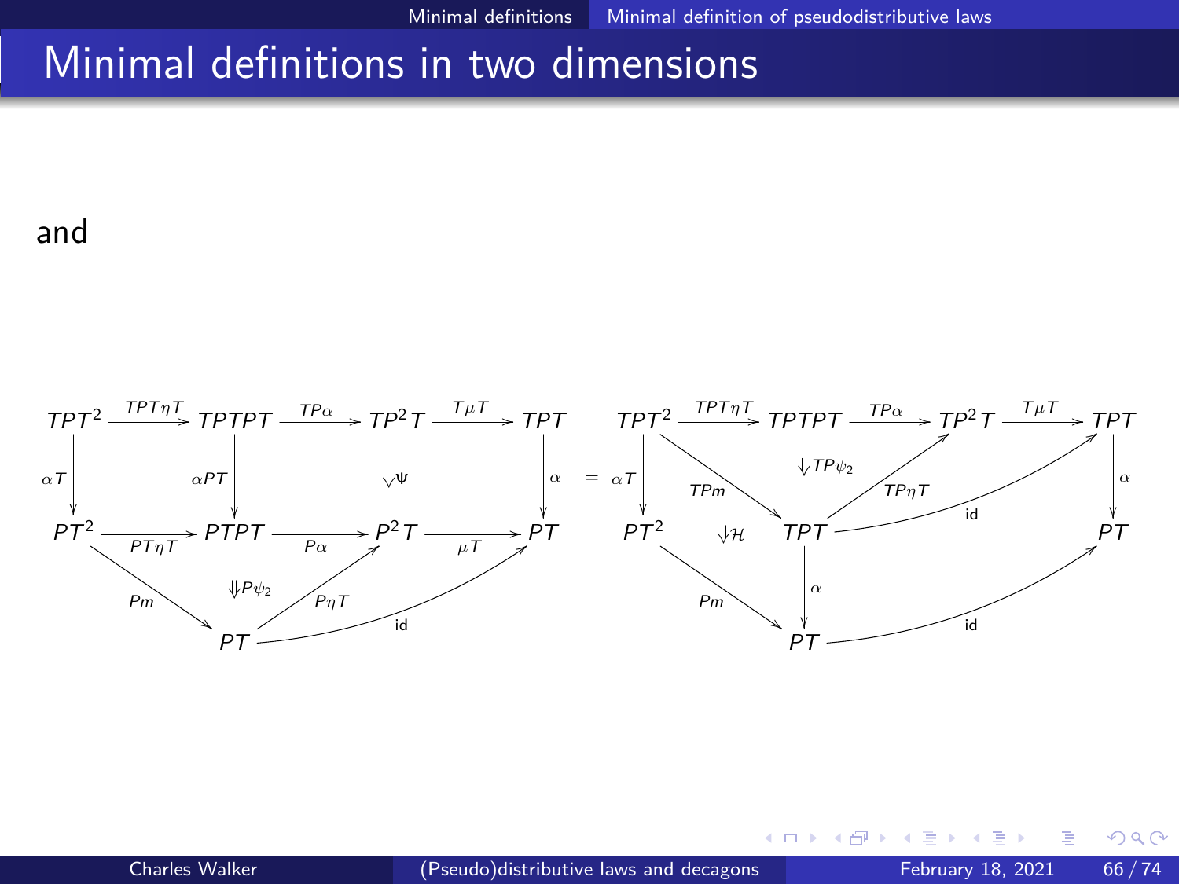# Minimal definitions in two dimensions

and

$$
\begin{array}{ccccccc}
TPT^2 & \xrightarrow{TPT\eta T} & TPTPT & \xrightarrow{TP\alpha} & TP^2T & \xrightarrow{T\mu T} & TPT \\
\Big\downarrow{\scriptstyle \alpha T} & & \Big\downarrow{\scriptstyle \alpha PT} & & \Downarrow \Psi & & \Big\downarrow{\scriptstyle \alpha} \\
PT^2 & \xrightarrow[PT\eta T]{} & PTPT & \xrightarrow[P\alpha]{} & P^2T & \xrightarrow[\mu T]{} & PT \\
& {\scriptstyle Pm}\searrow & \Downarrow P\psi_2 & \nearrow{\scriptstyle P\eta T} & & \nearrow{\scriptstyle \mathrm{id}} & \\
& & PT & & & &
\end{array}
\quad = \quad
\begin{array}{ccccccc}
TPT^2 & \xrightarrow{TPT\eta T} & TPTPT & \xrightarrow{TP\alpha} & TP^2T & \xrightarrow{T\mu T} & TPT \\
\Big\downarrow{\scriptstyle \alpha T} & {\scriptstyle TPm}\searrow & \Downarrow TP\psi_2 & \nearrow{\scriptstyle TP\eta T} & & \nearrow{\scriptstyle \mathrm{id}} & \Big\downarrow{\scriptstyle \alpha} \\
PT^2 & \Downarrow \mathcal{H} & TPT & & & & PT \\
& {\scriptstyle Pm}\searrow & \Big\downarrow{\scriptstyle \alpha} & & & \nearrow{\scriptstyle \mathrm{id}} & \\
& & PT & & & &
\end{array}
$$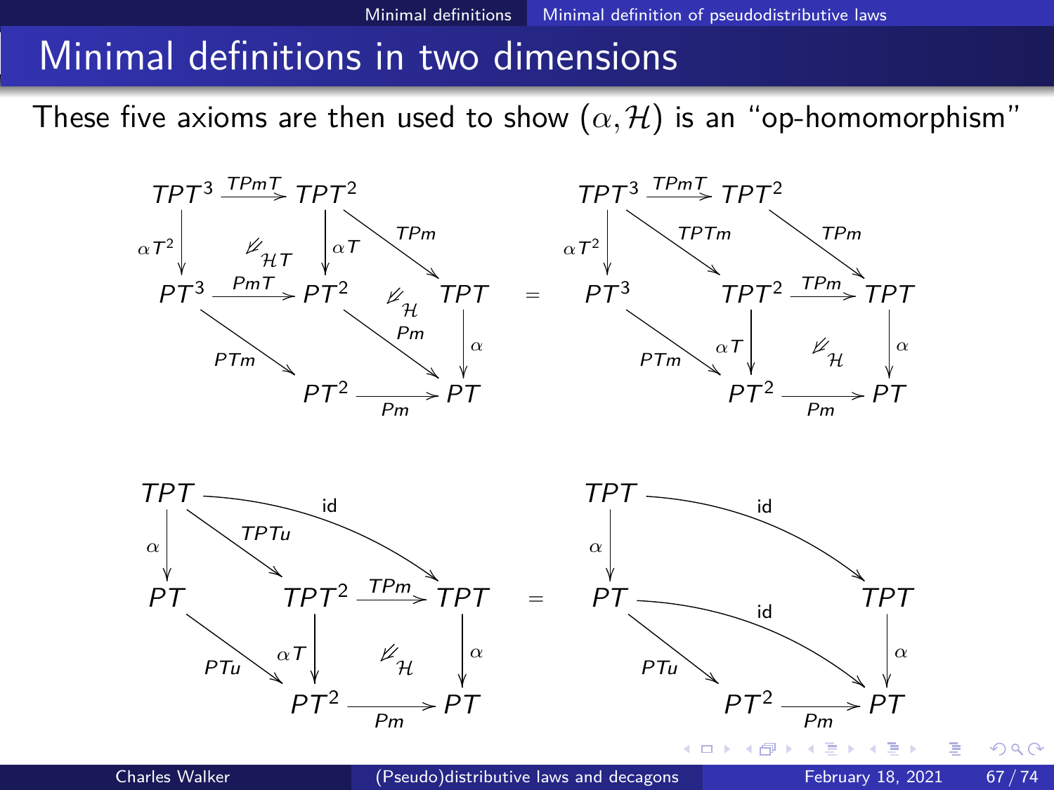# Minimal definitions in two dimensions

These five axioms are then used to show $(\alpha, \mathcal{H})$ is an "op-homomorphism"

$$
\begin{array}{ccccc}
TPT^3 & \xrightarrow{TPmT} & TPT^2 & & \\
\downarrow{\scriptstyle \alpha T^2} & \swarrow_{\mathcal{H}T} & \downarrow{\scriptstyle \alpha T} & \searrow^{TPm} & \\
PT^3 & \xrightarrow{PmT} & PT^2 & \swarrow_{\mathcal{H}} & TPT \\
& \searrow_{PTm} & & \searrow^{Pm} & \downarrow{\scriptstyle \alpha} \\
& & PT^2 & \xrightarrow[Pm]{} & PT
\end{array}
\quad = \quad
\begin{array}{ccccc}
TPT^3 & \xrightarrow{TPmT} & TPT^2 & & \\
\downarrow{\scriptstyle \alpha T^2} & \searrow^{TPTm} & & \searrow^{TPm} & \\
PT^3 & & TPT^2 & \xrightarrow{TPm} & TPT \\
& \searrow_{PTm} & \downarrow{\scriptstyle \alpha T} & \swarrow_{\mathcal{H}} & \downarrow{\scriptstyle \alpha} \\
& & PT^2 & \xrightarrow[Pm]{} & PT
\end{array}
$$

$$
\begin{array}{ccccc}
TPT & & \xrightarrow{\mathrm{id}} & & TPT \\
\downarrow{\scriptstyle \alpha} & \searrow^{TPTu} & & & \\
PT & & TPT^2 & \xrightarrow{TPm} & TPT \\
& \searrow_{PTu} & \downarrow{\scriptstyle \alpha T} & \swarrow_{\mathcal{H}} & \downarrow{\scriptstyle \alpha} \\
& & PT^2 & \xrightarrow[Pm]{} & PT
\end{array}
\quad = \quad
\begin{array}{ccccc}
TPT & & \xrightarrow{\mathrm{id}} & & TPT \\
\downarrow{\scriptstyle \alpha} & & & & \\
PT & & \xrightarrow{\mathrm{id}} & & \downarrow{\scriptstyle \alpha} \\
& \searrow_{PTu} & & & \\
& & PT^2 & \xrightarrow[Pm]{} & PT
\end{array}
$$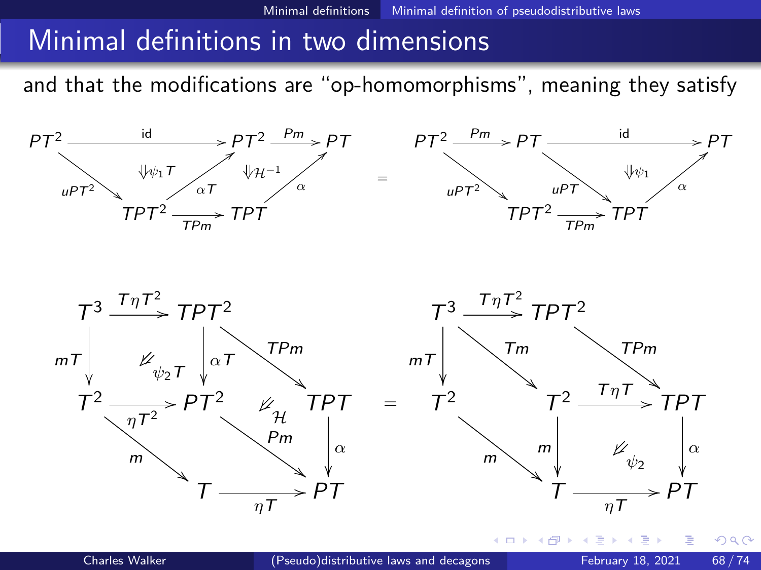# Minimal definitions in two dimensions

and that the modifications are "op-homomorphisms", meaning they satisfy

$$
\begin{array}{ccc}
PT^2 \xrightarrow{\mathrm{id}} PT^2 \xrightarrow{Pm} PT,\quad uPT^2 : PT^2 \to TPT^2,\quad \alpha T : TPT^2 \to PT^2,\quad TPm : TPT^2 \to TPT,\quad \alpha : TPT \to PT,\quad \Downarrow \psi_1 T,\ \Downarrow \mathcal{H}^{-1}
& = &
PT^2 \xrightarrow{Pm} PT \xrightarrow{\mathrm{id}} PT,\quad uPT^2 : PT^2 \to TPT^2,\quad uPT : PT \to TPT,\quad TPm : TPT^2 \to TPT,\quad \alpha : TPT \to PT,\quad \Downarrow \psi_1
\end{array}
$$

$$
\begin{array}{ccc}
T^3 \xrightarrow{T\eta T^2} TPT^2,\quad mT : T^3 \to T^2,\quad \alpha T : TPT^2 \to PT^2,\quad TPm : TPT^2 \to TPT,\quad \eta T^2 : T^2 \to PT^2,\quad Pm : PT^2 \to PT,\quad m : T^2 \to T,\quad \alpha : TPT \to PT,\quad \eta T : T \to PT,\quad \psi_2 T,\ \mathcal{H}
& = &
T^3 \xrightarrow{T\eta T^2} TPT^2,\quad mT : T^3 \to T^2,\quad Tm : T^3 \to T^2,\quad TPm : TPT^2 \to TPT,\quad T\eta T : T^2 \to TPT,\quad m : T^2 \to T,\quad m : T^2 \to T,\quad \alpha : TPT \to PT,\quad \eta T : T \to PT,\quad \psi_2
\end{array}
$$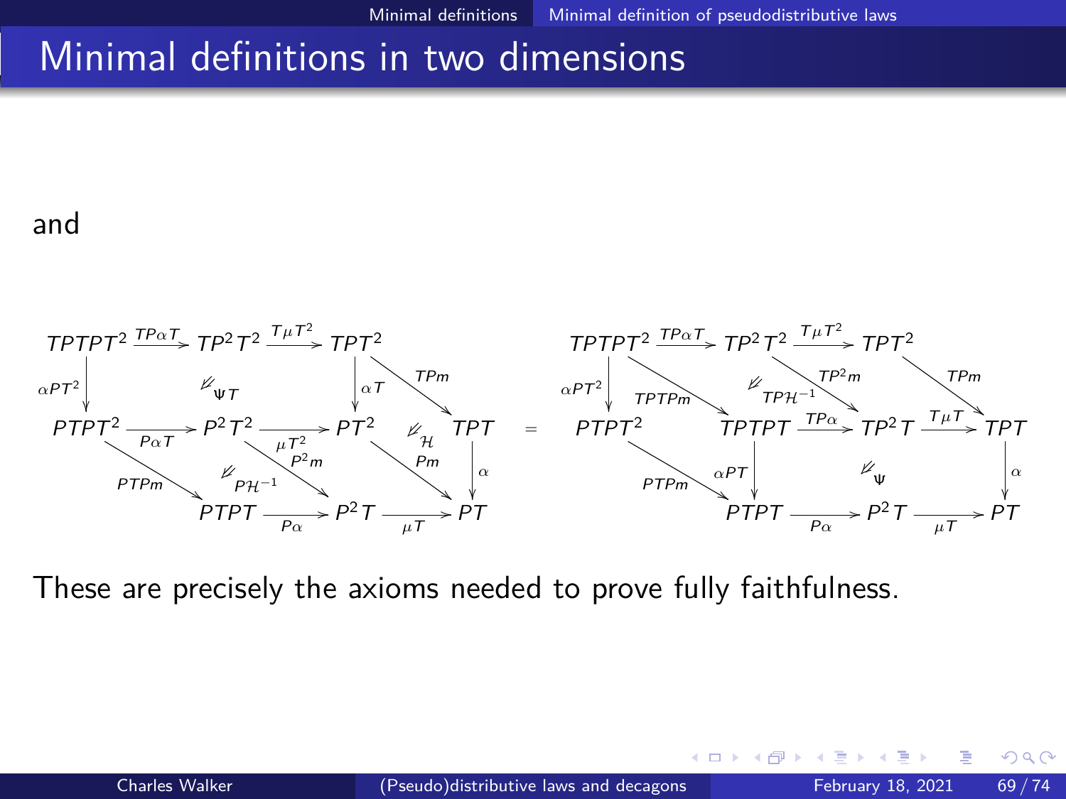# Minimal definitions in two dimensions

and

$$
\begin{array}{ccccc}
TPTPT^2 & \xrightarrow{TP\alpha T} & TP^2T^2 & \xrightarrow{T\mu T^2} & TPT^2 & & \\
{\scriptstyle \alpha PT^2}\downarrow & \Downarrow \Psi T & & & {\scriptstyle \alpha T}\downarrow & \searrow^{TPm} & \\
PTPT^2 & \xrightarrow[P\alpha T]{} & P^2T^2 & \xrightarrow{\mu T^2} & PT^2 & \Downarrow \mathcal{H} & TPT \\
& \searrow_{PTPm} & \Downarrow P\mathcal{H}^{-1} & \searrow^{P^2 m} & & \searrow^{Pm} & \downarrow{\scriptstyle \alpha} \\
& & PTPT & \xrightarrow[P\alpha]{} & P^2T & \xrightarrow[\mu T]{} & PT
\end{array}
\quad = \quad
\begin{array}{ccccccc}
TPTPT^2 & \xrightarrow{TP\alpha T} & TP^2T^2 & \xrightarrow{T\mu T^2} & TPT^2 & & \\
{\scriptstyle \alpha PT^2}\downarrow & \searrow^{TPTPm} & \Downarrow TP\mathcal{H}^{-1} & \searrow^{TP^2 m} & & \searrow^{TPm} & \\
PTPT^2 & & TPTPT & \xrightarrow{TP\alpha} & TP^2T & \xrightarrow{T\mu T} & TPT \\
& \searrow_{PTPm} & {\scriptstyle \alpha PT}\downarrow & & \Downarrow \Psi & & \downarrow{\scriptstyle \alpha} \\
& & PTPT & \xrightarrow[P\alpha]{} & P^2T & \xrightarrow[\mu T]{} & PT
\end{array}
$$

These are precisely the axioms needed to prove fully faithfulness.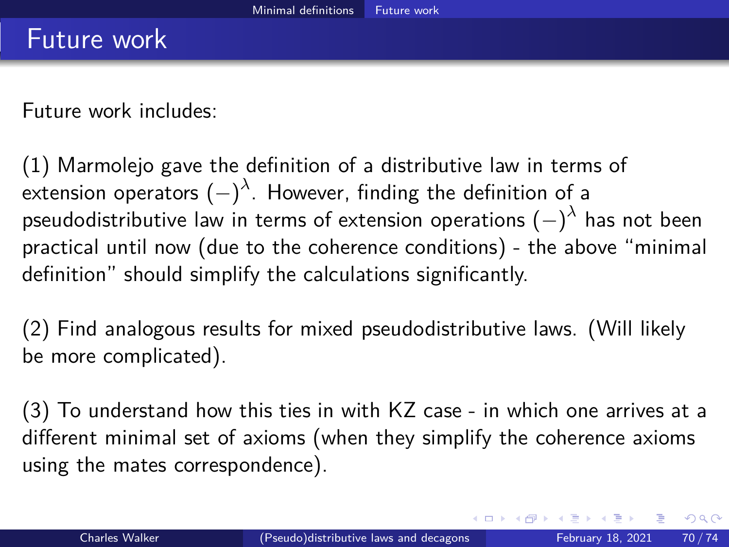# Future work

Future work includes:

(1) Marmolejo gave the definition of a distributive law in terms of extension operators $(-)^{\lambda}$. However, finding the definition of a pseudodistributive law in terms of extension operations $(-)^{\lambda}$ has not been practical until now (due to the coherence conditions) - the above "minimal definition" should simplify the calculations significantly.

(2) Find analogous results for mixed pseudodistributive laws. (Will likely be more complicated).

(3) To understand how this ties in with KZ case - in which one arrives at a different minimal set of axioms (when they simplify the coherence axioms using the mates correspondence).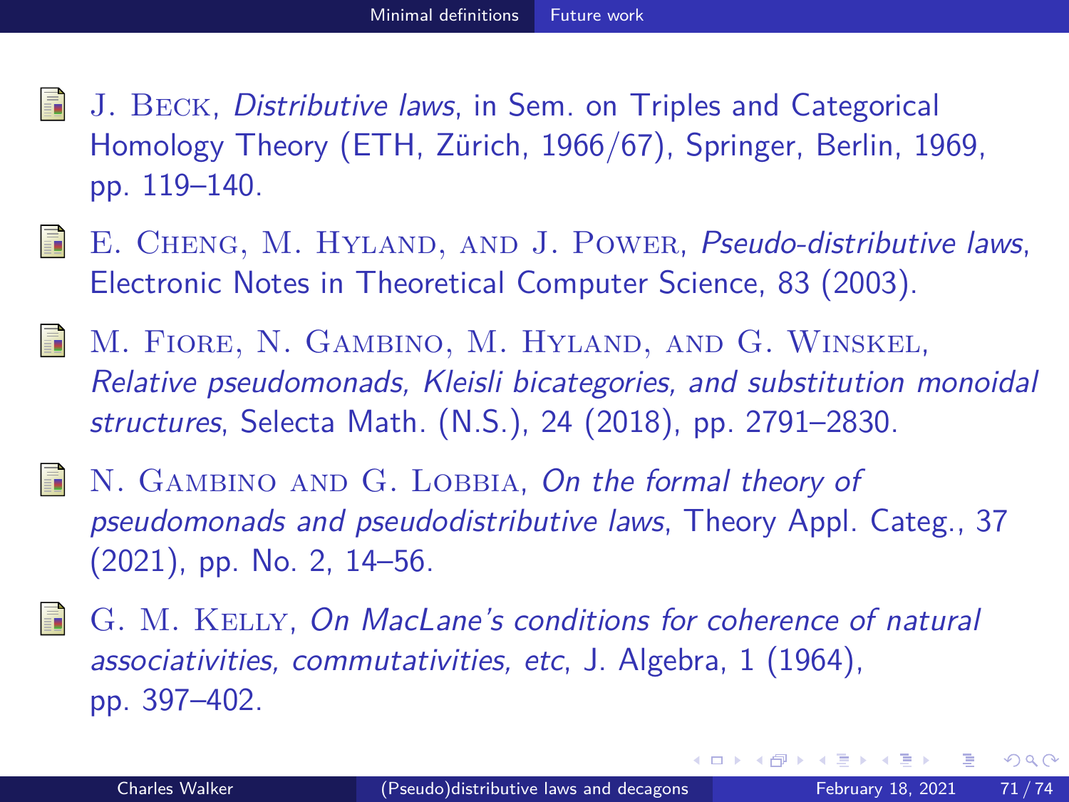- J. Beck, *Distributive laws*, in Sem. on Triples and Categorical Homology Theory (ETH, Zürich, 1966/67), Springer, Berlin, 1969, pp. 119–140.

- E. Cheng, M. Hyland, and J. Power, *Pseudo-distributive laws*, Electronic Notes in Theoretical Computer Science, 83 (2003).

- M. Fiore, N. Gambino, M. Hyland, and G. Winskel, *Relative pseudomonads, Kleisli bicategories, and substitution monoidal structures*, Selecta Math. (N.S.), 24 (2018), pp. 2791–2830.

- N. Gambino and G. Lobbia, *On the formal theory of pseudomonads and pseudodistributive laws*, Theory Appl. Categ., 37 (2021), pp. No. 2, 14–56.

- G. M. Kelly, *On MacLane's conditions for coherence of natural associativities, commutativities, etc*, J. Algebra, 1 (1964), pp. 397–402.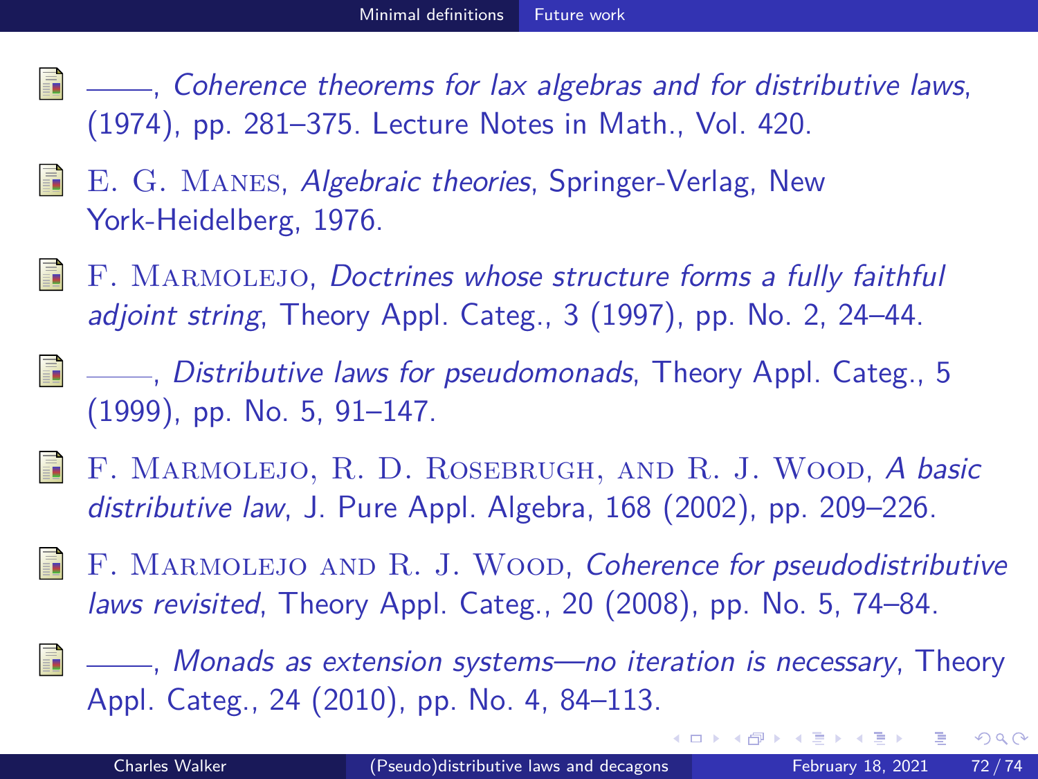- ———, *Coherence theorems for lax algebras and for distributive laws*, (1974), pp. 281–375. Lecture Notes in Math., Vol. 420.

- E. G. Manes, *Algebraic theories*, Springer-Verlag, New York-Heidelberg, 1976.

- F. Marmolejo, *Doctrines whose structure forms a fully faithful adjoint string*, Theory Appl. Categ., 3 (1997), pp. No. 2, 24–44.

- ———, *Distributive laws for pseudomonads*, Theory Appl. Categ., 5 (1999), pp. No. 5, 91–147.

- F. Marmolejo, R. D. Rosebrugh, and R. J. Wood, *A basic distributive law*, J. Pure Appl. Algebra, 168 (2002), pp. 209–226.

- F. Marmolejo and R. J. Wood, *Coherence for pseudodistributive laws revisited*, Theory Appl. Categ., 20 (2008), pp. No. 5, 74–84.

- ———, *Monads as extension systems—no iteration is necessary*, Theory Appl. Categ., 24 (2010), pp. No. 4, 84–113.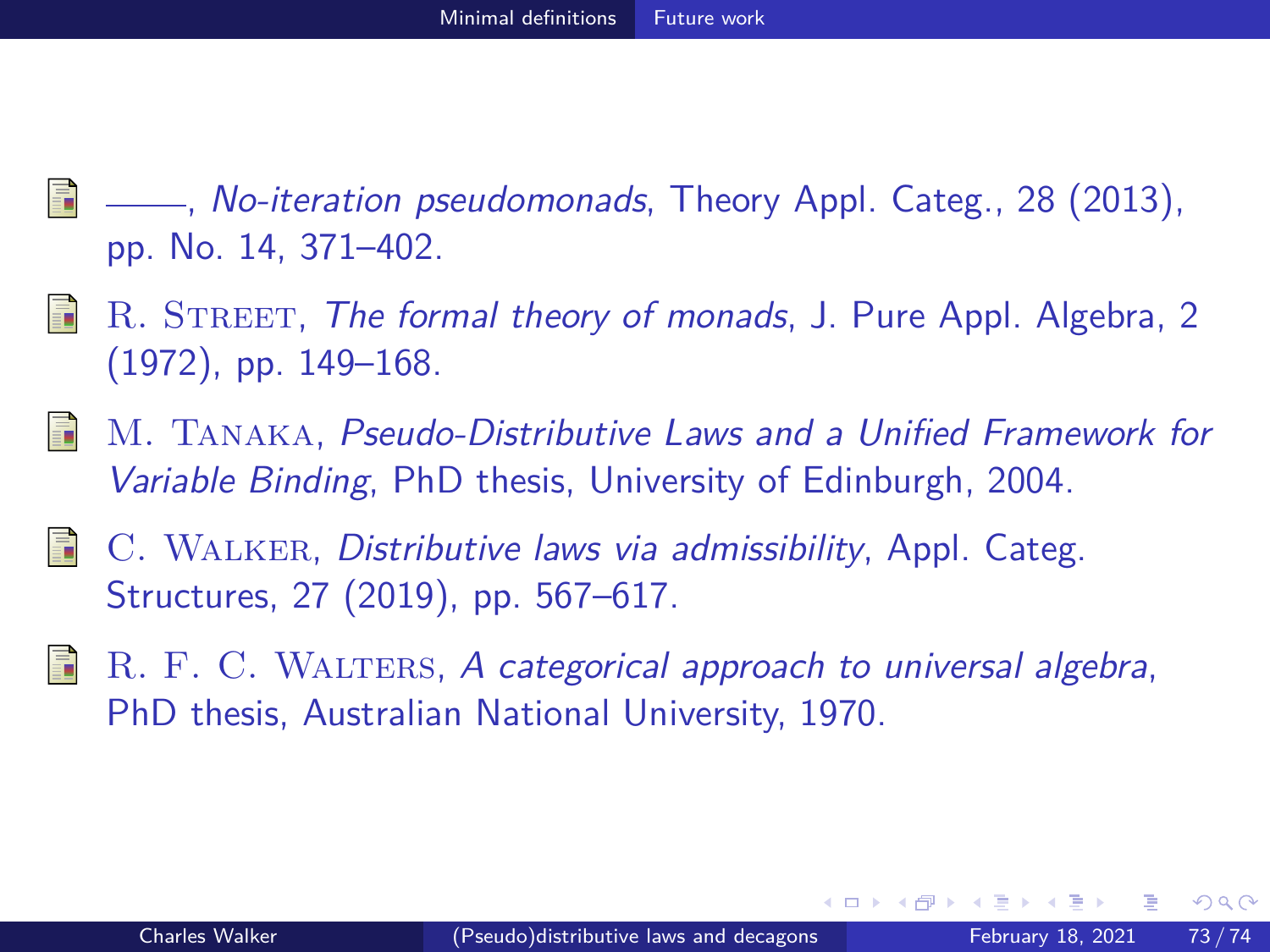- ——, *No-iteration pseudomonads*, Theory Appl. Categ., 28 (2013), pp. No. 14, 371–402.

- R. Street, *The formal theory of monads*, J. Pure Appl. Algebra, 2 (1972), pp. 149–168.

- M. Tanaka, *Pseudo-Distributive Laws and a Unified Framework for Variable Binding*, PhD thesis, University of Edinburgh, 2004.

- C. Walker, *Distributive laws via admissibility*, Appl. Categ. Structures, 27 (2019), pp. 567–617.

- R. F. C. Walters, *A categorical approach to universal algebra*, PhD thesis, Australian National University, 1970.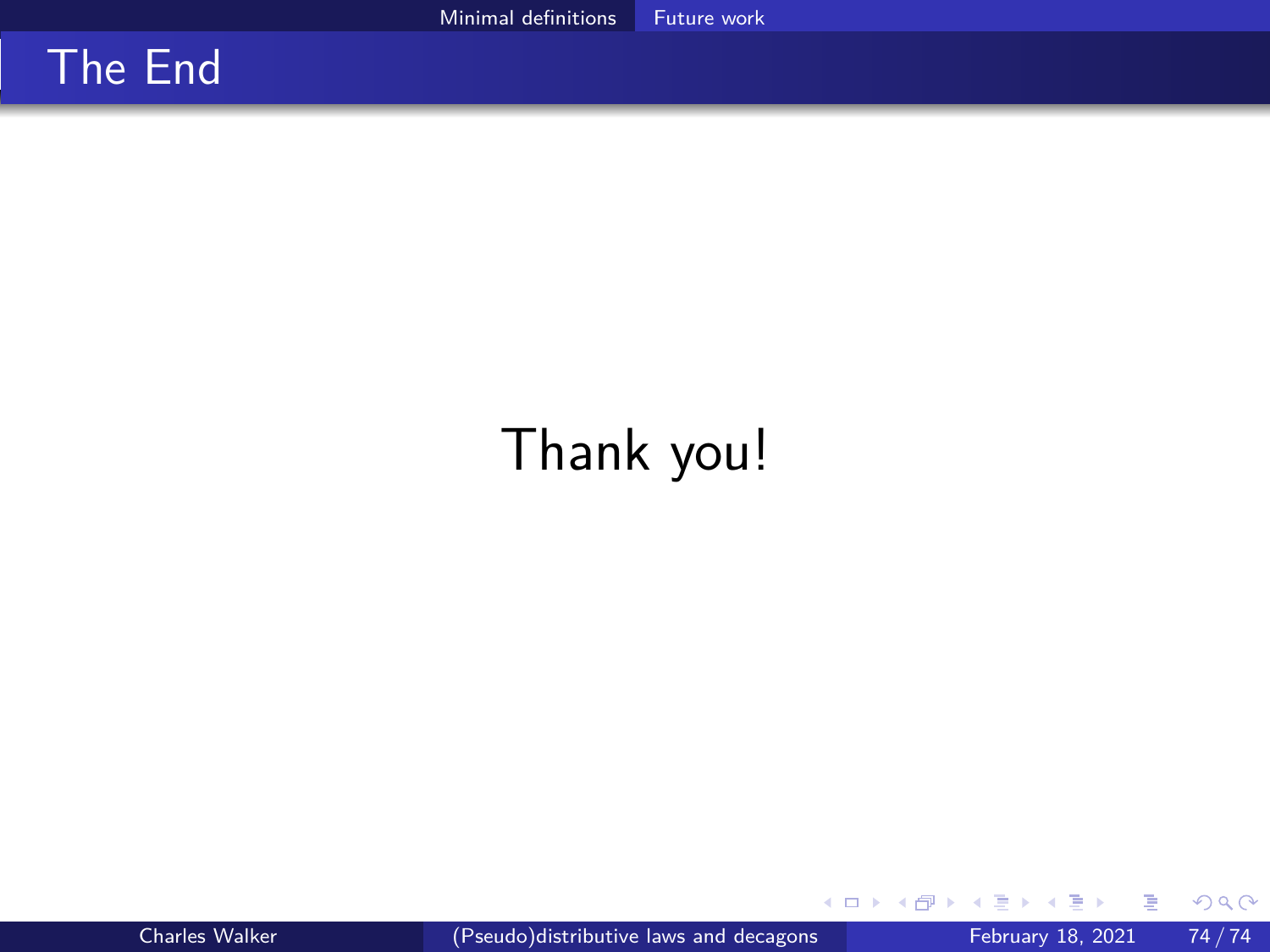# The End

Thank you!